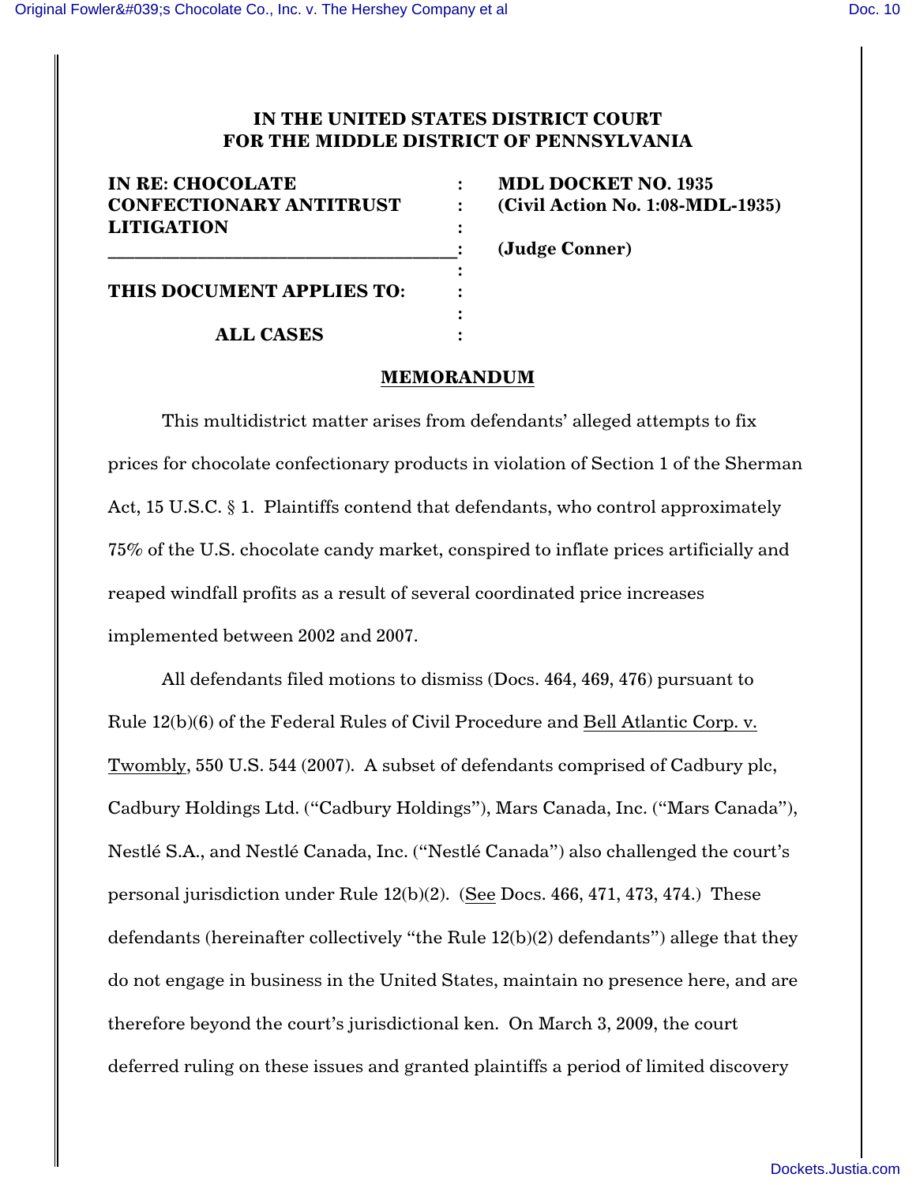**IN THE UNITED STATES DISTRICT COURT**
**FOR THE MIDDLE DISTRICT OF PENNSYLVANIA**

| | | |
|---|---|---|
| **IN RE: CHOCOLATE CONFECTIONARY ANTITRUST LITIGATION** | : | **MDL DOCKET NO. 1935** **(Civil Action No. 1:08-MDL-1935)** |
| | : | **(Judge Conner)** |
| **THIS DOCUMENT APPLIES TO:** | : | |
| **ALL CASES** | : | |

## MEMORANDUM

This multidistrict matter arises from defendants' alleged attempts to fix prices for chocolate confectionary products in violation of Section 1 of the Sherman Act, 15 U.S.C. § 1. Plaintiffs contend that defendants, who control approximately 75% of the U.S. chocolate candy market, conspired to inflate prices artificially and reaped windfall profits as a result of several coordinated price increases implemented between 2002 and 2007.

All defendants filed motions to dismiss (Docs. 464, 469, 476) pursuant to Rule 12(b)(6) of the Federal Rules of Civil Procedure and Bell Atlantic Corp. v. Twombly, 550 U.S. 544 (2007). A subset of defendants comprised of Cadbury plc, Cadbury Holdings Ltd. ("Cadbury Holdings"), Mars Canada, Inc. ("Mars Canada"), Nestlé S.A., and Nestlé Canada, Inc. ("Nestlé Canada") also challenged the court's personal jurisdiction under Rule 12(b)(2). (See Docs. 466, 471, 473, 474.) These defendants (hereinafter collectively "the Rule 12(b)(2) defendants") allege that they do not engage in business in the United States, maintain no presence here, and are therefore beyond the court's jurisdictional ken. On March 3, 2009, the court deferred ruling on these issues and granted plaintiffs a period of limited discovery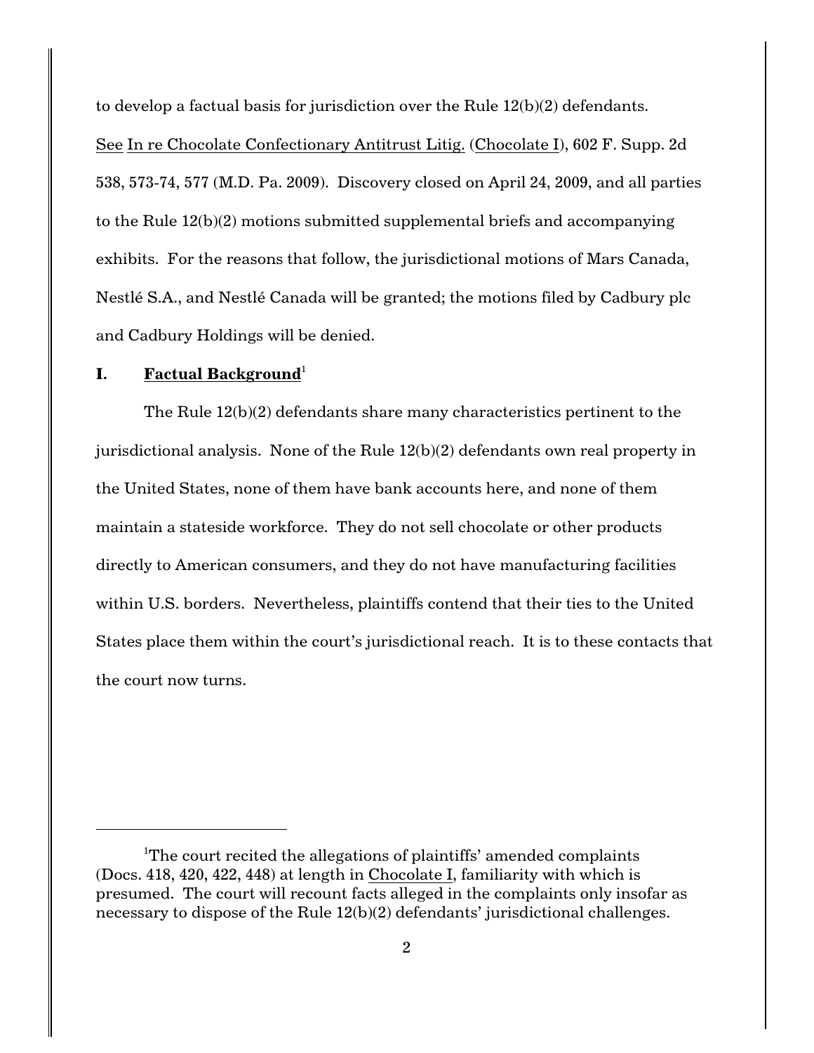to develop a factual basis for jurisdiction over the Rule 12(b)(2) defendants. See In re Chocolate Confectionary Antitrust Litig. (Chocolate I), 602 F. Supp. 2d 538, 573-74, 577 (M.D. Pa. 2009). Discovery closed on April 24, 2009, and all parties to the Rule 12(b)(2) motions submitted supplemental briefs and accompanying exhibits. For the reasons that follow, the jurisdictional motions of Mars Canada, Nestlé S.A., and Nestlé Canada will be granted; the motions filed by Cadbury plc and Cadbury Holdings will be denied.

## I. Factual Background[1]

The Rule 12(b)(2) defendants share many characteristics pertinent to the jurisdictional analysis. None of the Rule 12(b)(2) defendants own real property in the United States, none of them have bank accounts here, and none of them maintain a stateside workforce. They do not sell chocolate or other products directly to American consumers, and they do not have manufacturing facilities within U.S. borders. Nevertheless, plaintiffs contend that their ties to the United States place them within the court's jurisdictional reach. It is to these contacts that the court now turns.

---

[1]The court recited the allegations of plaintiffs' amended complaints (Docs. 418, 420, 422, 448) at length in Chocolate I, familiarity with which is presumed. The court will recount facts alleged in the complaints only insofar as necessary to dispose of the Rule 12(b)(2) defendants' jurisdictional challenges.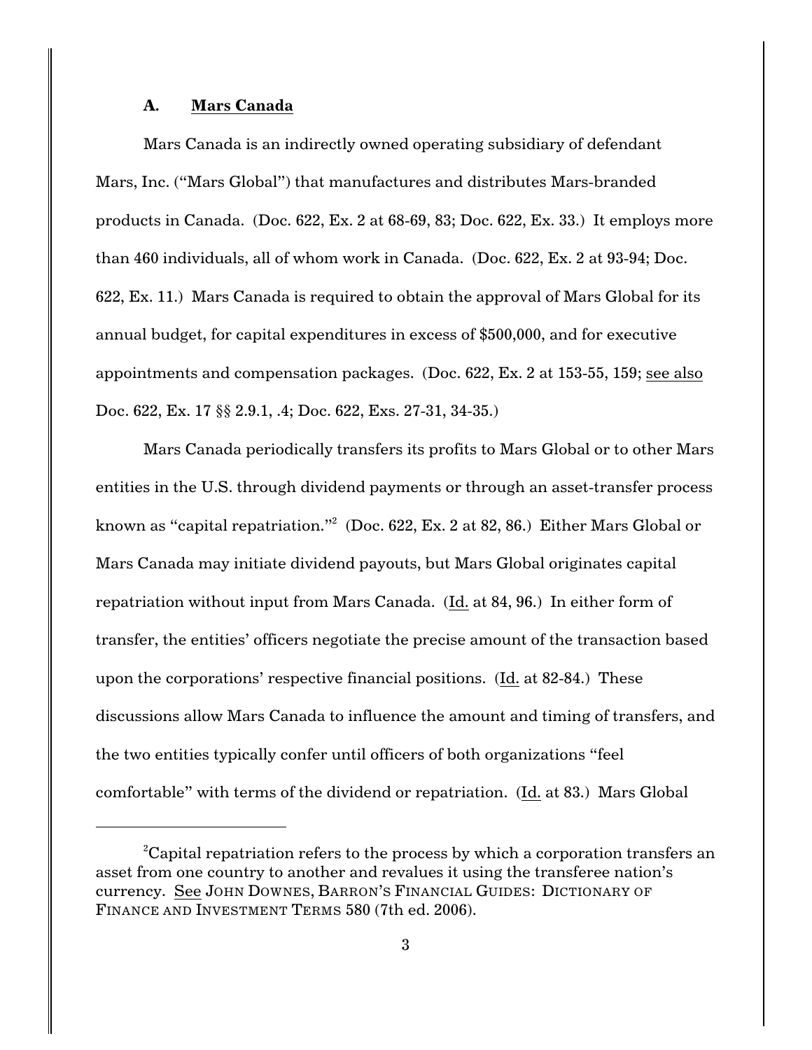### A. Mars Canada

Mars Canada is an indirectly owned operating subsidiary of defendant Mars, Inc. ("Mars Global") that manufactures and distributes Mars-branded products in Canada. (Doc. 622, Ex. 2 at 68-69, 83; Doc. 622, Ex. 33.) It employs more than 460 individuals, all of whom work in Canada. (Doc. 622, Ex. 2 at 93-94; Doc. 622, Ex. 11.) Mars Canada is required to obtain the approval of Mars Global for its annual budget, for capital expenditures in excess of $500,000, and for executive appointments and compensation packages. (Doc. 622, Ex. 2 at 153-55, 159; see also Doc. 622, Ex. 17 §§ 2.9.1, .4; Doc. 622, Exs. 27-31, 34-35.)

Mars Canada periodically transfers its profits to Mars Global or to other Mars entities in the U.S. through dividend payments or through an asset-transfer process known as "capital repatriation."[2] (Doc. 622, Ex. 2 at 82, 86.) Either Mars Global or Mars Canada may initiate dividend payouts, but Mars Global originates capital repatriation without input from Mars Canada. (Id. at 84, 96.) In either form of transfer, the entities' officers negotiate the precise amount of the transaction based upon the corporations' respective financial positions. (Id. at 82-84.) These discussions allow Mars Canada to influence the amount and timing of transfers, and the two entities typically confer until officers of both organizations "feel comfortable" with terms of the dividend or repatriation. (Id. at 83.) Mars Global

---

[2] Capital repatriation refers to the process by which a corporation transfers an asset from one country to another and revalues it using the transferee nation's currency. See JOHN DOWNES, BARRON'S FINANCIAL GUIDES: DICTIONARY OF FINANCE AND INVESTMENT TERMS 580 (7th ed. 2006).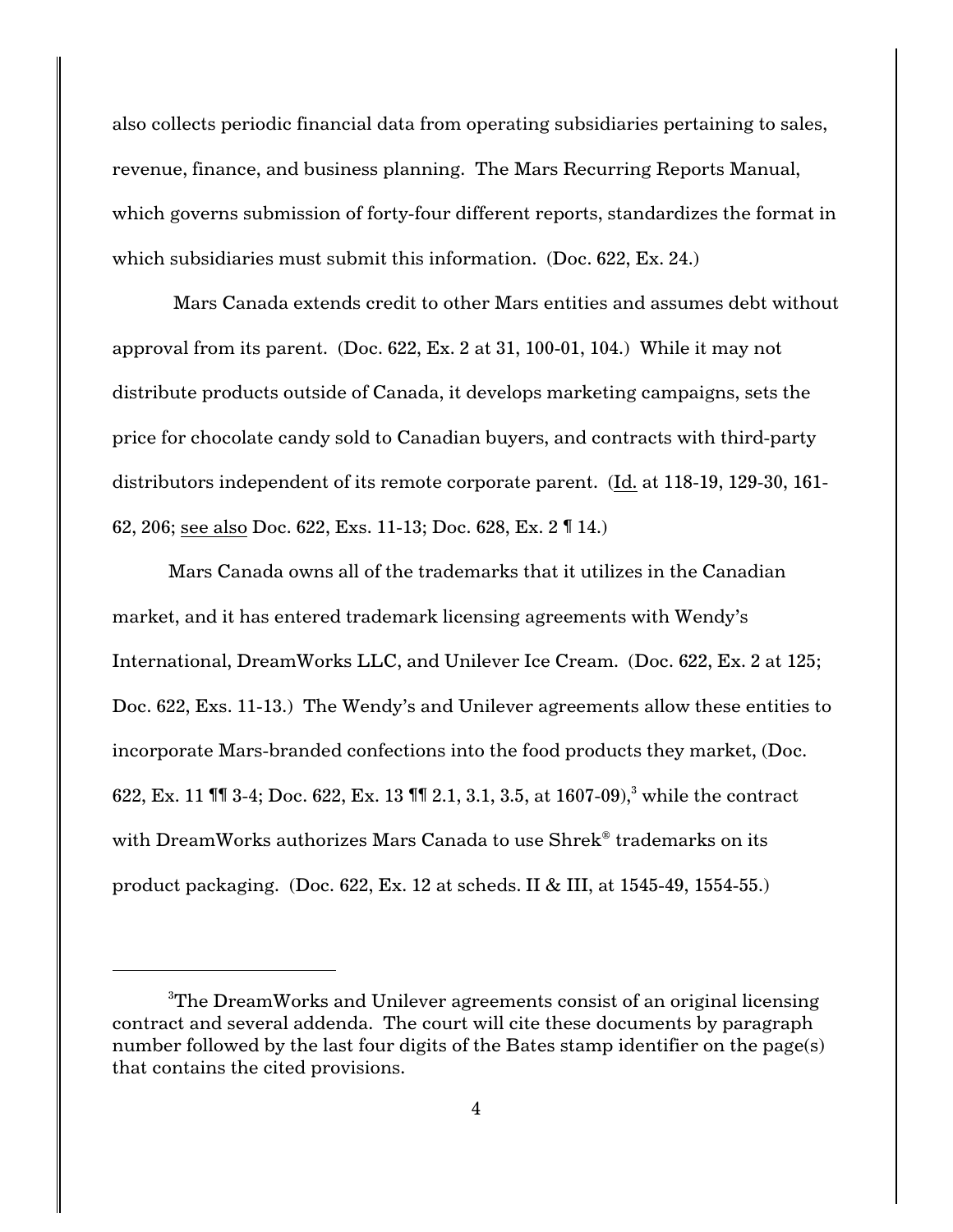also collects periodic financial data from operating subsidiaries pertaining to sales, revenue, finance, and business planning. The Mars Recurring Reports Manual, which governs submission of forty-four different reports, standardizes the format in which subsidiaries must submit this information. (Doc. 622, Ex. 24.)

Mars Canada extends credit to other Mars entities and assumes debt without approval from its parent. (Doc. 622, Ex. 2 at 31, 100-01, 104.) While it may not distribute products outside of Canada, it develops marketing campaigns, sets the price for chocolate candy sold to Canadian buyers, and contracts with third-party distributors independent of its remote corporate parent. (Id. at 118-19, 129-30, 161-62, 206; see also Doc. 622, Exs. 11-13; Doc. 628, Ex. 2 ¶ 14.)

Mars Canada owns all of the trademarks that it utilizes in the Canadian market, and it has entered trademark licensing agreements with Wendy's International, DreamWorks LLC, and Unilever Ice Cream. (Doc. 622, Ex. 2 at 125; Doc. 622, Exs. 11-13.) The Wendy's and Unilever agreements allow these entities to incorporate Mars-branded confections into the food products they market, (Doc. 622, Ex. 11 ¶¶ 3-4; Doc. 622, Ex. 13 ¶¶ 2.1, 3.1, 3.5, at 1607-09),[3] while the contract with DreamWorks authorizes Mars Canada to use Shrek® trademarks on its product packaging. (Doc. 622, Ex. 12 at scheds. II & III, at 1545-49, 1554-55.)

---

[3]The DreamWorks and Unilever agreements consist of an original licensing contract and several addenda. The court will cite these documents by paragraph number followed by the last four digits of the Bates stamp identifier on the page(s) that contains the cited provisions.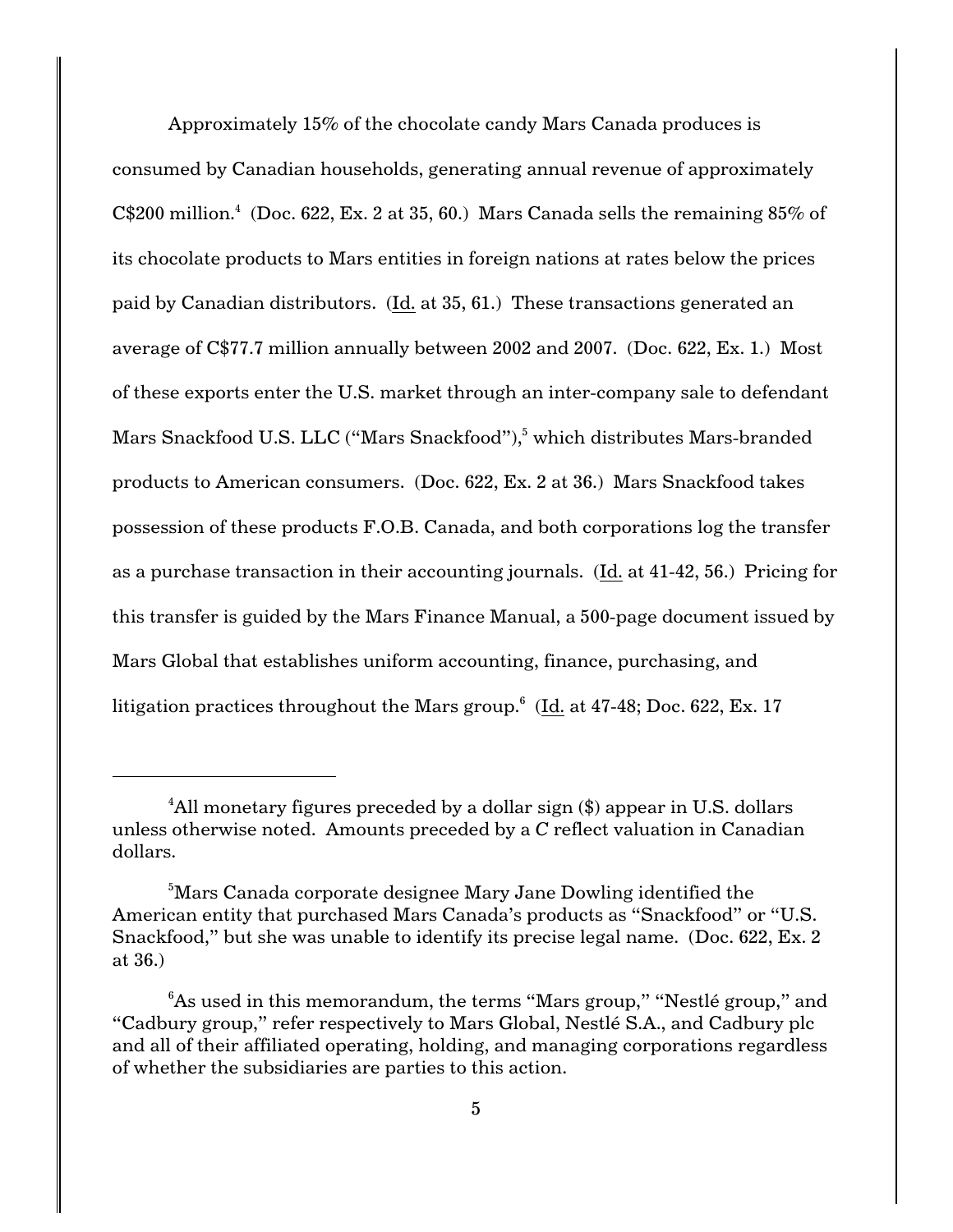Approximately 15% of the chocolate candy Mars Canada produces is consumed by Canadian households, generating annual revenue of approximately C$200 million.[4] (Doc. 622, Ex. 2 at 35, 60.) Mars Canada sells the remaining 85% of its chocolate products to Mars entities in foreign nations at rates below the prices paid by Canadian distributors. (Id. at 35, 61.) These transactions generated an average of C$77.7 million annually between 2002 and 2007. (Doc. 622, Ex. 1.) Most of these exports enter the U.S. market through an inter-company sale to defendant Mars Snackfood U.S. LLC ("Mars Snackfood"),[5] which distributes Mars-branded products to American consumers. (Doc. 622, Ex. 2 at 36.) Mars Snackfood takes possession of these products F.O.B. Canada, and both corporations log the transfer as a purchase transaction in their accounting journals. (Id. at 41-42, 56.) Pricing for this transfer is guided by the Mars Finance Manual, a 500-page document issued by Mars Global that establishes uniform accounting, finance, purchasing, and litigation practices throughout the Mars group.[6] (Id. at 47-48; Doc. 622, Ex. 17

---

[4] All monetary figures preceded by a dollar sign ($) appear in U.S. dollars unless otherwise noted. Amounts preceded by a *C* reflect valuation in Canadian dollars.

[5] Mars Canada corporate designee Mary Jane Dowling identified the American entity that purchased Mars Canada's products as "Snackfood" or "U.S. Snackfood," but she was unable to identify its precise legal name. (Doc. 622, Ex. 2 at 36.)

[6] As used in this memorandum, the terms "Mars group," "Nestlé group," and "Cadbury group," refer respectively to Mars Global, Nestlé S.A., and Cadbury plc and all of their affiliated operating, holding, and managing corporations regardless of whether the subsidiaries are parties to this action.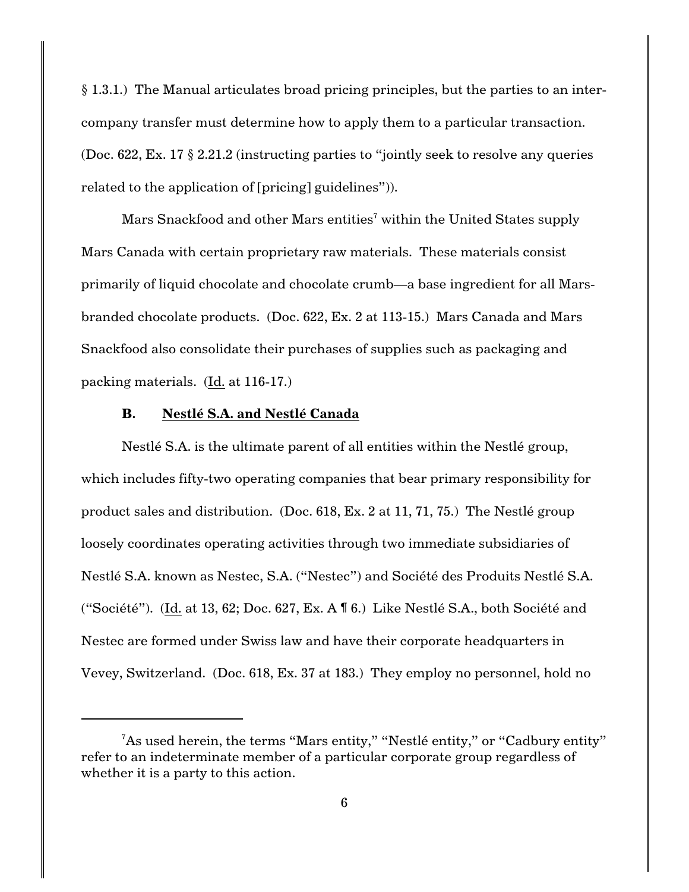§ 1.3.1.) The Manual articulates broad pricing principles, but the parties to an inter-company transfer must determine how to apply them to a particular transaction. (Doc. 622, Ex. 17 § 2.21.2 (instructing parties to "jointly seek to resolve any queries related to the application of [pricing] guidelines")).

Mars Snackfood and other Mars entities[7] within the United States supply Mars Canada with certain proprietary raw materials. These materials consist primarily of liquid chocolate and chocolate crumb—a base ingredient for all Mars-branded chocolate products. (Doc. 622, Ex. 2 at 113-15.) Mars Canada and Mars Snackfood also consolidate their purchases of supplies such as packaging and packing materials. (Id. at 116-17.)

### B. Nestlé S.A. and Nestlé Canada

Nestlé S.A. is the ultimate parent of all entities within the Nestlé group, which includes fifty-two operating companies that bear primary responsibility for product sales and distribution. (Doc. 618, Ex. 2 at 11, 71, 75.) The Nestlé group loosely coordinates operating activities through two immediate subsidiaries of Nestlé S.A. known as Nestec, S.A. ("Nestec") and Société des Produits Nestlé S.A. ("Société"). (Id. at 13, 62; Doc. 627, Ex. A ¶ 6.) Like Nestlé S.A., both Société and Nestec are formed under Swiss law and have their corporate headquarters in Vevey, Switzerland. (Doc. 618, Ex. 37 at 183.) They employ no personnel, hold no

---

[7] As used herein, the terms "Mars entity," "Nestlé entity," or "Cadbury entity" refer to an indeterminate member of a particular corporate group regardless of whether it is a party to this action.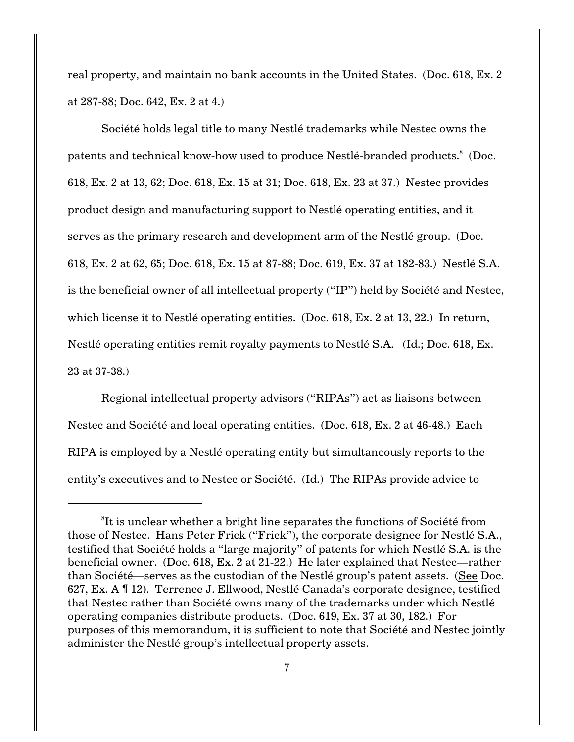real property, and maintain no bank accounts in the United States. (Doc. 618, Ex. 2 at 287-88; Doc. 642, Ex. 2 at 4.)

Société holds legal title to many Nestlé trademarks while Nestec owns the patents and technical know-how used to produce Nestlé-branded products.[8] (Doc. 618, Ex. 2 at 13, 62; Doc. 618, Ex. 15 at 31; Doc. 618, Ex. 23 at 37.) Nestec provides product design and manufacturing support to Nestlé operating entities, and it serves as the primary research and development arm of the Nestlé group. (Doc. 618, Ex. 2 at 62, 65; Doc. 618, Ex. 15 at 87-88; Doc. 619, Ex. 37 at 182-83.) Nestlé S.A. is the beneficial owner of all intellectual property ("IP") held by Société and Nestec, which license it to Nestlé operating entities. (Doc. 618, Ex. 2 at 13, 22.) In return, Nestlé operating entities remit royalty payments to Nestlé S.A. (Id.; Doc. 618, Ex. 23 at 37-38.)

Regional intellectual property advisors ("RIPAs") act as liaisons between Nestec and Société and local operating entities. (Doc. 618, Ex. 2 at 46-48.) Each RIPA is employed by a Nestlé operating entity but simultaneously reports to the entity's executives and to Nestec or Société. (Id.) The RIPAs provide advice to

---

[8] It is unclear whether a bright line separates the functions of Société from those of Nestec. Hans Peter Frick ("Frick"), the corporate designee for Nestlé S.A., testified that Société holds a "large majority" of patents for which Nestlé S.A. is the beneficial owner. (Doc. 618, Ex. 2 at 21-22.) He later explained that Nestec—rather than Société—serves as the custodian of the Nestlé group's patent assets. (See Doc. 627, Ex. A ¶ 12). Terrence J. Ellwood, Nestlé Canada's corporate designee, testified that Nestec rather than Société owns many of the trademarks under which Nestlé operating companies distribute products. (Doc. 619, Ex. 37 at 30, 182.) For purposes of this memorandum, it is sufficient to note that Société and Nestec jointly administer the Nestlé group's intellectual property assets.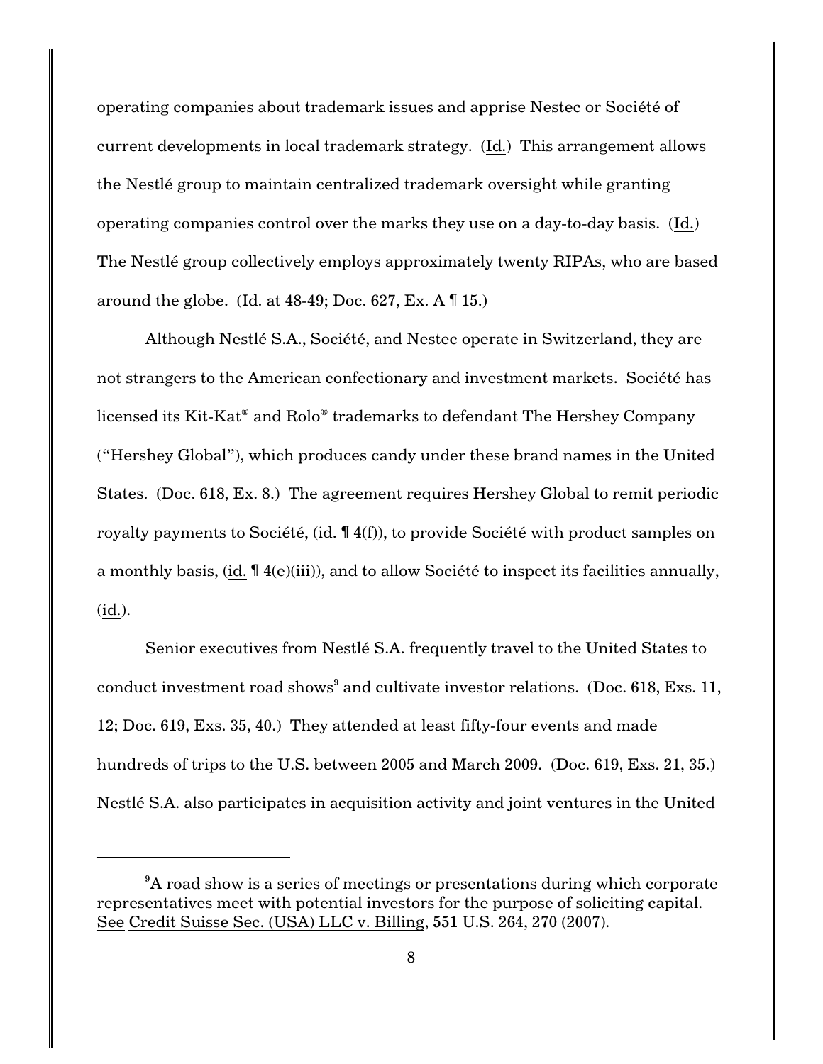operating companies about trademark issues and apprise Nestec or Société of current developments in local trademark strategy. (Id.) This arrangement allows the Nestlé group to maintain centralized trademark oversight while granting operating companies control over the marks they use on a day-to-day basis. (Id.) The Nestlé group collectively employs approximately twenty RIPAs, who are based around the globe. (Id. at 48-49; Doc. 627, Ex. A ¶ 15.)

Although Nestlé S.A., Société, and Nestec operate in Switzerland, they are not strangers to the American confectionary and investment markets. Société has licensed its Kit-Kat® and Rolo® trademarks to defendant The Hershey Company ("Hershey Global"), which produces candy under these brand names in the United States. (Doc. 618, Ex. 8.) The agreement requires Hershey Global to remit periodic royalty payments to Société, (id. ¶ 4(f)), to provide Société with product samples on a monthly basis, (id. ¶ 4(e)(iii)), and to allow Société to inspect its facilities annually, (id.).

Senior executives from Nestlé S.A. frequently travel to the United States to conduct investment road shows[9] and cultivate investor relations. (Doc. 618, Exs. 11, 12; Doc. 619, Exs. 35, 40.) They attended at least fifty-four events and made hundreds of trips to the U.S. between 2005 and March 2009. (Doc. 619, Exs. 21, 35.) Nestlé S.A. also participates in acquisition activity and joint ventures in the United

---

[9]A road show is a series of meetings or presentations during which corporate representatives meet with potential investors for the purpose of soliciting capital. See Credit Suisse Sec. (USA) LLC v. Billing, 551 U.S. 264, 270 (2007).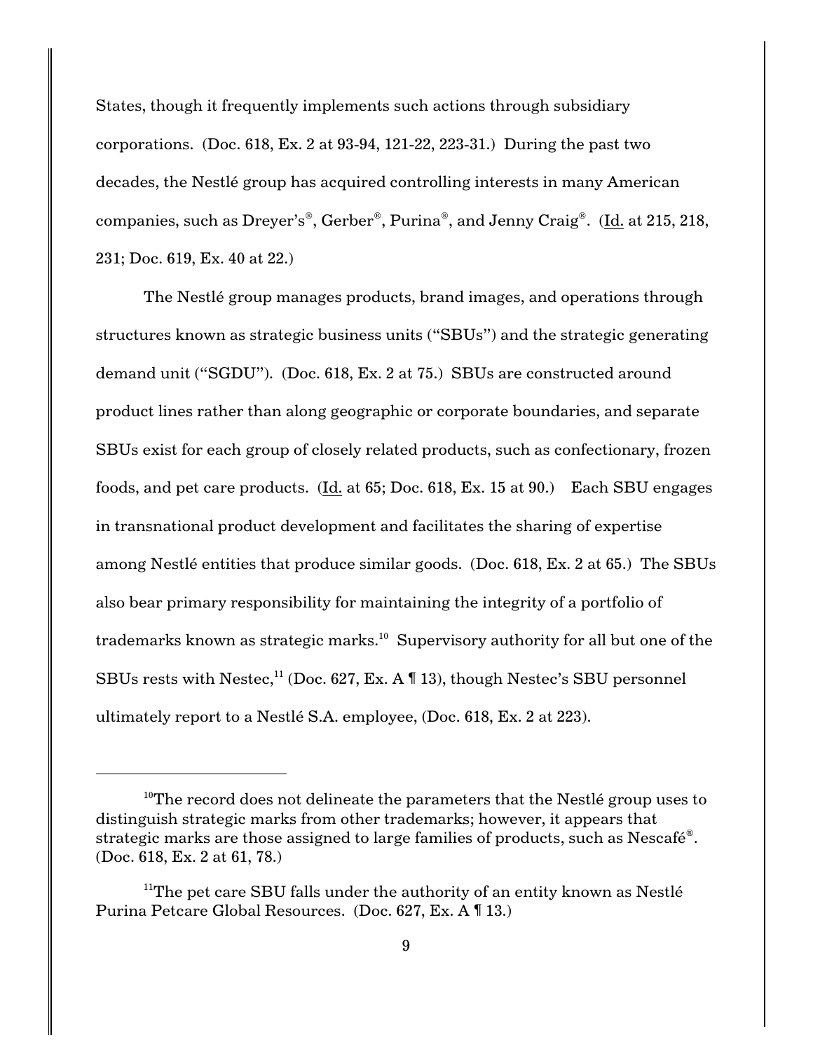States, though it frequently implements such actions through subsidiary corporations. (Doc. 618, Ex. 2 at 93-94, 121-22, 223-31.) During the past two decades, the Nestlé group has acquired controlling interests in many American companies, such as Dreyer's®, Gerber®, Purina®, and Jenny Craig®. (Id. at 215, 218, 231; Doc. 619, Ex. 40 at 22.)

The Nestlé group manages products, brand images, and operations through structures known as strategic business units ("SBUs") and the strategic generating demand unit ("SGDU"). (Doc. 618, Ex. 2 at 75.) SBUs are constructed around product lines rather than along geographic or corporate boundaries, and separate SBUs exist for each group of closely related products, such as confectionary, frozen foods, and pet care products. (Id. at 65; Doc. 618, Ex. 15 at 90.) Each SBU engages in transnational product development and facilitates the sharing of expertise among Nestlé entities that produce similar goods. (Doc. 618, Ex. 2 at 65.) The SBUs also bear primary responsibility for maintaining the integrity of a portfolio of trademarks known as strategic marks.[10] Supervisory authority for all but one of the SBUs rests with Nestec,[11] (Doc. 627, Ex. A ¶ 13), though Nestec's SBU personnel ultimately report to a Nestlé S.A. employee, (Doc. 618, Ex. 2 at 223).

---

[10]The record does not delineate the parameters that the Nestlé group uses to distinguish strategic marks from other trademarks; however, it appears that strategic marks are those assigned to large families of products, such as Nescafé®. (Doc. 618, Ex. 2 at 61, 78.)

[11]The pet care SBU falls under the authority of an entity known as Nestlé Purina Petcare Global Resources. (Doc. 627, Ex. A ¶ 13.)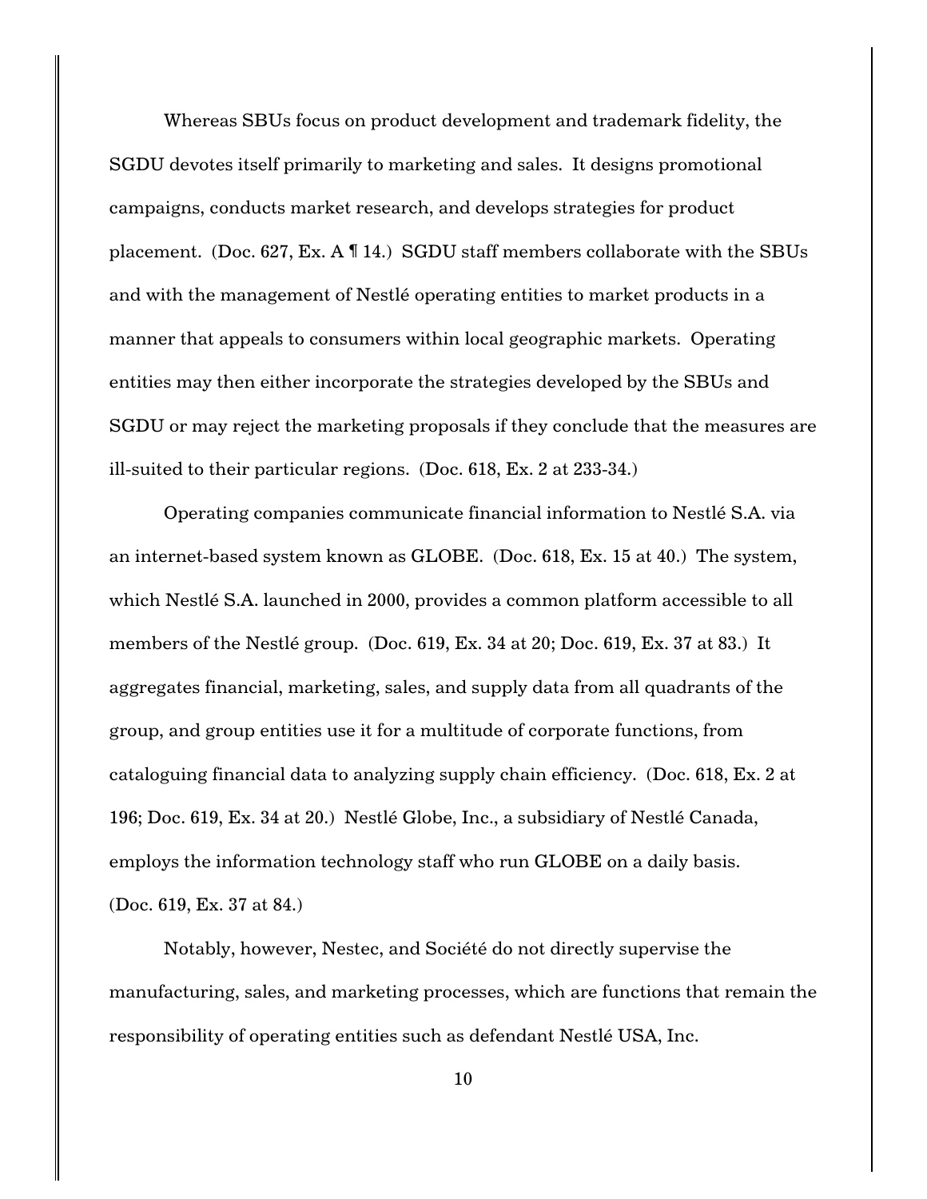Whereas SBUs focus on product development and trademark fidelity, the SGDU devotes itself primarily to marketing and sales. It designs promotional campaigns, conducts market research, and develops strategies for product placement. (Doc. 627, Ex. A ¶ 14.) SGDU staff members collaborate with the SBUs and with the management of Nestlé operating entities to market products in a manner that appeals to consumers within local geographic markets. Operating entities may then either incorporate the strategies developed by the SBUs and SGDU or may reject the marketing proposals if they conclude that the measures are ill-suited to their particular regions. (Doc. 618, Ex. 2 at 233-34.)

Operating companies communicate financial information to Nestlé S.A. via an internet-based system known as GLOBE. (Doc. 618, Ex. 15 at 40.) The system, which Nestlé S.A. launched in 2000, provides a common platform accessible to all members of the Nestlé group. (Doc. 619, Ex. 34 at 20; Doc. 619, Ex. 37 at 83.) It aggregates financial, marketing, sales, and supply data from all quadrants of the group, and group entities use it for a multitude of corporate functions, from cataloguing financial data to analyzing supply chain efficiency. (Doc. 618, Ex. 2 at 196; Doc. 619, Ex. 34 at 20.) Nestlé Globe, Inc., a subsidiary of Nestlé Canada, employs the information technology staff who run GLOBE on a daily basis. (Doc. 619, Ex. 37 at 84.)

Notably, however, Nestec, and Société do not directly supervise the manufacturing, sales, and marketing processes, which are functions that remain the responsibility of operating entities such as defendant Nestlé USA, Inc.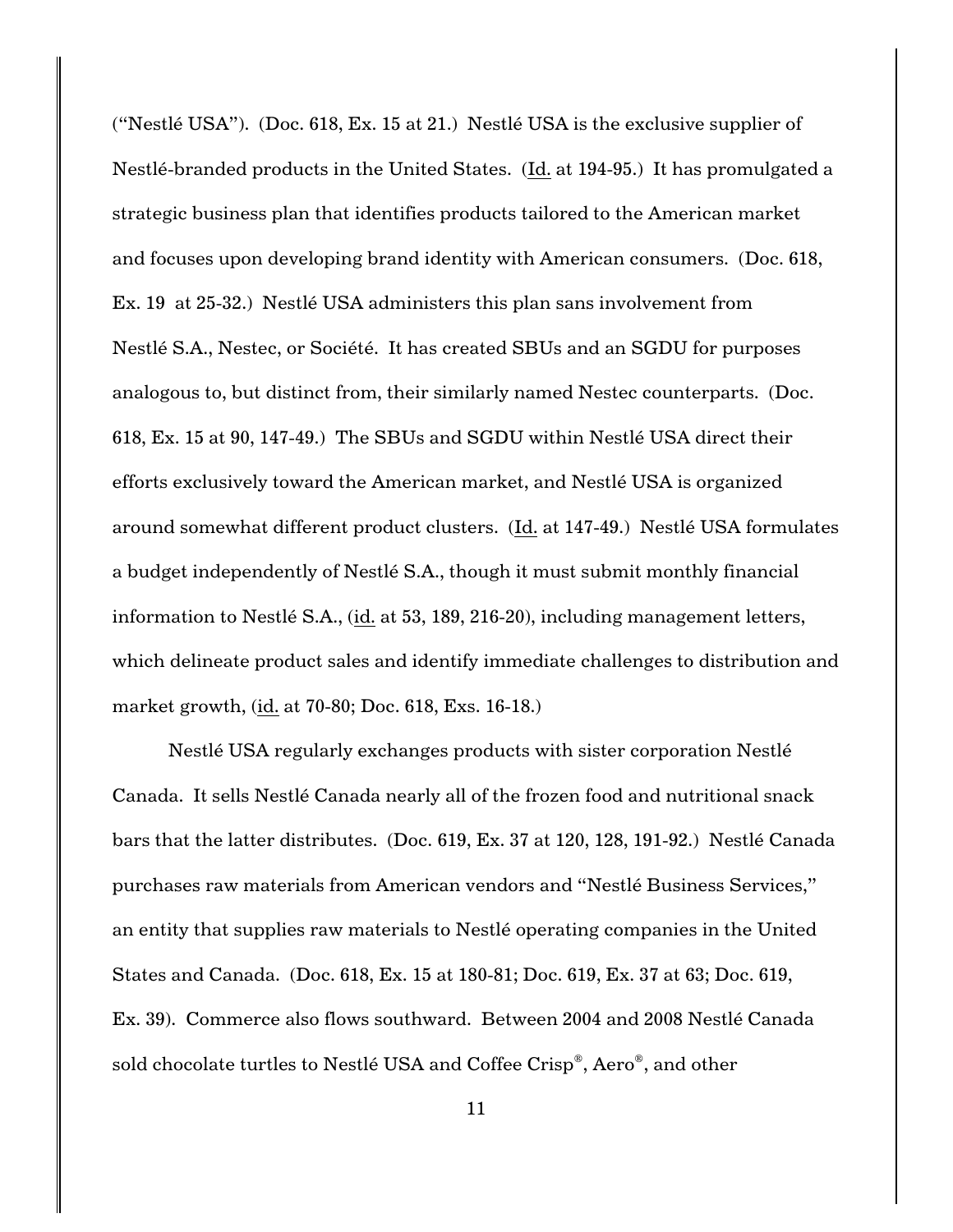("Nestlé USA"). (Doc. 618, Ex. 15 at 21.) Nestlé USA is the exclusive supplier of Nestlé-branded products in the United States. (Id. at 194-95.) It has promulgated a strategic business plan that identifies products tailored to the American market and focuses upon developing brand identity with American consumers. (Doc. 618, Ex. 19 at 25-32.) Nestlé USA administers this plan sans involvement from Nestlé S.A., Nestec, or Société. It has created SBUs and an SGDU for purposes analogous to, but distinct from, their similarly named Nestec counterparts. (Doc. 618, Ex. 15 at 90, 147-49.) The SBUs and SGDU within Nestlé USA direct their efforts exclusively toward the American market, and Nestlé USA is organized around somewhat different product clusters. (Id. at 147-49.) Nestlé USA formulates a budget independently of Nestlé S.A., though it must submit monthly financial information to Nestlé S.A., (id. at 53, 189, 216-20), including management letters, which delineate product sales and identify immediate challenges to distribution and market growth, (id. at 70-80; Doc. 618, Exs. 16-18.)

Nestlé USA regularly exchanges products with sister corporation Nestlé Canada. It sells Nestlé Canada nearly all of the frozen food and nutritional snack bars that the latter distributes. (Doc. 619, Ex. 37 at 120, 128, 191-92.) Nestlé Canada purchases raw materials from American vendors and "Nestlé Business Services," an entity that supplies raw materials to Nestlé operating companies in the United States and Canada. (Doc. 618, Ex. 15 at 180-81; Doc. 619, Ex. 37 at 63; Doc. 619, Ex. 39). Commerce also flows southward. Between 2004 and 2008 Nestlé Canada sold chocolate turtles to Nestlé USA and Coffee Crisp®, Aero®, and other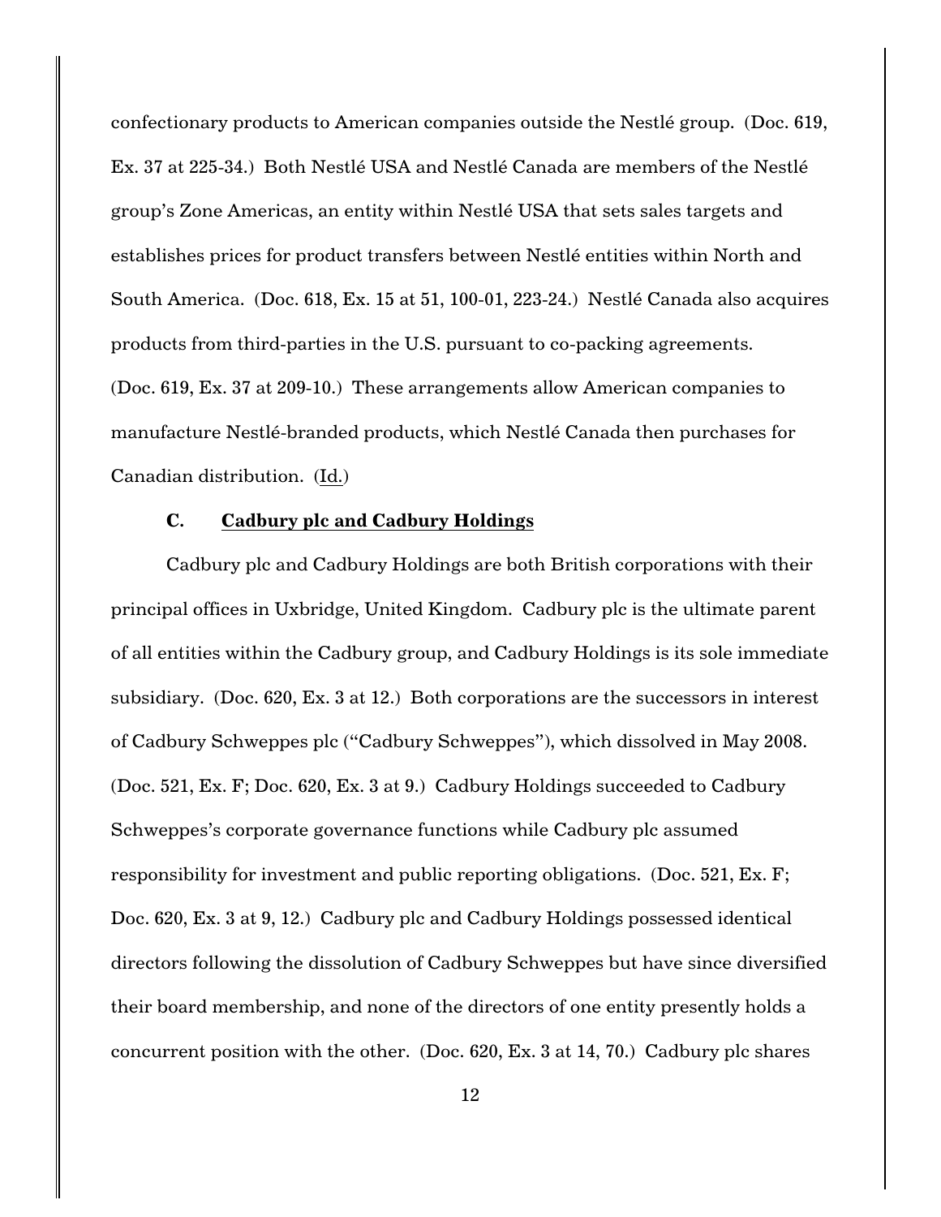confectionary products to American companies outside the Nestlé group. (Doc. 619, Ex. 37 at 225-34.) Both Nestlé USA and Nestlé Canada are members of the Nestlé group's Zone Americas, an entity within Nestlé USA that sets sales targets and establishes prices for product transfers between Nestlé entities within North and South America. (Doc. 618, Ex. 15 at 51, 100-01, 223-24.) Nestlé Canada also acquires products from third-parties in the U.S. pursuant to co-packing agreements. (Doc. 619, Ex. 37 at 209-10.) These arrangements allow American companies to manufacture Nestlé-branded products, which Nestlé Canada then purchases for Canadian distribution. (Id.)

### C. Cadbury plc and Cadbury Holdings

Cadbury plc and Cadbury Holdings are both British corporations with their principal offices in Uxbridge, United Kingdom. Cadbury plc is the ultimate parent of all entities within the Cadbury group, and Cadbury Holdings is its sole immediate subsidiary. (Doc. 620, Ex. 3 at 12.) Both corporations are the successors in interest of Cadbury Schweppes plc ("Cadbury Schweppes"), which dissolved in May 2008. (Doc. 521, Ex. F; Doc. 620, Ex. 3 at 9.) Cadbury Holdings succeeded to Cadbury Schweppes's corporate governance functions while Cadbury plc assumed responsibility for investment and public reporting obligations. (Doc. 521, Ex. F; Doc. 620, Ex. 3 at 9, 12.) Cadbury plc and Cadbury Holdings possessed identical directors following the dissolution of Cadbury Schweppes but have since diversified their board membership, and none of the directors of one entity presently holds a concurrent position with the other. (Doc. 620, Ex. 3 at 14, 70.) Cadbury plc shares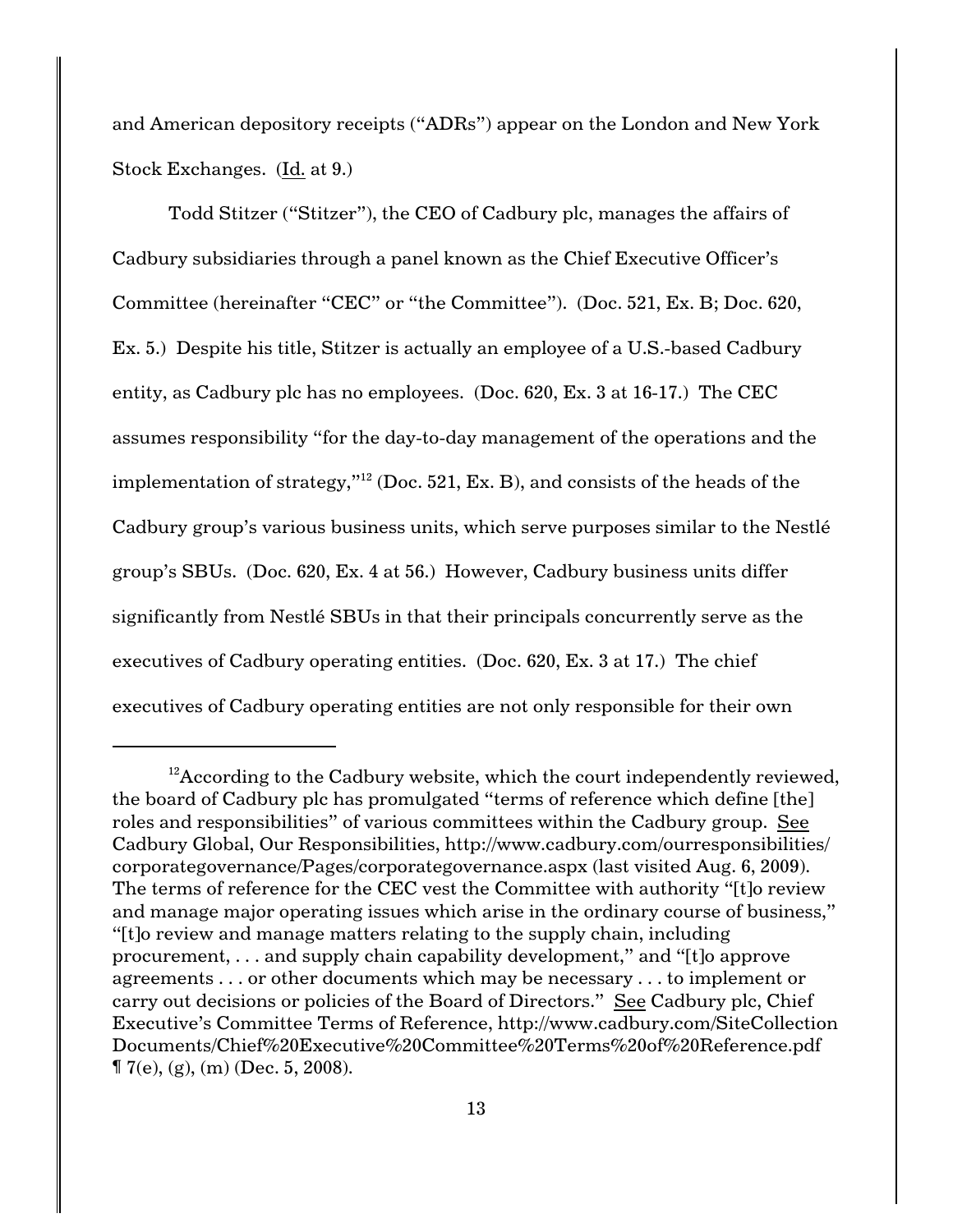and American depository receipts ("ADRs") appear on the London and New York Stock Exchanges. (Id. at 9.)

Todd Stitzer ("Stitzer"), the CEO of Cadbury plc, manages the affairs of Cadbury subsidiaries through a panel known as the Chief Executive Officer's Committee (hereinafter "CEC" or "the Committee"). (Doc. 521, Ex. B; Doc. 620, Ex. 5.) Despite his title, Stitzer is actually an employee of a U.S.-based Cadbury entity, as Cadbury plc has no employees. (Doc. 620, Ex. 3 at 16-17.) The CEC assumes responsibility "for the day-to-day management of the operations and the implementation of strategy,"[12] (Doc. 521, Ex. B), and consists of the heads of the Cadbury group's various business units, which serve purposes similar to the Nestlé group's SBUs. (Doc. 620, Ex. 4 at 56.) However, Cadbury business units differ significantly from Nestlé SBUs in that their principals concurrently serve as the executives of Cadbury operating entities. (Doc. 620, Ex. 3 at 17.) The chief executives of Cadbury operating entities are not only responsible for their own

---

[12] According to the Cadbury website, which the court independently reviewed, the board of Cadbury plc has promulgated "terms of reference which define [the] roles and responsibilities" of various committees within the Cadbury group. See Cadbury Global, Our Responsibilities, http://www.cadbury.com/ourresponsibilities/corporategovernance/Pages/corporategovernance.aspx (last visited Aug. 6, 2009). The terms of reference for the CEC vest the Committee with authority "[t]o review and manage major operating issues which arise in the ordinary course of business," "[t]o review and manage matters relating to the supply chain, including procurement, . . . and supply chain capability development," and "[t]o approve agreements . . . or other documents which may be necessary . . . to implement or carry out decisions or policies of the Board of Directors." See Cadbury plc, Chief Executive's Committee Terms of Reference, http://www.cadbury.com/SiteCollectionDocuments/Chief%20Executive%20Committee%20Terms%20of%20Reference.pdf ¶ 7(e), (g), (m) (Dec. 5, 2008).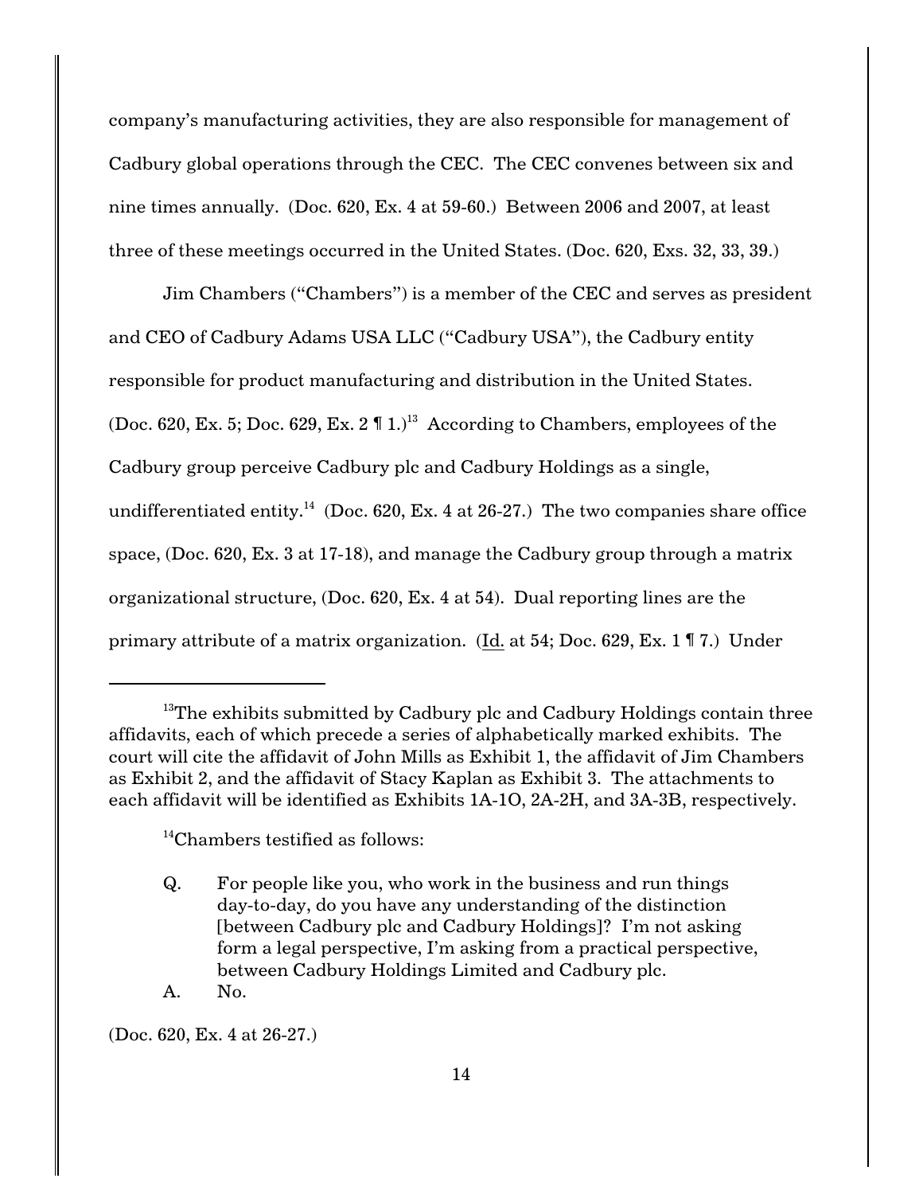company's manufacturing activities, they are also responsible for management of Cadbury global operations through the CEC. The CEC convenes between six and nine times annually. (Doc. 620, Ex. 4 at 59-60.) Between 2006 and 2007, at least three of these meetings occurred in the United States. (Doc. 620, Exs. 32, 33, 39.)

Jim Chambers ("Chambers") is a member of the CEC and serves as president and CEO of Cadbury Adams USA LLC ("Cadbury USA"), the Cadbury entity responsible for product manufacturing and distribution in the United States. (Doc. 620, Ex. 5; Doc. 629, Ex. 2 ¶ 1.)[13] According to Chambers, employees of the Cadbury group perceive Cadbury plc and Cadbury Holdings as a single, undifferentiated entity.[14] (Doc. 620, Ex. 4 at 26-27.) The two companies share office space, (Doc. 620, Ex. 3 at 17-18), and manage the Cadbury group through a matrix organizational structure, (Doc. 620, Ex. 4 at 54). Dual reporting lines are the primary attribute of a matrix organization. (Id. at 54; Doc. 629, Ex. 1 ¶ 7.) Under

---

[13]The exhibits submitted by Cadbury plc and Cadbury Holdings contain three affidavits, each of which precede a series of alphabetically marked exhibits. The court will cite the affidavit of John Mills as Exhibit 1, the affidavit of Jim Chambers as Exhibit 2, and the affidavit of Stacy Kaplan as Exhibit 3. The attachments to each affidavit will be identified as Exhibits 1A-1O, 2A-2H, and 3A-3B, respectively.

[14]Chambers testified as follows:

> Q. For people like you, who work in the business and run things day-to-day, do you have any understanding of the distinction [between Cadbury plc and Cadbury Holdings]? I'm not asking form a legal perspective, I'm asking from a practical perspective, between Cadbury Holdings Limited and Cadbury plc.
>
> A. No.

(Doc. 620, Ex. 4 at 26-27.)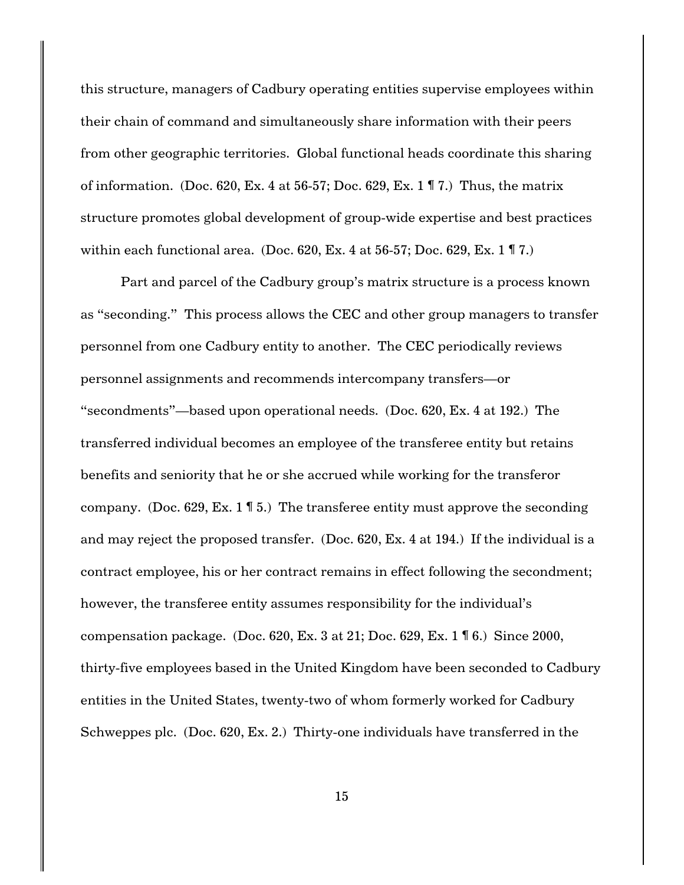this structure, managers of Cadbury operating entities supervise employees within their chain of command and simultaneously share information with their peers from other geographic territories. Global functional heads coordinate this sharing of information. (Doc. 620, Ex. 4 at 56-57; Doc. 629, Ex. 1 ¶ 7.) Thus, the matrix structure promotes global development of group-wide expertise and best practices within each functional area. (Doc. 620, Ex. 4 at 56-57; Doc. 629, Ex. 1 ¶ 7.)

Part and parcel of the Cadbury group's matrix structure is a process known as "seconding." This process allows the CEC and other group managers to transfer personnel from one Cadbury entity to another. The CEC periodically reviews personnel assignments and recommends intercompany transfers—or "secondments"—based upon operational needs. (Doc. 620, Ex. 4 at 192.) The transferred individual becomes an employee of the transferee entity but retains benefits and seniority that he or she accrued while working for the transferor company. (Doc. 629, Ex. 1 ¶ 5.) The transferee entity must approve the seconding and may reject the proposed transfer. (Doc. 620, Ex. 4 at 194.) If the individual is a contract employee, his or her contract remains in effect following the secondment; however, the transferee entity assumes responsibility for the individual's compensation package. (Doc. 620, Ex. 3 at 21; Doc. 629, Ex. 1 ¶ 6.) Since 2000, thirty-five employees based in the United Kingdom have been seconded to Cadbury entities in the United States, twenty-two of whom formerly worked for Cadbury Schweppes plc. (Doc. 620, Ex. 2.) Thirty-one individuals have transferred in the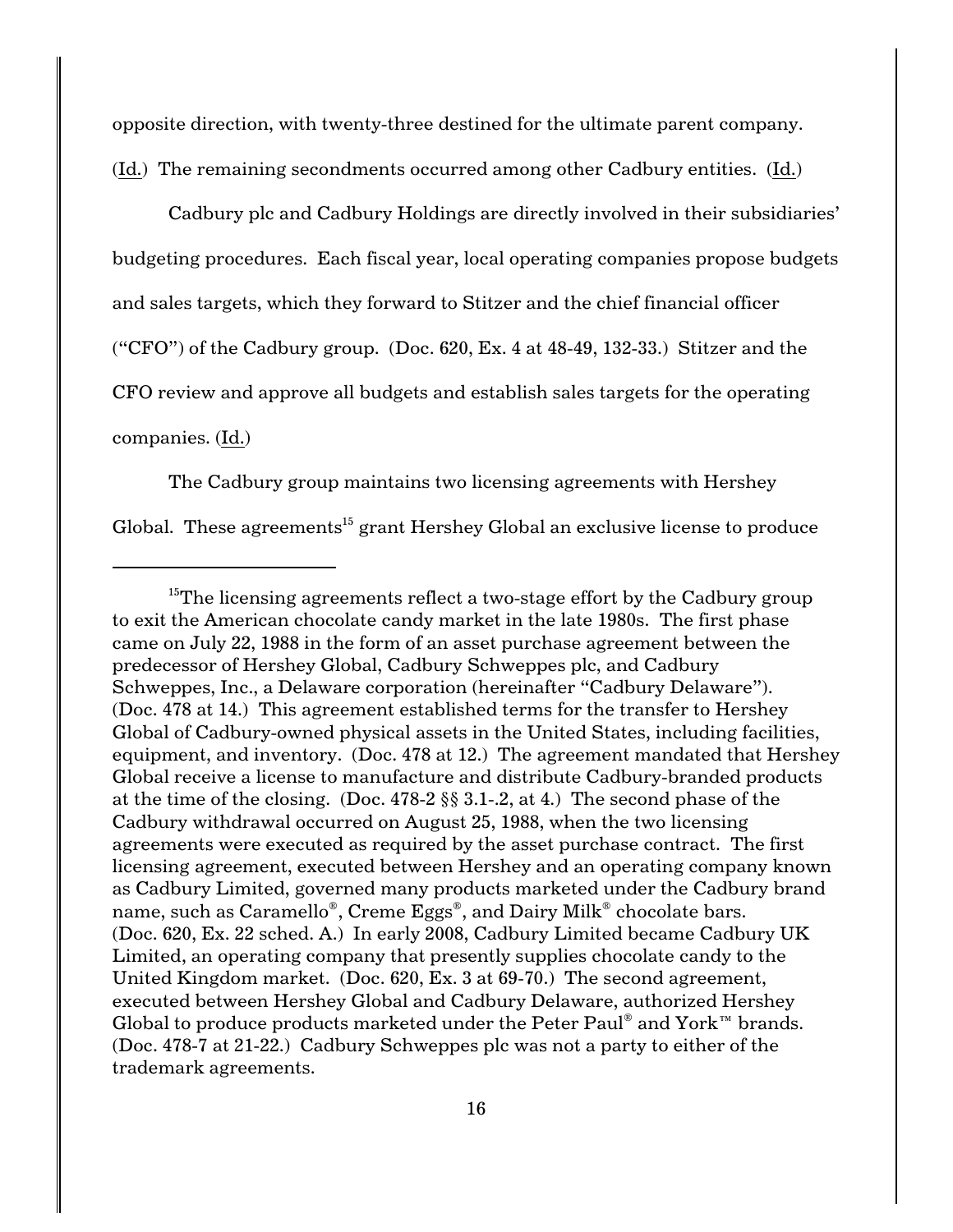opposite direction, with twenty-three destined for the ultimate parent company. (Id.) The remaining secondments occurred among other Cadbury entities. (Id.)

Cadbury plc and Cadbury Holdings are directly involved in their subsidiaries' budgeting procedures. Each fiscal year, local operating companies propose budgets and sales targets, which they forward to Stitzer and the chief financial officer ("CFO") of the Cadbury group. (Doc. 620, Ex. 4 at 48-49, 132-33.) Stitzer and the CFO review and approve all budgets and establish sales targets for the operating companies. (Id.)

The Cadbury group maintains two licensing agreements with Hershey Global. These agreements[15] grant Hershey Global an exclusive license to produce

---

[15]The licensing agreements reflect a two-stage effort by the Cadbury group to exit the American chocolate candy market in the late 1980s. The first phase came on July 22, 1988 in the form of an asset purchase agreement between the predecessor of Hershey Global, Cadbury Schweppes plc, and Cadbury Schweppes, Inc., a Delaware corporation (hereinafter "Cadbury Delaware"). (Doc. 478 at 14.) This agreement established terms for the transfer to Hershey Global of Cadbury-owned physical assets in the United States, including facilities, equipment, and inventory. (Doc. 478 at 12.) The agreement mandated that Hershey Global receive a license to manufacture and distribute Cadbury-branded products at the time of the closing. (Doc. 478-2 §§ 3.1-.2, at 4.) The second phase of the Cadbury withdrawal occurred on August 25, 1988, when the two licensing agreements were executed as required by the asset purchase contract. The first licensing agreement, executed between Hershey and an operating company known as Cadbury Limited, governed many products marketed under the Cadbury brand name, such as Caramello®, Creme Eggs®, and Dairy Milk® chocolate bars. (Doc. 620, Ex. 22 sched. A.) In early 2008, Cadbury Limited became Cadbury UK Limited, an operating company that presently supplies chocolate candy to the United Kingdom market. (Doc. 620, Ex. 3 at 69-70.) The second agreement, executed between Hershey Global and Cadbury Delaware, authorized Hershey Global to produce products marketed under the Peter Paul® and York™ brands. (Doc. 478-7 at 21-22.) Cadbury Schweppes plc was not a party to either of the trademark agreements.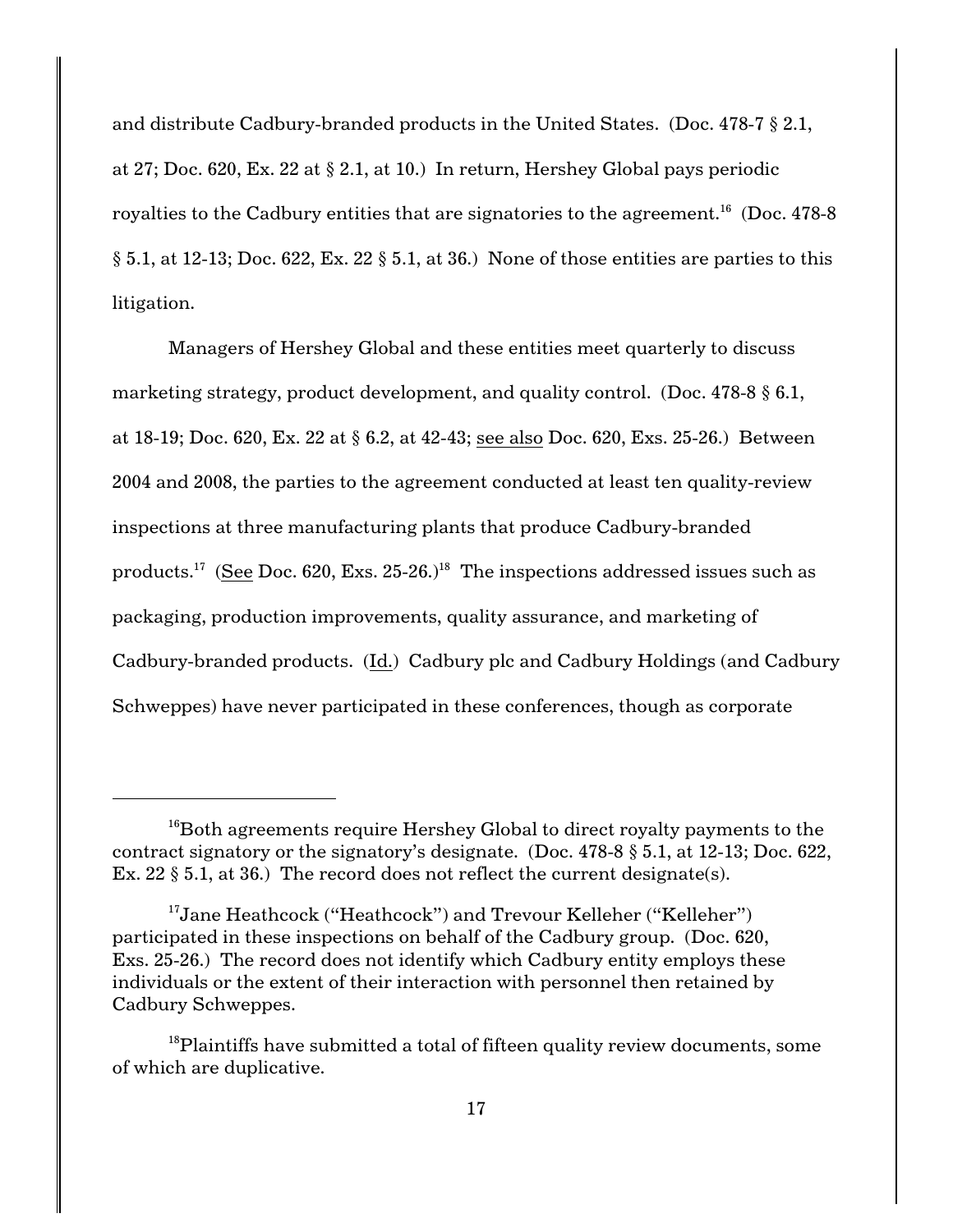and distribute Cadbury-branded products in the United States. (Doc. 478-7 § 2.1, at 27; Doc. 620, Ex. 22 at § 2.1, at 10.) In return, Hershey Global pays periodic royalties to the Cadbury entities that are signatories to the agreement.[16] (Doc. 478-8 § 5.1, at 12-13; Doc. 622, Ex. 22 § 5.1, at 36.) None of those entities are parties to this litigation.

Managers of Hershey Global and these entities meet quarterly to discuss marketing strategy, product development, and quality control. (Doc. 478-8 § 6.1, at 18-19; Doc. 620, Ex. 22 at § 6.2, at 42-43; see also Doc. 620, Exs. 25-26.) Between 2004 and 2008, the parties to the agreement conducted at least ten quality-review inspections at three manufacturing plants that produce Cadbury-branded products.[17] (See Doc. 620, Exs. 25-26.)[18] The inspections addressed issues such as packaging, production improvements, quality assurance, and marketing of Cadbury-branded products. (Id.) Cadbury plc and Cadbury Holdings (and Cadbury Schweppes) have never participated in these conferences, though as corporate

---

[16]Both agreements require Hershey Global to direct royalty payments to the contract signatory or the signatory's designate. (Doc. 478-8 § 5.1, at 12-13; Doc. 622, Ex. 22 § 5.1, at 36.) The record does not reflect the current designate(s).

[17]Jane Heathcock ("Heathcock") and Trevour Kelleher ("Kelleher") participated in these inspections on behalf of the Cadbury group. (Doc. 620, Exs. 25-26.) The record does not identify which Cadbury entity employs these individuals or the extent of their interaction with personnel then retained by Cadbury Schweppes.

[18]Plaintiffs have submitted a total of fifteen quality review documents, some of which are duplicative.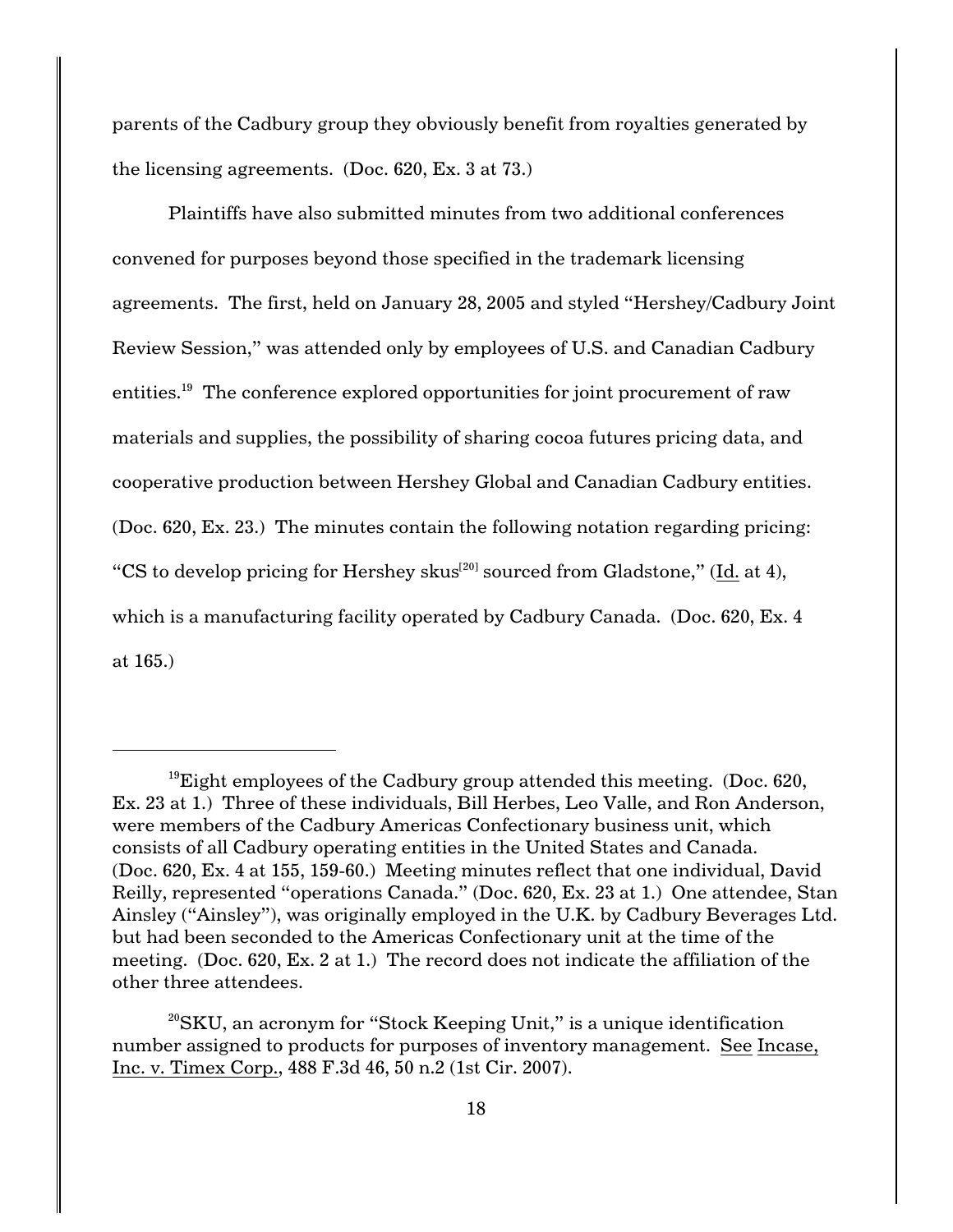parents of the Cadbury group they obviously benefit from royalties generated by the licensing agreements. (Doc. 620, Ex. 3 at 73.)

Plaintiffs have also submitted minutes from two additional conferences convened for purposes beyond those specified in the trademark licensing agreements. The first, held on January 28, 2005 and styled "Hershey/Cadbury Joint Review Session," was attended only by employees of U.S. and Canadian Cadbury entities.[19] The conference explored opportunities for joint procurement of raw materials and supplies, the possibility of sharing cocoa futures pricing data, and cooperative production between Hershey Global and Canadian Cadbury entities. (Doc. 620, Ex. 23.) The minutes contain the following notation regarding pricing: "CS to develop pricing for Hershey skus[20] sourced from Gladstone," (Id. at 4), which is a manufacturing facility operated by Cadbury Canada. (Doc. 620, Ex. 4 at 165.)

---

[19]Eight employees of the Cadbury group attended this meeting. (Doc. 620, Ex. 23 at 1.) Three of these individuals, Bill Herbes, Leo Valle, and Ron Anderson, were members of the Cadbury Americas Confectionary business unit, which consists of all Cadbury operating entities in the United States and Canada. (Doc. 620, Ex. 4 at 155, 159-60.) Meeting minutes reflect that one individual, David Reilly, represented "operations Canada." (Doc. 620, Ex. 23 at 1.) One attendee, Stan Ainsley ("Ainsley"), was originally employed in the U.K. by Cadbury Beverages Ltd. but had been seconded to the Americas Confectionary unit at the time of the meeting. (Doc. 620, Ex. 2 at 1.) The record does not indicate the affiliation of the other three attendees.

[20]SKU, an acronym for "Stock Keeping Unit," is a unique identification number assigned to products for purposes of inventory management. See Incase, Inc. v. Timex Corp., 488 F.3d 46, 50 n.2 (1st Cir. 2007).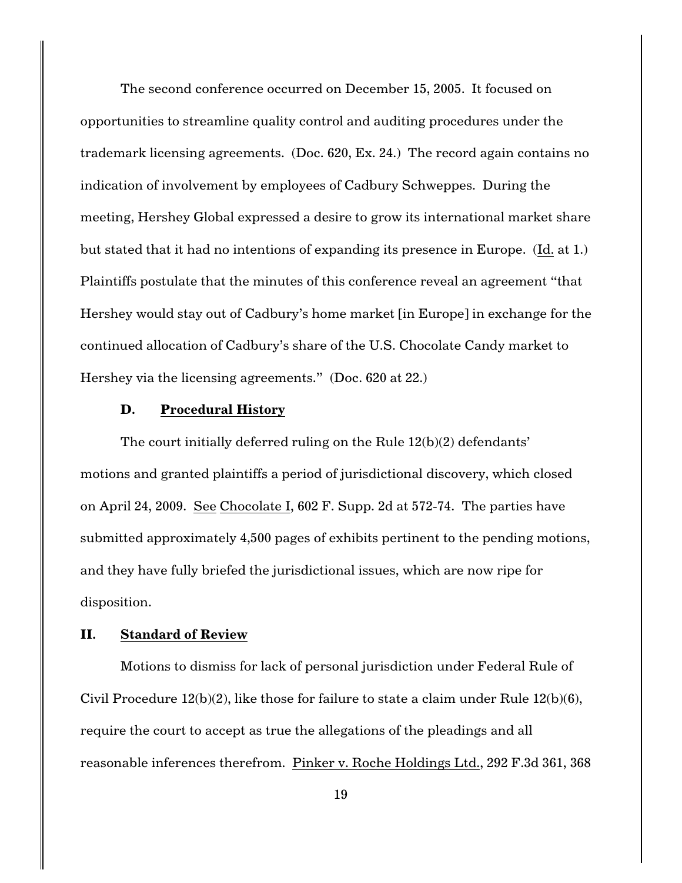The second conference occurred on December 15, 2005. It focused on opportunities to streamline quality control and auditing procedures under the trademark licensing agreements. (Doc. 620, Ex. 24.) The record again contains no indication of involvement by employees of Cadbury Schweppes. During the meeting, Hershey Global expressed a desire to grow its international market share but stated that it had no intentions of expanding its presence in Europe. (Id. at 1.) Plaintiffs postulate that the minutes of this conference reveal an agreement "that Hershey would stay out of Cadbury's home market [in Europe] in exchange for the continued allocation of Cadbury's share of the U.S. Chocolate Candy market to Hershey via the licensing agreements." (Doc. 620 at 22.)

### D. Procedural History

The court initially deferred ruling on the Rule 12(b)(2) defendants' motions and granted plaintiffs a period of jurisdictional discovery, which closed on April 24, 2009. See Chocolate I, 602 F. Supp. 2d at 572-74. The parties have submitted approximately 4,500 pages of exhibits pertinent to the pending motions, and they have fully briefed the jurisdictional issues, which are now ripe for disposition.

## II. Standard of Review

Motions to dismiss for lack of personal jurisdiction under Federal Rule of Civil Procedure 12(b)(2), like those for failure to state a claim under Rule 12(b)(6), require the court to accept as true the allegations of the pleadings and all reasonable inferences therefrom. Pinker v. Roche Holdings Ltd., 292 F.3d 361, 368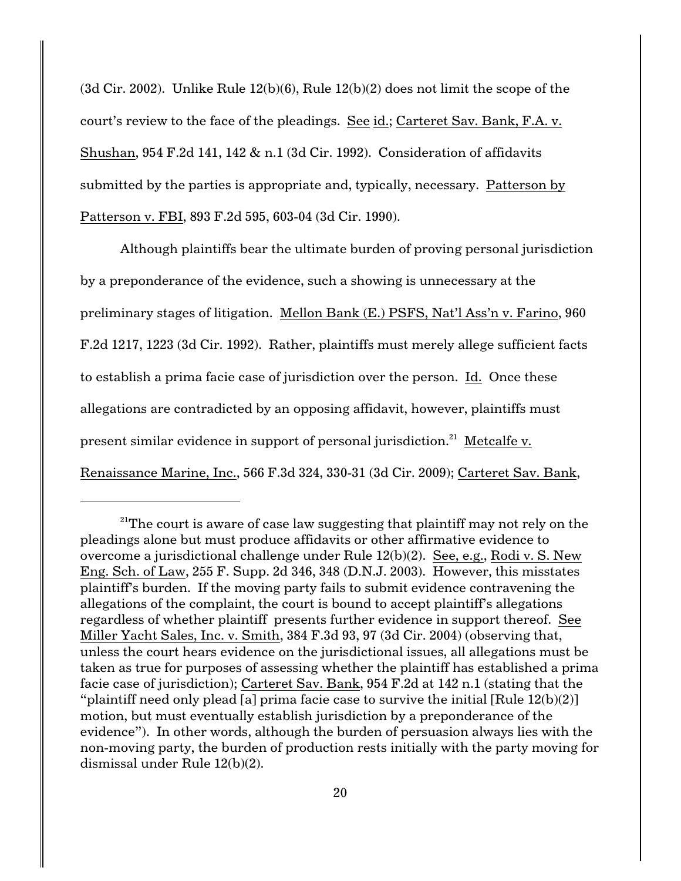(3d Cir. 2002). Unlike Rule 12(b)(6), Rule 12(b)(2) does not limit the scope of the court's review to the face of the pleadings. See id.; Carteret Sav. Bank, F.A. v. Shushan, 954 F.2d 141, 142 & n.1 (3d Cir. 1992). Consideration of affidavits submitted by the parties is appropriate and, typically, necessary. Patterson by Patterson v. FBI, 893 F.2d 595, 603-04 (3d Cir. 1990).

Although plaintiffs bear the ultimate burden of proving personal jurisdiction by a preponderance of the evidence, such a showing is unnecessary at the preliminary stages of litigation. Mellon Bank (E.) PSFS, Nat'l Ass'n v. Farino, 960 F.2d 1217, 1223 (3d Cir. 1992). Rather, plaintiffs must merely allege sufficient facts to establish a prima facie case of jurisdiction over the person. Id. Once these allegations are contradicted by an opposing affidavit, however, plaintiffs must present similar evidence in support of personal jurisdiction.[21] Metcalfe v. Renaissance Marine, Inc., 566 F.3d 324, 330-31 (3d Cir. 2009); Carteret Sav. Bank,

---

[21] The court is aware of case law suggesting that plaintiff may not rely on the pleadings alone but must produce affidavits or other affirmative evidence to overcome a jurisdictional challenge under Rule 12(b)(2). See, e.g., Rodi v. S. New Eng. Sch. of Law, 255 F. Supp. 2d 346, 348 (D.N.J. 2003). However, this misstates plaintiff's burden. If the moving party fails to submit evidence contravening the allegations of the complaint, the court is bound to accept plaintiff's allegations regardless of whether plaintiff presents further evidence in support thereof. See Miller Yacht Sales, Inc. v. Smith, 384 F.3d 93, 97 (3d Cir. 2004) (observing that, unless the court hears evidence on the jurisdictional issues, all allegations must be taken as true for purposes of assessing whether the plaintiff has established a prima facie case of jurisdiction); Carteret Sav. Bank, 954 F.2d at 142 n.1 (stating that the "plaintiff need only plead [a] prima facie case to survive the initial [Rule 12(b)(2)] motion, but must eventually establish jurisdiction by a preponderance of the evidence"). In other words, although the burden of persuasion always lies with the non-moving party, the burden of production rests initially with the party moving for dismissal under Rule 12(b)(2).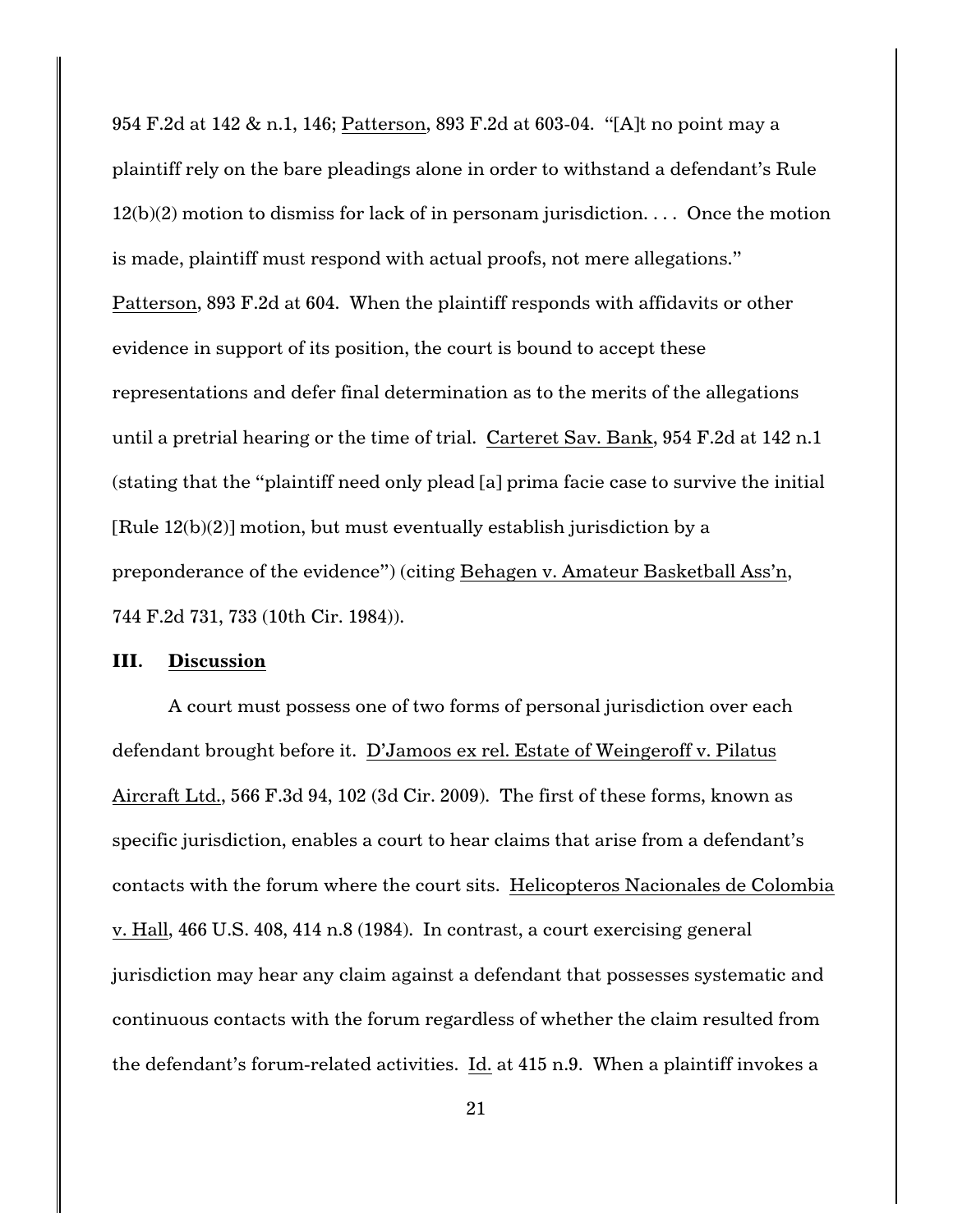954 F.2d at 142 & n.1, 146; Patterson, 893 F.2d at 603-04. "[A]t no point may a plaintiff rely on the bare pleadings alone in order to withstand a defendant's Rule 12(b)(2) motion to dismiss for lack of in personam jurisdiction. . . . Once the motion is made, plaintiff must respond with actual proofs, not mere allegations." Patterson, 893 F.2d at 604. When the plaintiff responds with affidavits or other evidence in support of its position, the court is bound to accept these representations and defer final determination as to the merits of the allegations until a pretrial hearing or the time of trial. Carteret Sav. Bank, 954 F.2d at 142 n.1 (stating that the "plaintiff need only plead [a] prima facie case to survive the initial [Rule 12(b)(2)] motion, but must eventually establish jurisdiction by a preponderance of the evidence") (citing Behagen v. Amateur Basketball Ass'n, 744 F.2d 731, 733 (10th Cir. 1984)).

## III. Discussion

A court must possess one of two forms of personal jurisdiction over each defendant brought before it. D'Jamoos ex rel. Estate of Weingeroff v. Pilatus Aircraft Ltd., 566 F.3d 94, 102 (3d Cir. 2009). The first of these forms, known as specific jurisdiction, enables a court to hear claims that arise from a defendant's contacts with the forum where the court sits. Helicopteros Nacionales de Colombia v. Hall, 466 U.S. 408, 414 n.8 (1984). In contrast, a court exercising general jurisdiction may hear any claim against a defendant that possesses systematic and continuous contacts with the forum regardless of whether the claim resulted from the defendant's forum-related activities. Id. at 415 n.9. When a plaintiff invokes a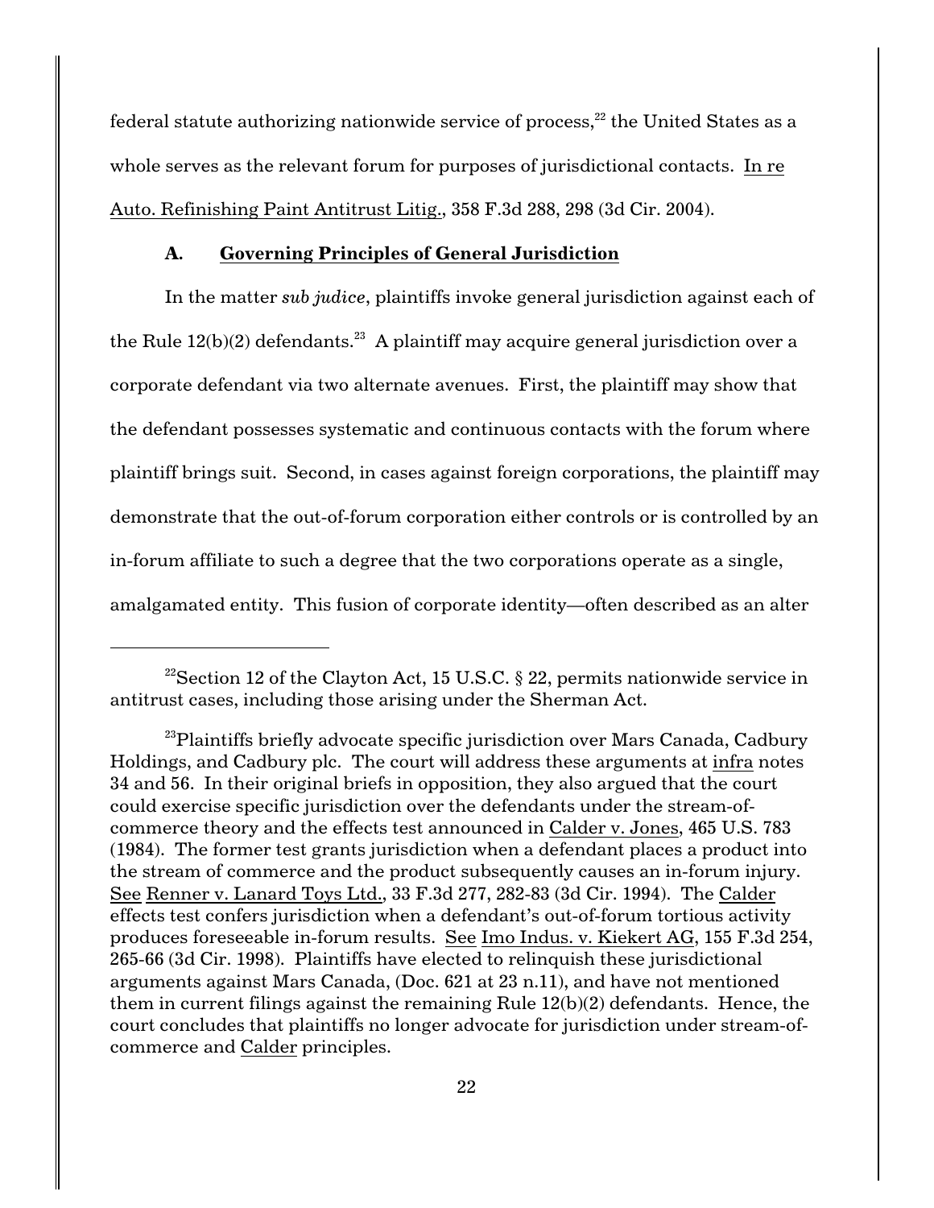federal statute authorizing nationwide service of process,[22] the United States as a whole serves as the relevant forum for purposes of jurisdictional contacts. In re Auto. Refinishing Paint Antitrust Litig., 358 F.3d 288, 298 (3d Cir. 2004).

### A. Governing Principles of General Jurisdiction

In the matter *sub judice*, plaintiffs invoke general jurisdiction against each of the Rule 12(b)(2) defendants.[23] A plaintiff may acquire general jurisdiction over a corporate defendant via two alternate avenues. First, the plaintiff may show that the defendant possesses systematic and continuous contacts with the forum where plaintiff brings suit. Second, in cases against foreign corporations, the plaintiff may demonstrate that the out-of-forum corporation either controls or is controlled by an in-forum affiliate to such a degree that the two corporations operate as a single, amalgamated entity. This fusion of corporate identity—often described as an alter

---

[22]Section 12 of the Clayton Act, 15 U.S.C. § 22, permits nationwide service in antitrust cases, including those arising under the Sherman Act.

[23]Plaintiffs briefly advocate specific jurisdiction over Mars Canada, Cadbury Holdings, and Cadbury plc. The court will address these arguments at infra notes 34 and 56. In their original briefs in opposition, they also argued that the court could exercise specific jurisdiction over the defendants under the stream-of-commerce theory and the effects test announced in Calder v. Jones, 465 U.S. 783 (1984). The former test grants jurisdiction when a defendant places a product into the stream of commerce and the product subsequently causes an in-forum injury. See Renner v. Lanard Toys Ltd., 33 F.3d 277, 282-83 (3d Cir. 1994). The Calder effects test confers jurisdiction when a defendant's out-of-forum tortious activity produces foreseeable in-forum results. See Imo Indus. v. Kiekert AG, 155 F.3d 254, 265-66 (3d Cir. 1998). Plaintiffs have elected to relinquish these jurisdictional arguments against Mars Canada, (Doc. 621 at 23 n.11), and have not mentioned them in current filings against the remaining Rule 12(b)(2) defendants. Hence, the court concludes that plaintiffs no longer advocate for jurisdiction under stream-of-commerce and Calder principles.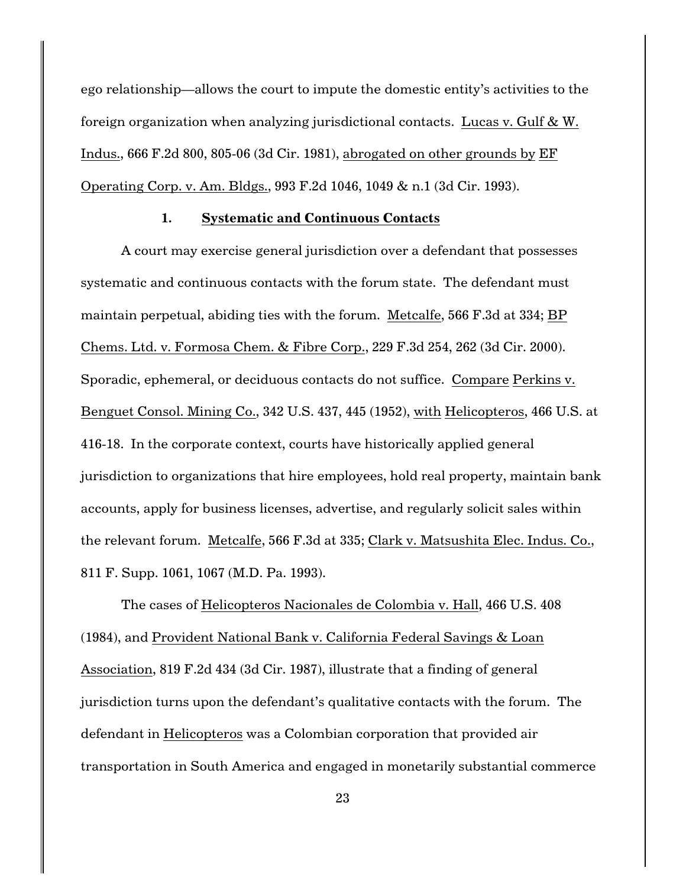ego relationship—allows the court to impute the domestic entity's activities to the foreign organization when analyzing jurisdictional contacts. Lucas v. Gulf & W. Indus., 666 F.2d 800, 805-06 (3d Cir. 1981), abrogated on other grounds by EF Operating Corp. v. Am. Bldgs., 993 F.2d 1046, 1049 & n.1 (3d Cir. 1993).

### 1. Systematic and Continuous Contacts

A court may exercise general jurisdiction over a defendant that possesses systematic and continuous contacts with the forum state. The defendant must maintain perpetual, abiding ties with the forum. Metcalfe, 566 F.3d at 334; BP Chems. Ltd. v. Formosa Chem. & Fibre Corp., 229 F.3d 254, 262 (3d Cir. 2000). Sporadic, ephemeral, or deciduous contacts do not suffice. Compare Perkins v. Benguet Consol. Mining Co., 342 U.S. 437, 445 (1952), with Helicopteros, 466 U.S. at 416-18. In the corporate context, courts have historically applied general jurisdiction to organizations that hire employees, hold real property, maintain bank accounts, apply for business licenses, advertise, and regularly solicit sales within the relevant forum. Metcalfe, 566 F.3d at 335; Clark v. Matsushita Elec. Indus. Co., 811 F. Supp. 1061, 1067 (M.D. Pa. 1993).

The cases of Helicopteros Nacionales de Colombia v. Hall, 466 U.S. 408 (1984), and Provident National Bank v. California Federal Savings & Loan Association, 819 F.2d 434 (3d Cir. 1987), illustrate that a finding of general jurisdiction turns upon the defendant's qualitative contacts with the forum. The defendant in Helicopteros was a Colombian corporation that provided air transportation in South America and engaged in monetarily substantial commerce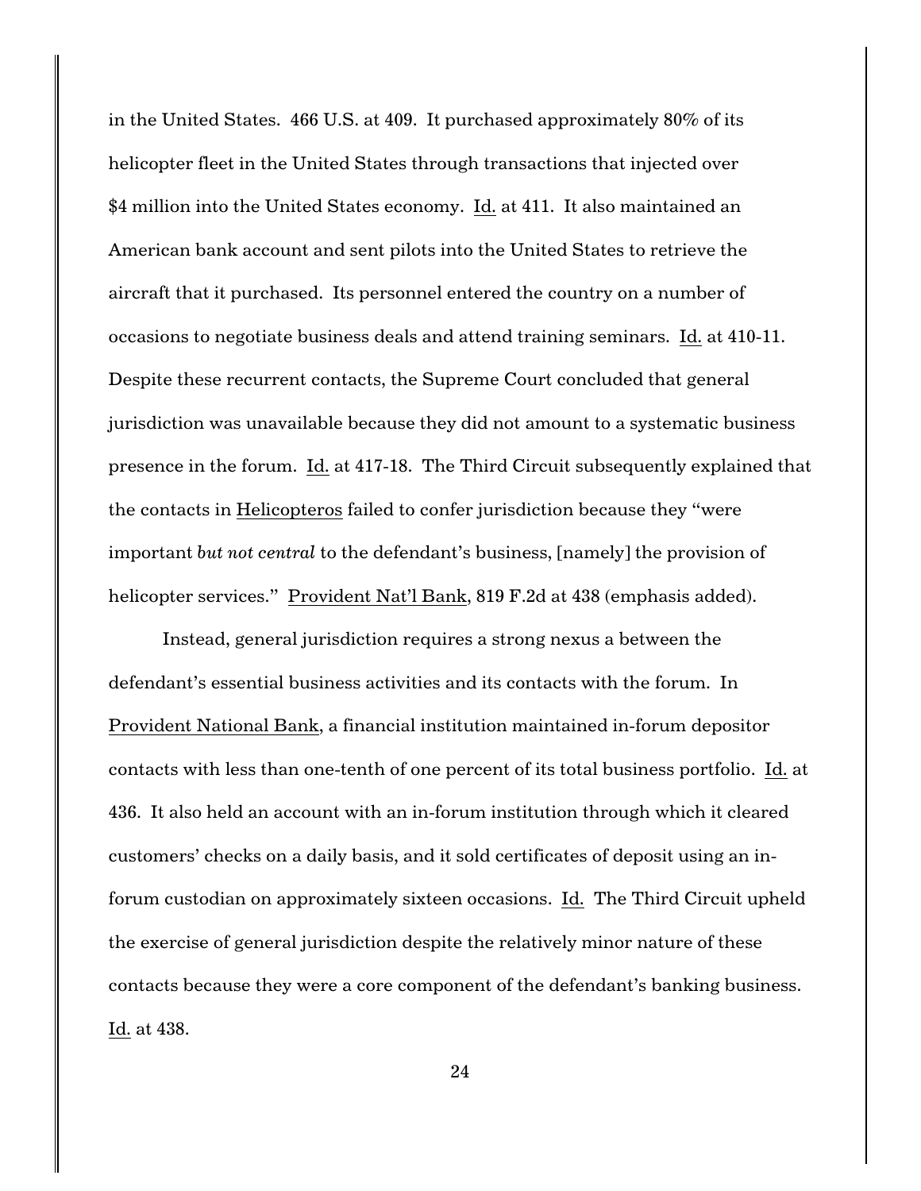in the United States. 466 U.S. at 409. It purchased approximately 80% of its helicopter fleet in the United States through transactions that injected over $4 million into the United States economy. Id. at 411. It also maintained an American bank account and sent pilots into the United States to retrieve the aircraft that it purchased. Its personnel entered the country on a number of occasions to negotiate business deals and attend training seminars. Id. at 410-11. Despite these recurrent contacts, the Supreme Court concluded that general jurisdiction was unavailable because they did not amount to a systematic business presence in the forum. Id. at 417-18. The Third Circuit subsequently explained that the contacts in Helicopteros failed to confer jurisdiction because they "were important *but not central* to the defendant's business, [namely] the provision of helicopter services." Provident Nat'l Bank, 819 F.2d at 438 (emphasis added).

Instead, general jurisdiction requires a strong nexus a between the defendant's essential business activities and its contacts with the forum. In Provident National Bank, a financial institution maintained in-forum depositor contacts with less than one-tenth of one percent of its total business portfolio. Id. at 436. It also held an account with an in-forum institution through which it cleared customers' checks on a daily basis, and it sold certificates of deposit using an in-forum custodian on approximately sixteen occasions. Id. The Third Circuit upheld the exercise of general jurisdiction despite the relatively minor nature of these contacts because they were a core component of the defendant's banking business. Id. at 438.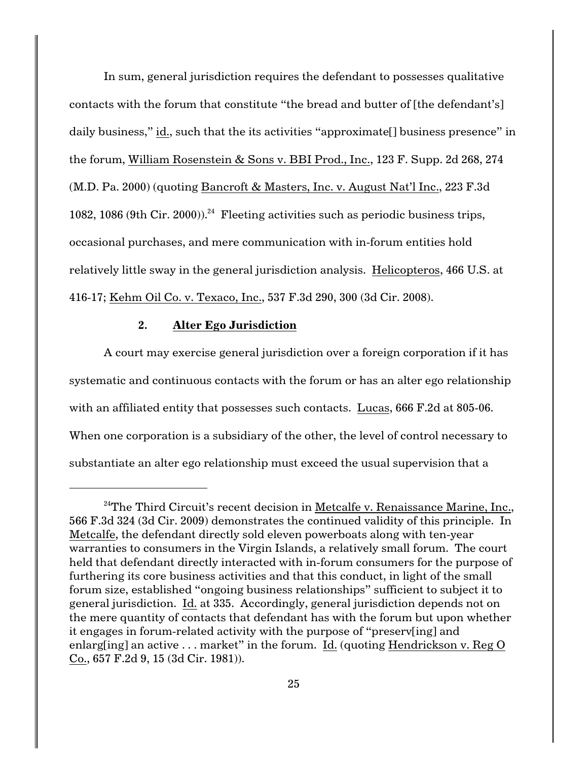In sum, general jurisdiction requires the defendant to possesses qualitative contacts with the forum that constitute "the bread and butter of [the defendant's] daily business," id., such that the its activities "approximate[] business presence" in the forum, William Rosenstein & Sons v. BBI Prod., Inc., 123 F. Supp. 2d 268, 274 (M.D. Pa. 2000) (quoting Bancroft & Masters, Inc. v. August Nat'l Inc., 223 F.3d 1082, 1086 (9th Cir. 2000)).[24] Fleeting activities such as periodic business trips, occasional purchases, and mere communication with in-forum entities hold relatively little sway in the general jurisdiction analysis. Helicopteros, 466 U.S. at 416-17; Kehm Oil Co. v. Texaco, Inc., 537 F.3d 290, 300 (3d Cir. 2008).

### 2. Alter Ego Jurisdiction

A court may exercise general jurisdiction over a foreign corporation if it has systematic and continuous contacts with the forum or has an alter ego relationship with an affiliated entity that possesses such contacts. Lucas, 666 F.2d at 805-06. When one corporation is a subsidiary of the other, the level of control necessary to substantiate an alter ego relationship must exceed the usual supervision that a

---

[24]The Third Circuit's recent decision in Metcalfe v. Renaissance Marine, Inc., 566 F.3d 324 (3d Cir. 2009) demonstrates the continued validity of this principle. In Metcalfe, the defendant directly sold eleven powerboats along with ten-year warranties to consumers in the Virgin Islands, a relatively small forum. The court held that defendant directly interacted with in-forum consumers for the purpose of furthering its core business activities and that this conduct, in light of the small forum size, established "ongoing business relationships" sufficient to subject it to general jurisdiction. Id. at 335. Accordingly, general jurisdiction depends not on the mere quantity of contacts that defendant has with the forum but upon whether it engages in forum-related activity with the purpose of "preserv[ing] and enlarg[ing] an active . . . market" in the forum. Id. (quoting Hendrickson v. Reg O Co., 657 F.2d 9, 15 (3d Cir. 1981)).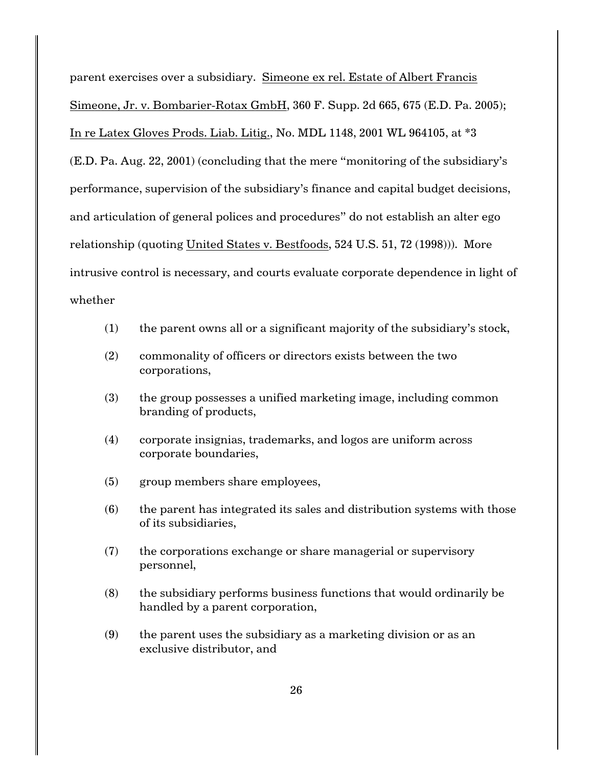parent exercises over a subsidiary. Simeone ex rel. Estate of Albert Francis Simeone, Jr. v. Bombarier-Rotax GmbH, 360 F. Supp. 2d 665, 675 (E.D. Pa. 2005); In re Latex Gloves Prods. Liab. Litig., No. MDL 1148, 2001 WL 964105, at *3 (E.D. Pa. Aug. 22, 2001) (concluding that the mere "monitoring of the subsidiary's performance, supervision of the subsidiary's finance and capital budget decisions, and articulation of general polices and procedures" do not establish an alter ego relationship (quoting United States v. Bestfoods, 524 U.S. 51, 72 (1998))). More intrusive control is necessary, and courts evaluate corporate dependence in light of whether

(1) the parent owns all or a significant majority of the subsidiary's stock,

(2) commonality of officers or directors exists between the two corporations,

(3) the group possesses a unified marketing image, including common branding of products,

(4) corporate insignias, trademarks, and logos are uniform across corporate boundaries,

(5) group members share employees,

(6) the parent has integrated its sales and distribution systems with those of its subsidiaries,

(7) the corporations exchange or share managerial or supervisory personnel,

(8) the subsidiary performs business functions that would ordinarily be handled by a parent corporation,

(9) the parent uses the subsidiary as a marketing division or as an exclusive distributor, and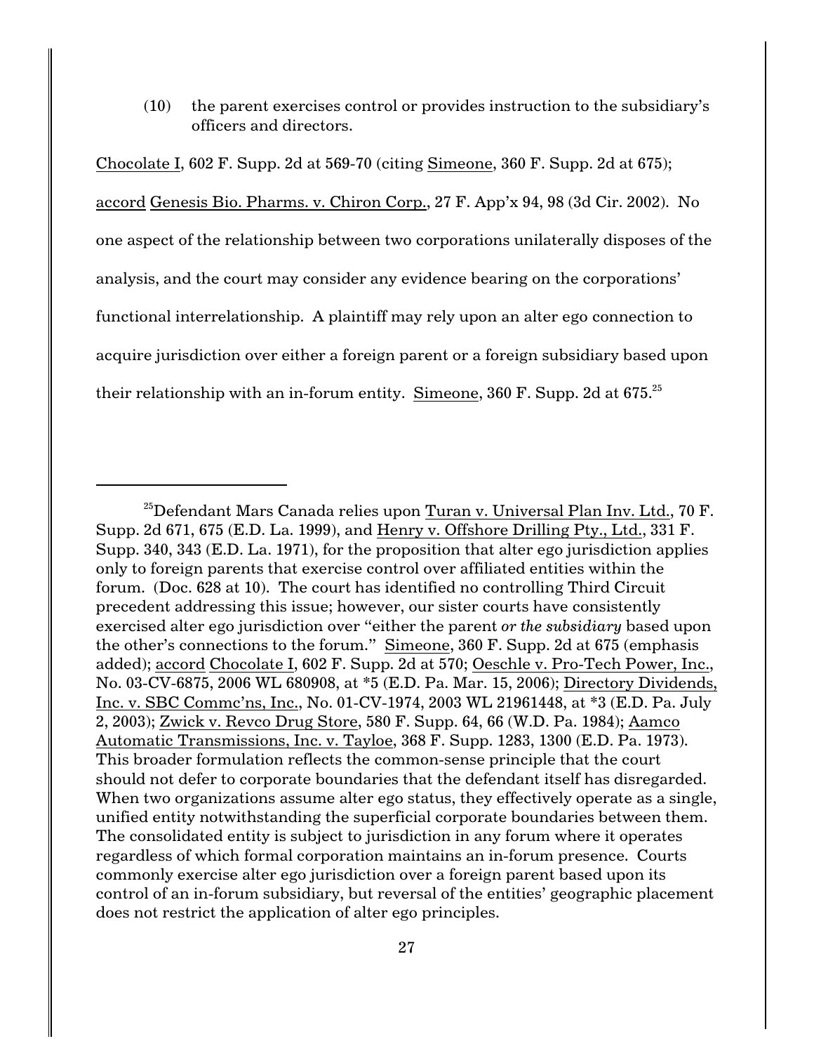(10) the parent exercises control or provides instruction to the subsidiary's officers and directors.

Chocolate I, 602 F. Supp. 2d at 569-70 (citing Simeone, 360 F. Supp. 2d at 675); accord Genesis Bio. Pharms. v. Chiron Corp., 27 F. App'x 94, 98 (3d Cir. 2002). No one aspect of the relationship between two corporations unilaterally disposes of the analysis, and the court may consider any evidence bearing on the corporations' functional interrelationship. A plaintiff may rely upon an alter ego connection to acquire jurisdiction over either a foreign parent or a foreign subsidiary based upon their relationship with an in-forum entity. Simeone, 360 F. Supp. 2d at 675.[25]

---

[25]Defendant Mars Canada relies upon Turan v. Universal Plan Inv. Ltd., 70 F. Supp. 2d 671, 675 (E.D. La. 1999), and Henry v. Offshore Drilling Pty., Ltd., 331 F. Supp. 340, 343 (E.D. La. 1971), for the proposition that alter ego jurisdiction applies only to foreign parents that exercise control over affiliated entities within the forum. (Doc. 628 at 10). The court has identified no controlling Third Circuit precedent addressing this issue; however, our sister courts have consistently exercised alter ego jurisdiction over "either the parent *or the subsidiary* based upon the other's connections to the forum." Simeone, 360 F. Supp. 2d at 675 (emphasis added); accord Chocolate I, 602 F. Supp. 2d at 570; Oeschle v. Pro-Tech Power, Inc., No. 03-CV-6875, 2006 WL 680908, at *5 (E.D. Pa. Mar. 15, 2006); Directory Dividends, Inc. v. SBC Commc'ns, Inc., No. 01-CV-1974, 2003 WL 21961448, at *3 (E.D. Pa. July 2, 2003); Zwick v. Revco Drug Store, 580 F. Supp. 64, 66 (W.D. Pa. 1984); Aamco Automatic Transmissions, Inc. v. Tayloe, 368 F. Supp. 1283, 1300 (E.D. Pa. 1973). This broader formulation reflects the common-sense principle that the court should not defer to corporate boundaries that the defendant itself has disregarded. When two organizations assume alter ego status, they effectively operate as a single, unified entity notwithstanding the superficial corporate boundaries between them. The consolidated entity is subject to jurisdiction in any forum where it operates regardless of which formal corporation maintains an in-forum presence. Courts commonly exercise alter ego jurisdiction over a foreign parent based upon its control of an in-forum subsidiary, but reversal of the entities' geographic placement does not restrict the application of alter ego principles.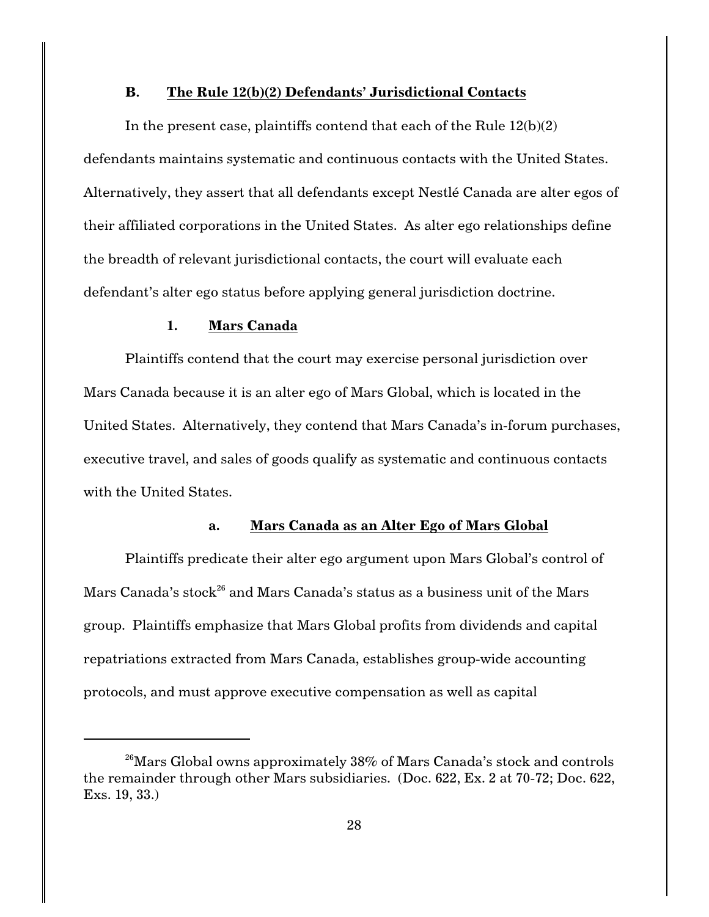### B. The Rule 12(b)(2) Defendants' Jurisdictional Contacts

In the present case, plaintiffs contend that each of the Rule 12(b)(2) defendants maintains systematic and continuous contacts with the United States. Alternatively, they assert that all defendants except Nestlé Canada are alter egos of their affiliated corporations in the United States. As alter ego relationships define the breadth of relevant jurisdictional contacts, the court will evaluate each defendant's alter ego status before applying general jurisdiction doctrine.

#### 1. Mars Canada

Plaintiffs contend that the court may exercise personal jurisdiction over Mars Canada because it is an alter ego of Mars Global, which is located in the United States. Alternatively, they contend that Mars Canada's in-forum purchases, executive travel, and sales of goods qualify as systematic and continuous contacts with the United States.

##### a. Mars Canada as an Alter Ego of Mars Global

Plaintiffs predicate their alter ego argument upon Mars Global's control of Mars Canada's stock[26] and Mars Canada's status as a business unit of the Mars group. Plaintiffs emphasize that Mars Global profits from dividends and capital repatriations extracted from Mars Canada, establishes group-wide accounting protocols, and must approve executive compensation as well as capital

---

[26] Mars Global owns approximately 38% of Mars Canada's stock and controls the remainder through other Mars subsidiaries. (Doc. 622, Ex. 2 at 70-72; Doc. 622, Exs. 19, 33.)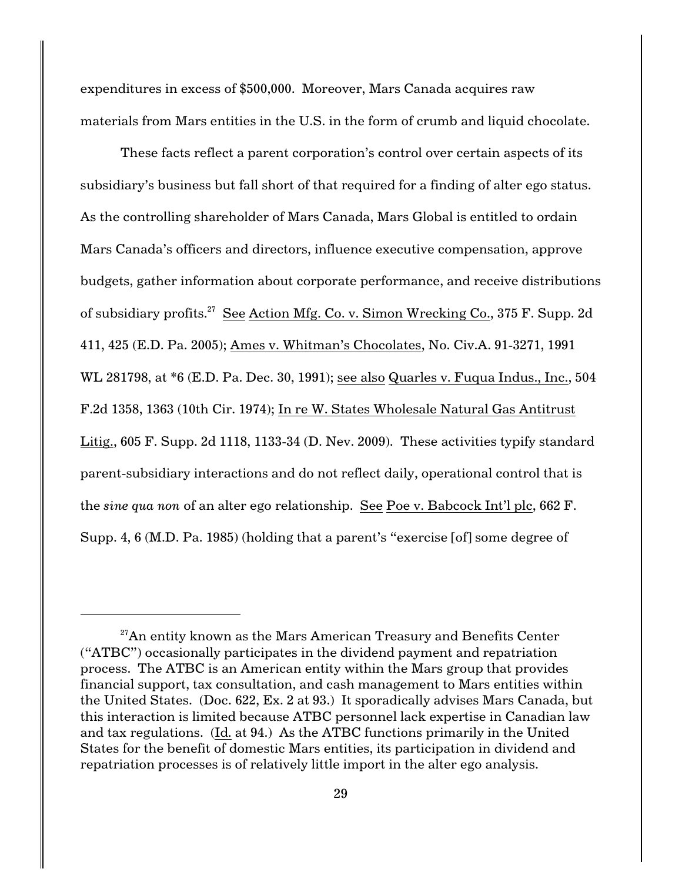expenditures in excess of $500,000. Moreover, Mars Canada acquires raw materials from Mars entities in the U.S. in the form of crumb and liquid chocolate.

These facts reflect a parent corporation's control over certain aspects of its subsidiary's business but fall short of that required for a finding of alter ego status. As the controlling shareholder of Mars Canada, Mars Global is entitled to ordain Mars Canada's officers and directors, influence executive compensation, approve budgets, gather information about corporate performance, and receive distributions of subsidiary profits.[27] See Action Mfg. Co. v. Simon Wrecking Co., 375 F. Supp. 2d 411, 425 (E.D. Pa. 2005); Ames v. Whitman's Chocolates, No. Civ.A. 91-3271, 1991 WL 281798, at *6 (E.D. Pa. Dec. 30, 1991); see also Quarles v. Fuqua Indus., Inc., 504 F.2d 1358, 1363 (10th Cir. 1974); In re W. States Wholesale Natural Gas Antitrust Litig., 605 F. Supp. 2d 1118, 1133-34 (D. Nev. 2009). These activities typify standard parent-subsidiary interactions and do not reflect daily, operational control that is the *sine qua non* of an alter ego relationship. See Poe v. Babcock Int'l plc, 662 F. Supp. 4, 6 (M.D. Pa. 1985) (holding that a parent's "exercise [of] some degree of

---

[27] An entity known as the Mars American Treasury and Benefits Center ("ATBC") occasionally participates in the dividend payment and repatriation process. The ATBC is an American entity within the Mars group that provides financial support, tax consultation, and cash management to Mars entities within the United States. (Doc. 622, Ex. 2 at 93.) It sporadically advises Mars Canada, but this interaction is limited because ATBC personnel lack expertise in Canadian law and tax regulations. (Id. at 94.) As the ATBC functions primarily in the United States for the benefit of domestic Mars entities, its participation in dividend and repatriation processes is of relatively little import in the alter ego analysis.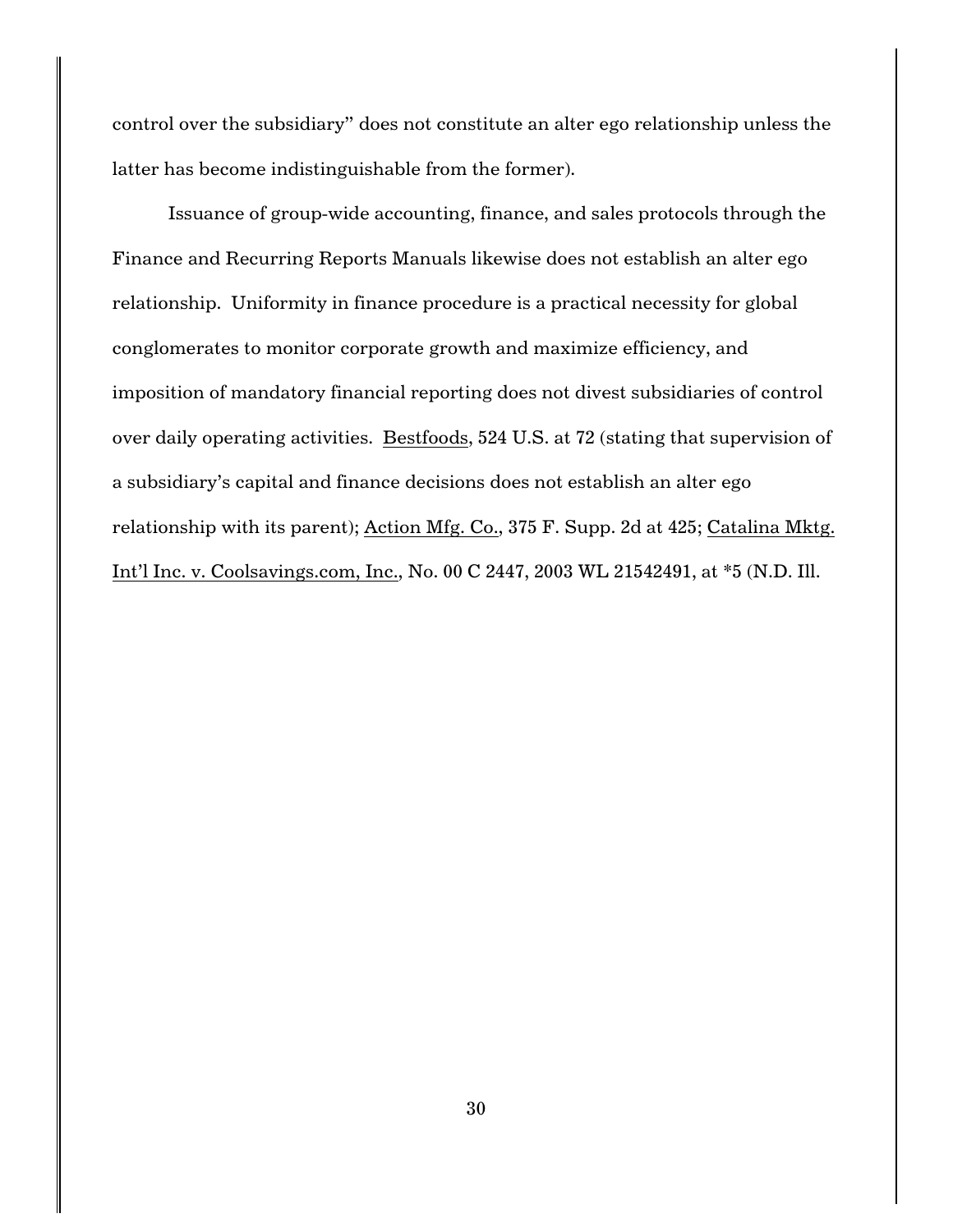control over the subsidiary" does not constitute an alter ego relationship unless the latter has become indistinguishable from the former).

Issuance of group-wide accounting, finance, and sales protocols through the Finance and Recurring Reports Manuals likewise does not establish an alter ego relationship. Uniformity in finance procedure is a practical necessity for global conglomerates to monitor corporate growth and maximize efficiency, and imposition of mandatory financial reporting does not divest subsidiaries of control over daily operating activities. Bestfoods, 524 U.S. at 72 (stating that supervision of a subsidiary's capital and finance decisions does not establish an alter ego relationship with its parent); Action Mfg. Co., 375 F. Supp. 2d at 425; Catalina Mktg. Int'l Inc. v. Coolsavings.com, Inc., No. 00 C 2447, 2003 WL 21542491, at *5 (N.D. Ill.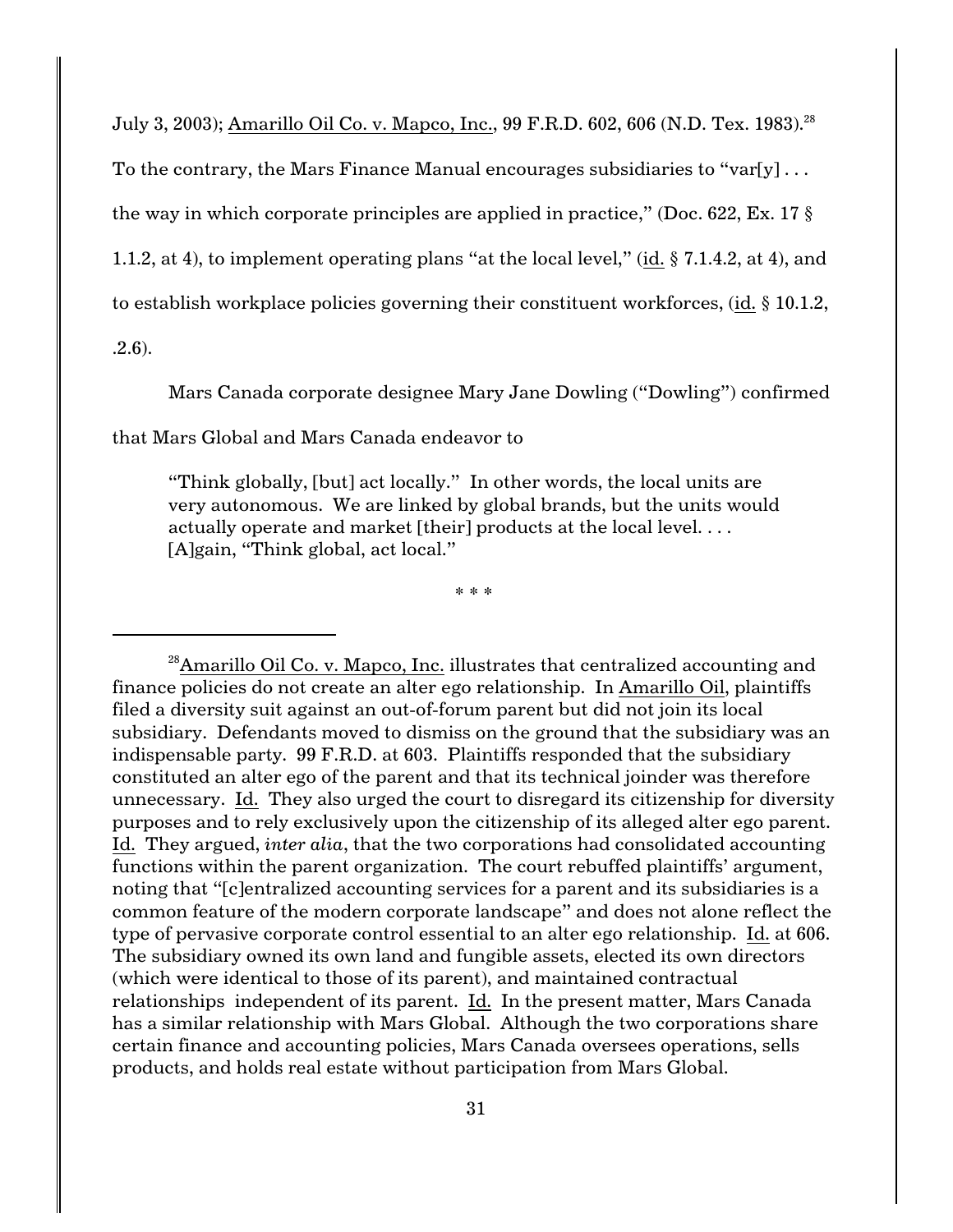July 3, 2003); Amarillo Oil Co. v. Mapco, Inc., 99 F.R.D. 602, 606 (N.D. Tex. 1983).[28] To the contrary, the Mars Finance Manual encourages subsidiaries to "var[y] . . . the way in which corporate principles are applied in practice," (Doc. 622, Ex. 17 § 1.1.2, at 4), to implement operating plans "at the local level," (id. § 7.1.4.2, at 4), and to establish workplace policies governing their constituent workforces, (id. § 10.1.2, .2.6).

Mars Canada corporate designee Mary Jane Dowling ("Dowling") confirmed that Mars Global and Mars Canada endeavor to

> "Think globally, [but] act locally." In other words, the local units are very autonomous. We are linked by global brands, but the units would actually operate and market [their] products at the local level. . . . [A]gain, "Think global, act local."
>
> \* \* \*

---

[28] Amarillo Oil Co. v. Mapco, Inc. illustrates that centralized accounting and finance policies do not create an alter ego relationship. In Amarillo Oil, plaintiffs filed a diversity suit against an out-of-forum parent but did not join its local subsidiary. Defendants moved to dismiss on the ground that the subsidiary was an indispensable party. 99 F.R.D. at 603. Plaintiffs responded that the subsidiary constituted an alter ego of the parent and that its technical joinder was therefore unnecessary. Id. They also urged the court to disregard its citizenship for diversity purposes and to rely exclusively upon the citizenship of its alleged alter ego parent. Id. They argued, *inter alia*, that the two corporations had consolidated accounting functions within the parent organization. The court rebuffed plaintiffs' argument, noting that "[c]entralized accounting services for a parent and its subsidiaries is a common feature of the modern corporate landscape" and does not alone reflect the type of pervasive corporate control essential to an alter ego relationship. Id. at 606. The subsidiary owned its own land and fungible assets, elected its own directors (which were identical to those of its parent), and maintained contractual relationships independent of its parent. Id. In the present matter, Mars Canada has a similar relationship with Mars Global. Although the two corporations share certain finance and accounting policies, Mars Canada oversees operations, sells products, and holds real estate without participation from Mars Global.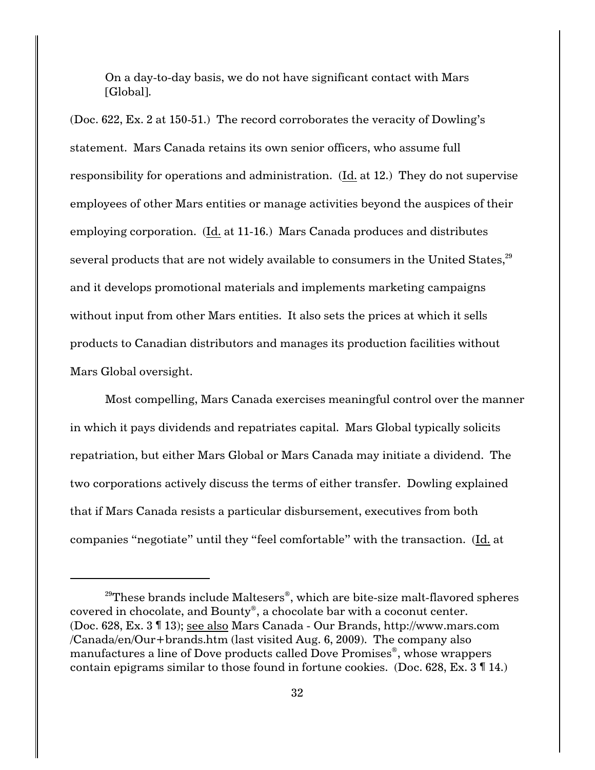On a day-to-day basis, we do not have significant contact with Mars [Global].

(Doc. 622, Ex. 2 at 150-51.) The record corroborates the veracity of Dowling's statement. Mars Canada retains its own senior officers, who assume full responsibility for operations and administration. (Id. at 12.) They do not supervise employees of other Mars entities or manage activities beyond the auspices of their employing corporation. (Id. at 11-16.) Mars Canada produces and distributes several products that are not widely available to consumers in the United States,[29] and it develops promotional materials and implements marketing campaigns without input from other Mars entities. It also sets the prices at which it sells products to Canadian distributors and manages its production facilities without Mars Global oversight.

Most compelling, Mars Canada exercises meaningful control over the manner in which it pays dividends and repatriates capital. Mars Global typically solicits repatriation, but either Mars Global or Mars Canada may initiate a dividend. The two corporations actively discuss the terms of either transfer. Dowling explained that if Mars Canada resists a particular disbursement, executives from both companies "negotiate" until they "feel comfortable" with the transaction. (Id. at

---

[29] These brands include Maltesers®, which are bite-size malt-flavored spheres covered in chocolate, and Bounty®, a chocolate bar with a coconut center. (Doc. 628, Ex. 3 ¶ 13); see also Mars Canada - Our Brands, http://www.mars.com/Canada/en/Our+brands.htm (last visited Aug. 6, 2009). The company also manufactures a line of Dove products called Dove Promises®, whose wrappers contain epigrams similar to those found in fortune cookies. (Doc. 628, Ex. 3 ¶ 14.)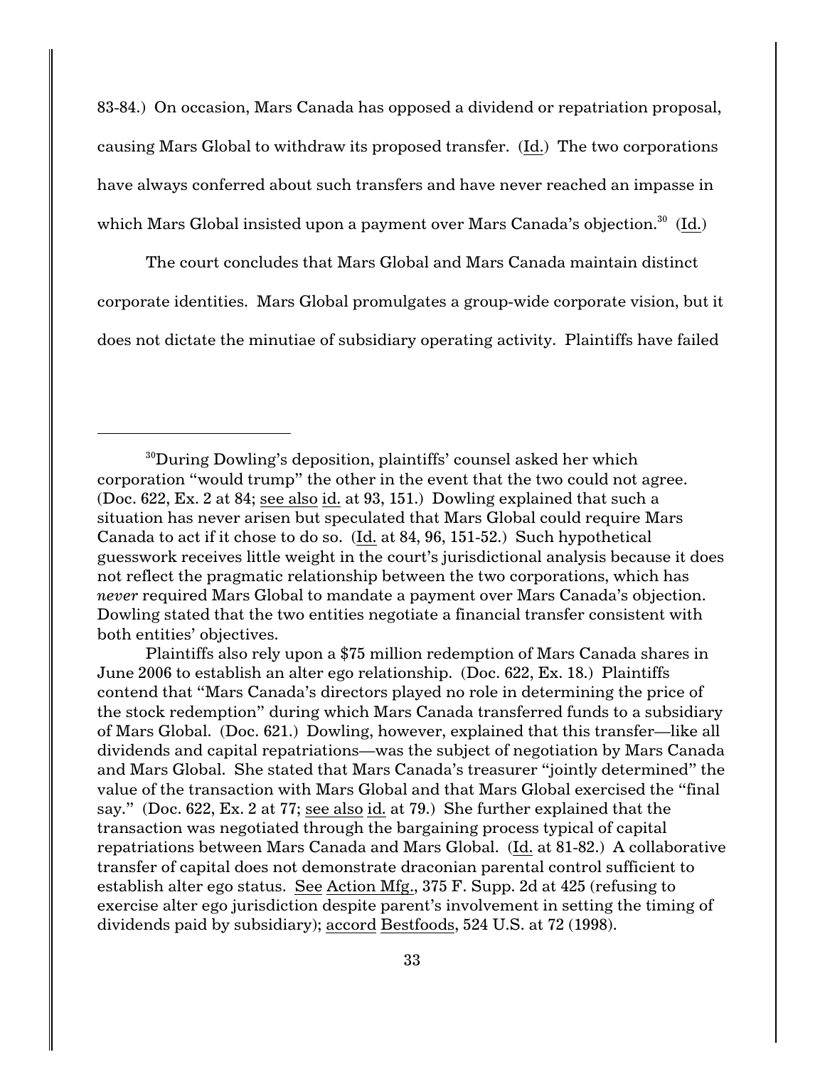83-84.) On occasion, Mars Canada has opposed a dividend or repatriation proposal, causing Mars Global to withdraw its proposed transfer. (Id.) The two corporations have always conferred about such transfers and have never reached an impasse in which Mars Global insisted upon a payment over Mars Canada's objection.[30] (Id.)

The court concludes that Mars Global and Mars Canada maintain distinct corporate identities. Mars Global promulgates a group-wide corporate vision, but it does not dictate the minutiae of subsidiary operating activity. Plaintiffs have failed

---

[30]During Dowling's deposition, plaintiffs' counsel asked her which corporation "would trump" the other in the event that the two could not agree. (Doc. 622, Ex. 2 at 84; see also id. at 93, 151.) Dowling explained that such a situation has never arisen but speculated that Mars Global could require Mars Canada to act if it chose to do so. (Id. at 84, 96, 151-52.) Such hypothetical guesswork receives little weight in the court's jurisdictional analysis because it does not reflect the pragmatic relationship between the two corporations, which has *never* required Mars Global to mandate a payment over Mars Canada's objection. Dowling stated that the two entities negotiate a financial transfer consistent with both entities' objectives.

Plaintiffs also rely upon a $75 million redemption of Mars Canada shares in June 2006 to establish an alter ego relationship. (Doc. 622, Ex. 18.) Plaintiffs contend that "Mars Canada's directors played no role in determining the price of the stock redemption" during which Mars Canada transferred funds to a subsidiary of Mars Global. (Doc. 621.) Dowling, however, explained that this transfer—like all dividends and capital repatriations—was the subject of negotiation by Mars Canada and Mars Global. She stated that Mars Canada's treasurer "jointly determined" the value of the transaction with Mars Global and that Mars Global exercised the "final say." (Doc. 622, Ex. 2 at 77; see also id. at 79.) She further explained that the transaction was negotiated through the bargaining process typical of capital repatriations between Mars Canada and Mars Global. (Id. at 81-82.) A collaborative transfer of capital does not demonstrate draconian parental control sufficient to establish alter ego status. See Action Mfg., 375 F. Supp. 2d at 425 (refusing to exercise alter ego jurisdiction despite parent's involvement in setting the timing of dividends paid by subsidiary); accord Bestfoods, 524 U.S. at 72 (1998).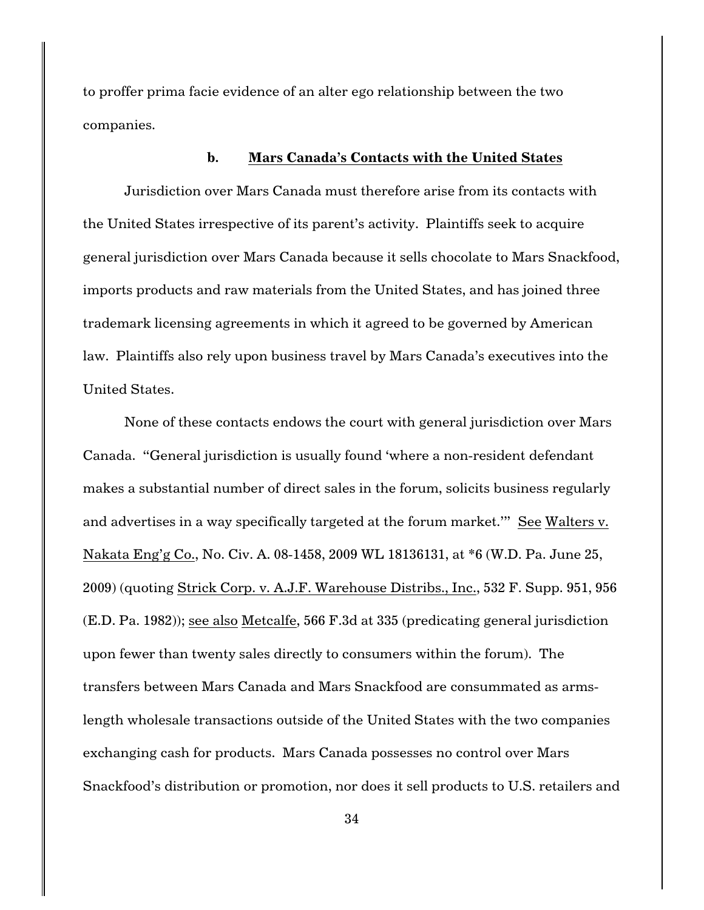to proffer prima facie evidence of an alter ego relationship between the two companies.

#### b. Mars Canada's Contacts with the United States

Jurisdiction over Mars Canada must therefore arise from its contacts with the United States irrespective of its parent's activity. Plaintiffs seek to acquire general jurisdiction over Mars Canada because it sells chocolate to Mars Snackfood, imports products and raw materials from the United States, and has joined three trademark licensing agreements in which it agreed to be governed by American law. Plaintiffs also rely upon business travel by Mars Canada's executives into the United States.

None of these contacts endows the court with general jurisdiction over Mars Canada. "General jurisdiction is usually found 'where a non-resident defendant makes a substantial number of direct sales in the forum, solicits business regularly and advertises in a way specifically targeted at the forum market.'" See Walters v. Nakata Eng'g Co., No. Civ. A. 08-1458, 2009 WL 18136131, at *6 (W.D. Pa. June 25, 2009) (quoting Strick Corp. v. A.J.F. Warehouse Distribs., Inc., 532 F. Supp. 951, 956 (E.D. Pa. 1982)); see also Metcalfe, 566 F.3d at 335 (predicating general jurisdiction upon fewer than twenty sales directly to consumers within the forum). The transfers between Mars Canada and Mars Snackfood are consummated as arms-length wholesale transactions outside of the United States with the two companies exchanging cash for products. Mars Canada possesses no control over Mars Snackfood's distribution or promotion, nor does it sell products to U.S. retailers and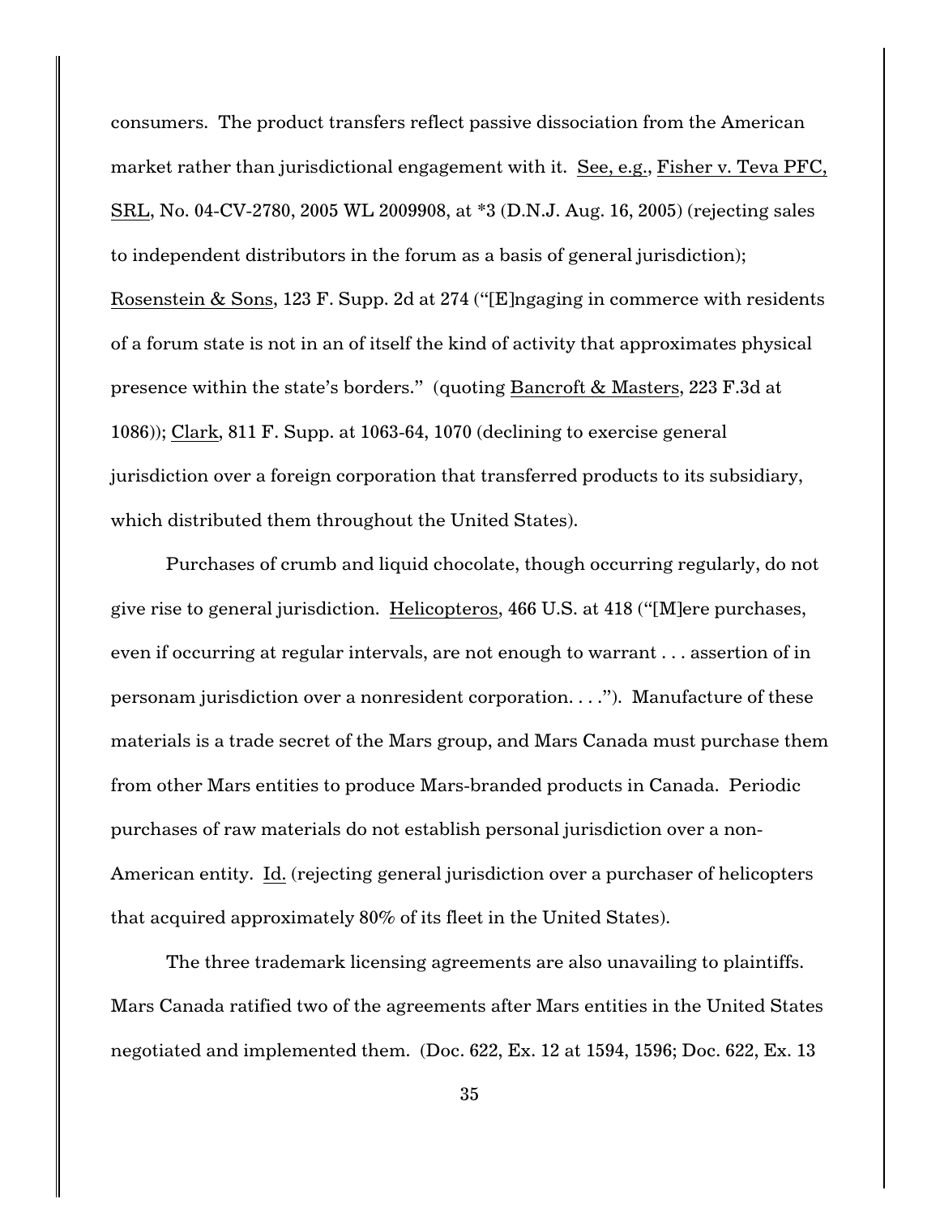consumers. The product transfers reflect passive dissociation from the American market rather than jurisdictional engagement with it. See, e.g., Fisher v. Teva PFC, SRL, No. 04-CV-2780, 2005 WL 2009908, at *3 (D.N.J. Aug. 16, 2005) (rejecting sales to independent distributors in the forum as a basis of general jurisdiction); Rosenstein & Sons, 123 F. Supp. 2d at 274 ("[E]ngaging in commerce with residents of a forum state is not in an of itself the kind of activity that approximates physical presence within the state's borders." (quoting Bancroft & Masters, 223 F.3d at 1086)); Clark, 811 F. Supp. at 1063-64, 1070 (declining to exercise general jurisdiction over a foreign corporation that transferred products to its subsidiary, which distributed them throughout the United States).

Purchases of crumb and liquid chocolate, though occurring regularly, do not give rise to general jurisdiction. Helicopteros, 466 U.S. at 418 ("[M]ere purchases, even if occurring at regular intervals, are not enough to warrant . . . assertion of in personam jurisdiction over a nonresident corporation. . . ."). Manufacture of these materials is a trade secret of the Mars group, and Mars Canada must purchase them from other Mars entities to produce Mars-branded products in Canada. Periodic purchases of raw materials do not establish personal jurisdiction over a non-American entity. Id. (rejecting general jurisdiction over a purchaser of helicopters that acquired approximately 80% of its fleet in the United States).

The three trademark licensing agreements are also unavailing to plaintiffs. Mars Canada ratified two of the agreements after Mars entities in the United States negotiated and implemented them. (Doc. 622, Ex. 12 at 1594, 1596; Doc. 622, Ex. 13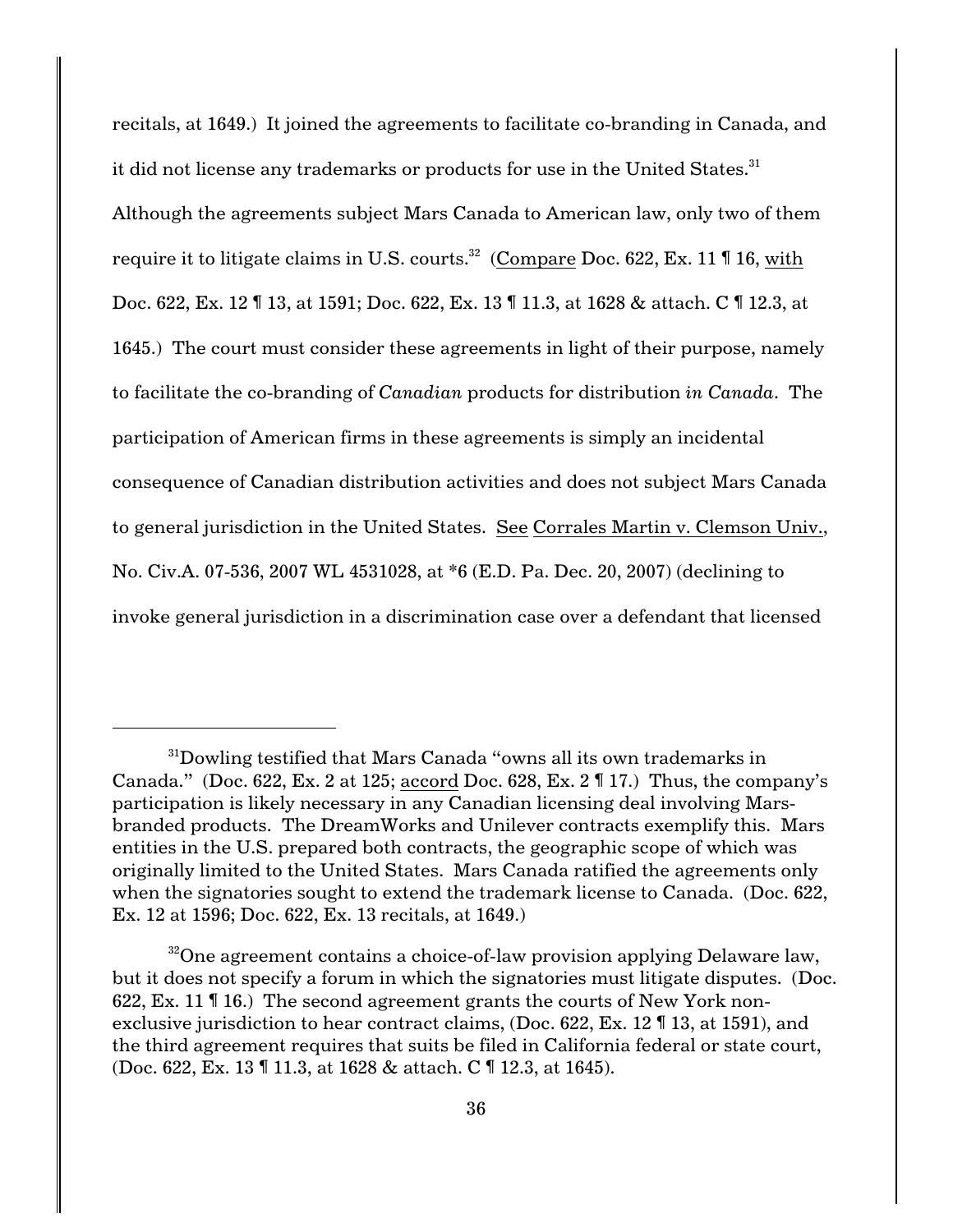recitals, at 1649.) It joined the agreements to facilitate co-branding in Canada, and it did not license any trademarks or products for use in the United States.[31] Although the agreements subject Mars Canada to American law, only two of them require it to litigate claims in U.S. courts.[32] (Compare Doc. 622, Ex. 11 ¶ 16, with Doc. 622, Ex. 12 ¶ 13, at 1591; Doc. 622, Ex. 13 ¶ 11.3, at 1628 & attach. C ¶ 12.3, at 1645.) The court must consider these agreements in light of their purpose, namely to facilitate the co-branding of *Canadian* products for distribution *in Canada*. The participation of American firms in these agreements is simply an incidental consequence of Canadian distribution activities and does not subject Mars Canada to general jurisdiction in the United States. See Corrales Martin v. Clemson Univ., No. Civ.A. 07-536, 2007 WL 4531028, at *6 (E.D. Pa. Dec. 20, 2007) (declining to invoke general jurisdiction in a discrimination case over a defendant that licensed

---

[31] Dowling testified that Mars Canada "owns all its own trademarks in Canada." (Doc. 622, Ex. 2 at 125; accord Doc. 628, Ex. 2 ¶ 17.) Thus, the company's participation is likely necessary in any Canadian licensing deal involving Mars-branded products. The DreamWorks and Unilever contracts exemplify this. Mars entities in the U.S. prepared both contracts, the geographic scope of which was originally limited to the United States. Mars Canada ratified the agreements only when the signatories sought to extend the trademark license to Canada. (Doc. 622, Ex. 12 at 1596; Doc. 622, Ex. 13 recitals, at 1649.)

[32] One agreement contains a choice-of-law provision applying Delaware law, but it does not specify a forum in which the signatories must litigate disputes. (Doc. 622, Ex. 11 ¶ 16.) The second agreement grants the courts of New York non-exclusive jurisdiction to hear contract claims, (Doc. 622, Ex. 12 ¶ 13, at 1591), and the third agreement requires that suits be filed in California federal or state court, (Doc. 622, Ex. 13 ¶ 11.3, at 1628 & attach. C ¶ 12.3, at 1645).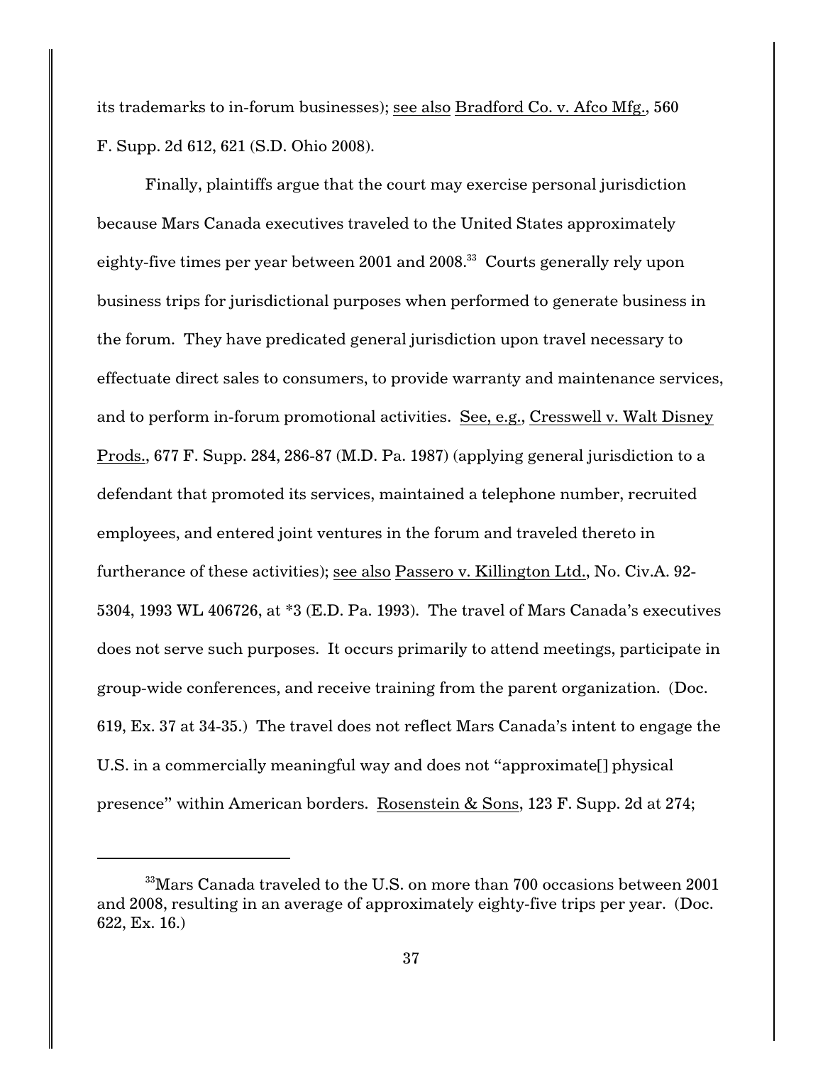its trademarks to in-forum businesses); see also Bradford Co. v. Afco Mfg., 560 F. Supp. 2d 612, 621 (S.D. Ohio 2008).

Finally, plaintiffs argue that the court may exercise personal jurisdiction because Mars Canada executives traveled to the United States approximately eighty-five times per year between 2001 and 2008.[33] Courts generally rely upon business trips for jurisdictional purposes when performed to generate business in the forum. They have predicated general jurisdiction upon travel necessary to effectuate direct sales to consumers, to provide warranty and maintenance services, and to perform in-forum promotional activities. See, e.g., Cresswell v. Walt Disney Prods., 677 F. Supp. 284, 286-87 (M.D. Pa. 1987) (applying general jurisdiction to a defendant that promoted its services, maintained a telephone number, recruited employees, and entered joint ventures in the forum and traveled thereto in furtherance of these activities); see also Passero v. Killington Ltd., No. Civ.A. 92-5304, 1993 WL 406726, at *3 (E.D. Pa. 1993). The travel of Mars Canada's executives does not serve such purposes. It occurs primarily to attend meetings, participate in group-wide conferences, and receive training from the parent organization. (Doc. 619, Ex. 37 at 34-35.) The travel does not reflect Mars Canada's intent to engage the U.S. in a commercially meaningful way and does not "approximate[] physical presence" within American borders. Rosenstein & Sons, 123 F. Supp. 2d at 274;

---

[33] Mars Canada traveled to the U.S. on more than 700 occasions between 2001 and 2008, resulting in an average of approximately eighty-five trips per year. (Doc. 622, Ex. 16.)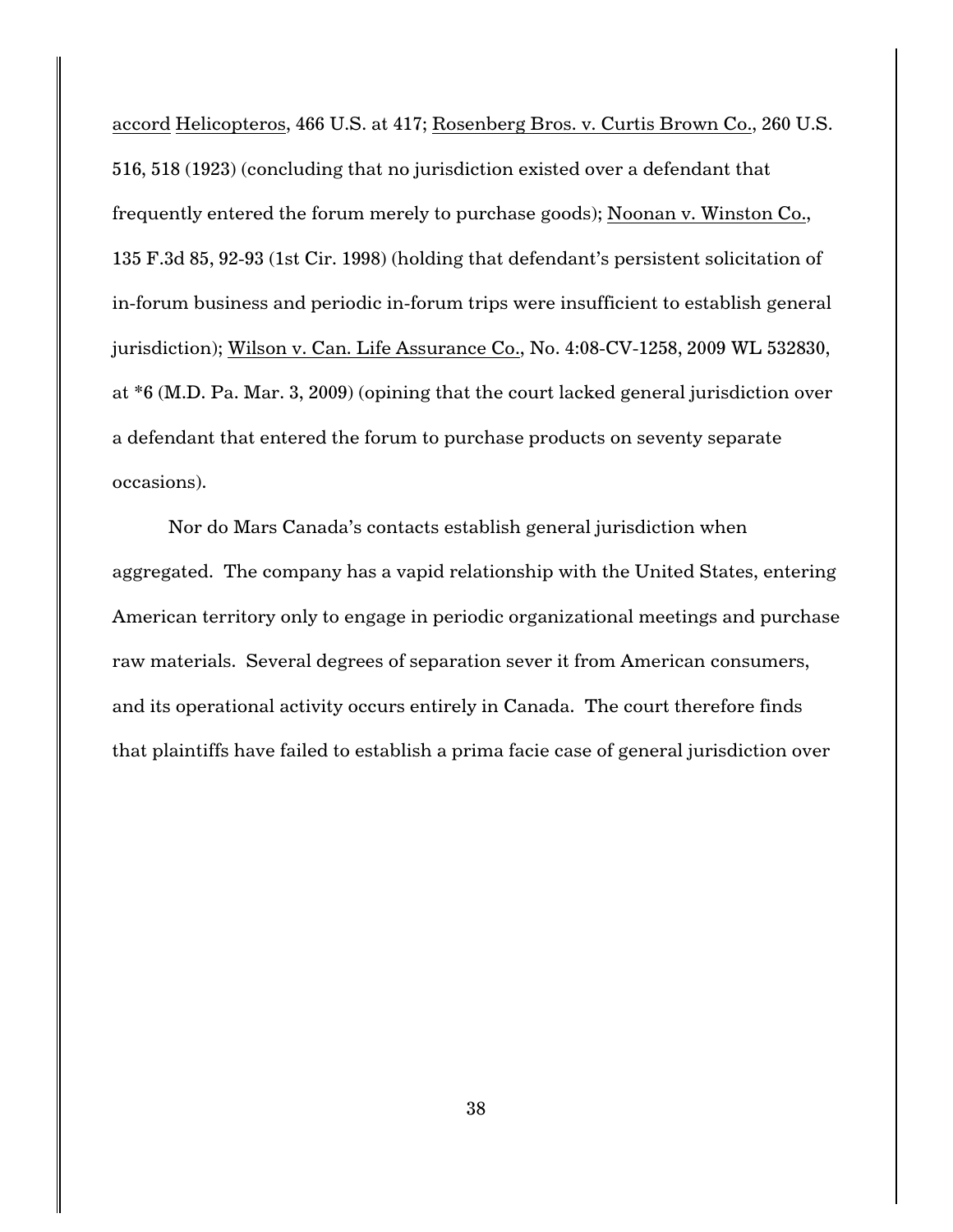accord Helicopteros, 466 U.S. at 417; Rosenberg Bros. v. Curtis Brown Co., 260 U.S. 516, 518 (1923) (concluding that no jurisdiction existed over a defendant that frequently entered the forum merely to purchase goods); Noonan v. Winston Co., 135 F.3d 85, 92-93 (1st Cir. 1998) (holding that defendant's persistent solicitation of in-forum business and periodic in-forum trips were insufficient to establish general jurisdiction); Wilson v. Can. Life Assurance Co., No. 4:08-CV-1258, 2009 WL 532830, at *6 (M.D. Pa. Mar. 3, 2009) (opining that the court lacked general jurisdiction over a defendant that entered the forum to purchase products on seventy separate occasions).

Nor do Mars Canada's contacts establish general jurisdiction when aggregated. The company has a vapid relationship with the United States, entering American territory only to engage in periodic organizational meetings and purchase raw materials. Several degrees of separation sever it from American consumers, and its operational activity occurs entirely in Canada. The court therefore finds that plaintiffs have failed to establish a prima facie case of general jurisdiction over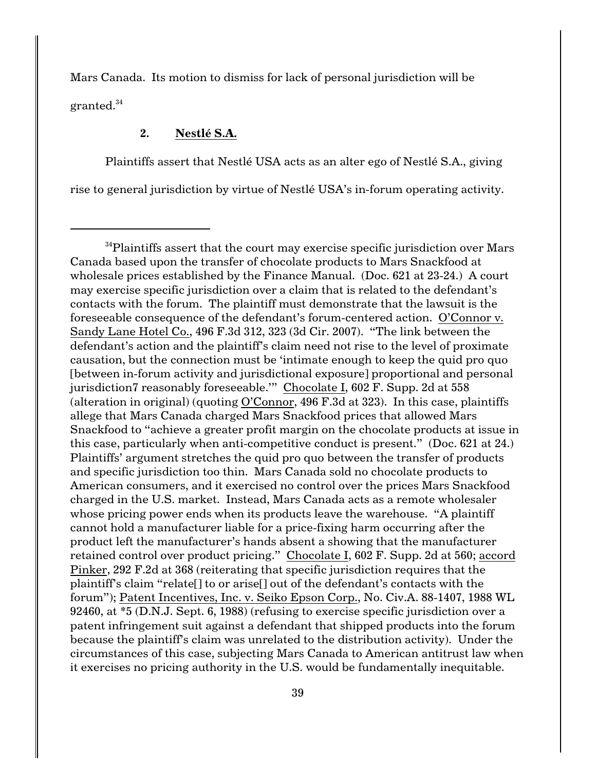Mars Canada. Its motion to dismiss for lack of personal jurisdiction will be granted.[34]

### 2. Nestlé S.A.

Plaintiffs assert that Nestlé USA acts as an alter ego of Nestlé S.A., giving rise to general jurisdiction by virtue of Nestlé USA's in-forum operating activity.

---

[34]Plaintiffs assert that the court may exercise specific jurisdiction over Mars Canada based upon the transfer of chocolate products to Mars Snackfood at wholesale prices established by the Finance Manual. (Doc. 621 at 23-24.) A court may exercise specific jurisdiction over a claim that is related to the defendant's contacts with the forum. The plaintiff must demonstrate that the lawsuit is the foreseeable consequence of the defendant's forum-centered action. O'Connor v. Sandy Lane Hotel Co., 496 F.3d 312, 323 (3d Cir. 2007). "The link between the defendant's action and the plaintiff's claim need not rise to the level of proximate causation, but the connection must be 'intimate enough to keep the quid pro quo [between in-forum activity and jurisdictional exposure] proportional and personal jurisdiction7 reasonably foreseeable.'" Chocolate I, 602 F. Supp. 2d at 558 (alteration in original) (quoting O'Connor, 496 F.3d at 323). In this case, plaintiffs allege that Mars Canada charged Mars Snackfood prices that allowed Mars Snackfood to "achieve a greater profit margin on the chocolate products at issue in this case, particularly when anti-competitive conduct is present." (Doc. 621 at 24.) Plaintiffs' argument stretches the quid pro quo between the transfer of products and specific jurisdiction too thin. Mars Canada sold no chocolate products to American consumers, and it exercised no control over the prices Mars Snackfood charged in the U.S. market. Instead, Mars Canada acts as a remote wholesaler whose pricing power ends when its products leave the warehouse. "A plaintiff cannot hold a manufacturer liable for a price-fixing harm occurring after the product left the manufacturer's hands absent a showing that the manufacturer retained control over product pricing." Chocolate I, 602 F. Supp. 2d at 560; accord Pinker, 292 F.2d at 368 (reiterating that specific jurisdiction requires that the plaintiff's claim "relate[] to or arise[] out of the defendant's contacts with the forum"); Patent Incentives, Inc. v. Seiko Epson Corp., No. Civ.A. 88-1407, 1988 WL 92460, at *5 (D.N.J. Sept. 6, 1988) (refusing to exercise specific jurisdiction over a patent infringement suit against a defendant that shipped products into the forum because the plaintiff's claim was unrelated to the distribution activity). Under the circumstances of this case, subjecting Mars Canada to American antitrust law when it exercises no pricing authority in the U.S. would be fundamentally inequitable.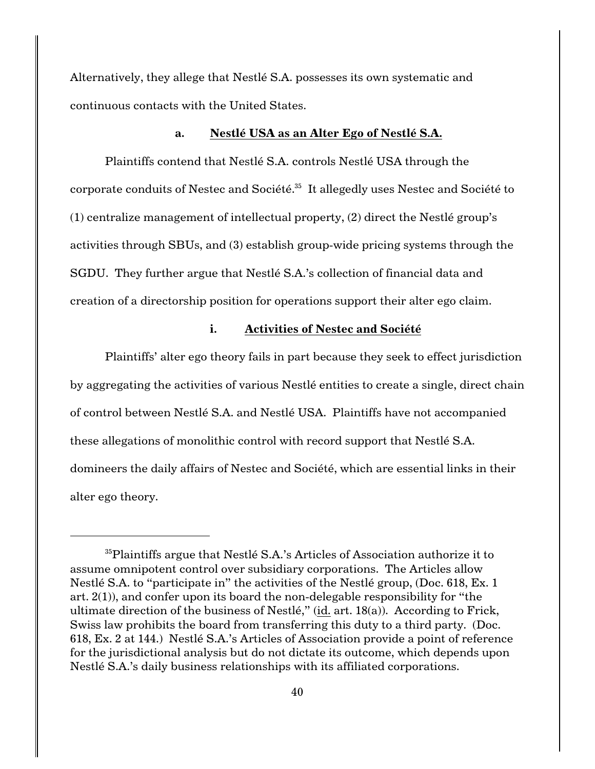Alternatively, they allege that Nestlé S.A. possesses its own systematic and continuous contacts with the United States.

**a. Nestlé USA as an Alter Ego of Nestlé S.A.**

Plaintiffs contend that Nestlé S.A. controls Nestlé USA through the corporate conduits of Nestec and Société.[35] It allegedly uses Nestec and Société to (1) centralize management of intellectual property, (2) direct the Nestlé group's activities through SBUs, and (3) establish group-wide pricing systems through the SGDU. They further argue that Nestlé S.A.'s collection of financial data and creation of a directorship position for operations support their alter ego claim.

**i. Activities of Nestec and Société**

Plaintiffs' alter ego theory fails in part because they seek to effect jurisdiction by aggregating the activities of various Nestlé entities to create a single, direct chain of control between Nestlé S.A. and Nestlé USA. Plaintiffs have not accompanied these allegations of monolithic control with record support that Nestlé S.A. domineers the daily affairs of Nestec and Société, which are essential links in their alter ego theory.

---

[35]Plaintiffs argue that Nestlé S.A.'s Articles of Association authorize it to assume omnipotent control over subsidiary corporations. The Articles allow Nestlé S.A. to "participate in" the activities of the Nestlé group, (Doc. 618, Ex. 1 art. 2(1)), and confer upon its board the non-delegable responsibility for "the ultimate direction of the business of Nestlé," (id. art. 18(a)). According to Frick, Swiss law prohibits the board from transferring this duty to a third party. (Doc. 618, Ex. 2 at 144.) Nestlé S.A.'s Articles of Association provide a point of reference for the jurisdictional analysis but do not dictate its outcome, which depends upon Nestlé S.A.'s daily business relationships with its affiliated corporations.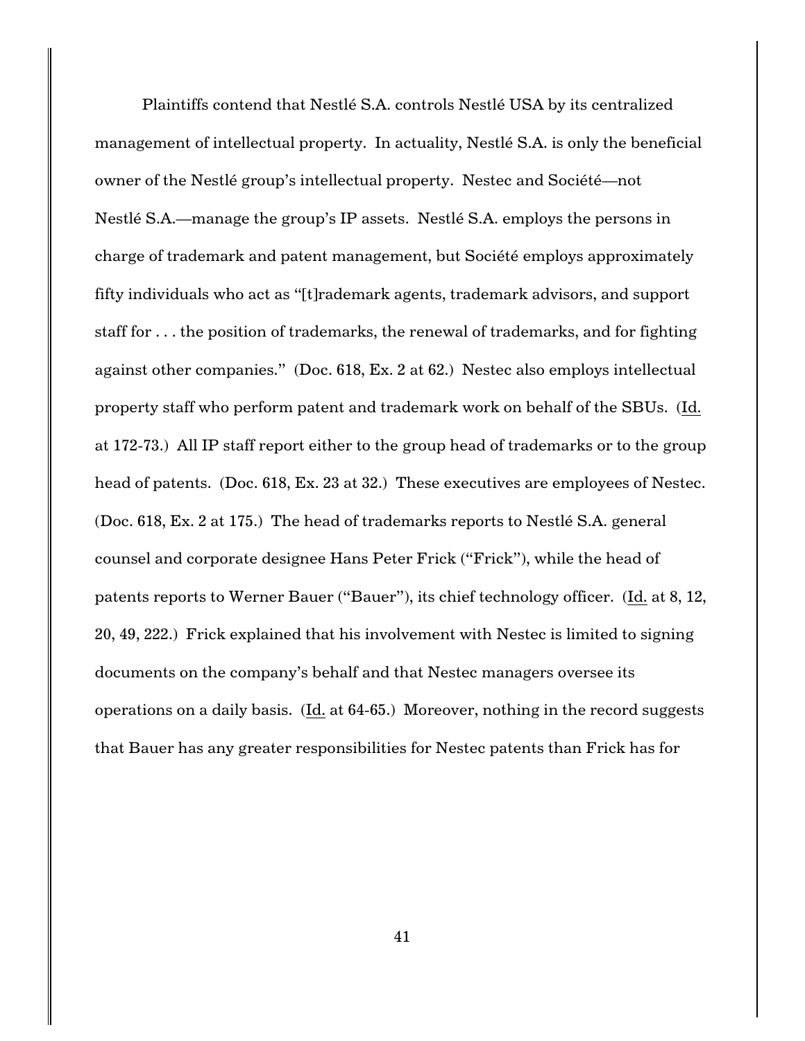Plaintiffs contend that Nestlé S.A. controls Nestlé USA by its centralized management of intellectual property. In actuality, Nestlé S.A. is only the beneficial owner of the Nestlé group's intellectual property. Nestec and Société—not Nestlé S.A.—manage the group's IP assets. Nestlé S.A. employs the persons in charge of trademark and patent management, but Société employs approximately fifty individuals who act as "[t]rademark agents, trademark advisors, and support staff for . . . the position of trademarks, the renewal of trademarks, and for fighting against other companies." (Doc. 618, Ex. 2 at 62.) Nestec also employs intellectual property staff who perform patent and trademark work on behalf of the SBUs. (Id. at 172-73.) All IP staff report either to the group head of trademarks or to the group head of patents. (Doc. 618, Ex. 23 at 32.) These executives are employees of Nestec. (Doc. 618, Ex. 2 at 175.) The head of trademarks reports to Nestlé S.A. general counsel and corporate designee Hans Peter Frick ("Frick"), while the head of patents reports to Werner Bauer ("Bauer"), its chief technology officer. (Id. at 8, 12, 20, 49, 222.) Frick explained that his involvement with Nestec is limited to signing documents on the company's behalf and that Nestec managers oversee its operations on a daily basis. (Id. at 64-65.) Moreover, nothing in the record suggests that Bauer has any greater responsibilities for Nestec patents than Frick has for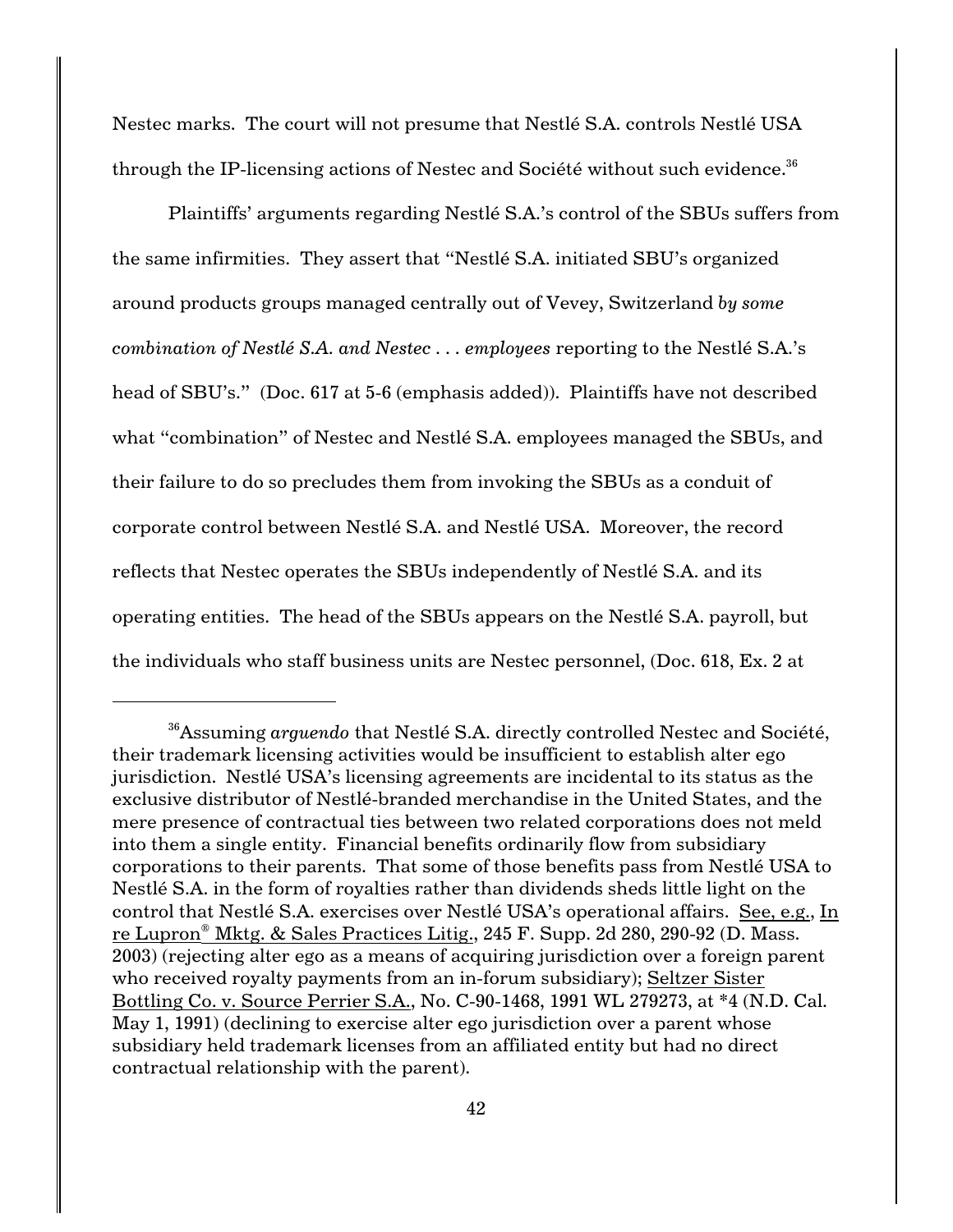Nestec marks. The court will not presume that Nestlé S.A. controls Nestlé USA through the IP-licensing actions of Nestec and Société without such evidence.[36]

Plaintiffs' arguments regarding Nestlé S.A.'s control of the SBUs suffers from the same infirmities. They assert that "Nestlé S.A. initiated SBU's organized around products groups managed centrally out of Vevey, Switzerland *by some combination of Nestlé S.A. and Nestec . . . employees* reporting to the Nestlé S.A.'s head of SBU's." (Doc. 617 at 5-6 (emphasis added)). Plaintiffs have not described what "combination" of Nestec and Nestlé S.A. employees managed the SBUs, and their failure to do so precludes them from invoking the SBUs as a conduit of corporate control between Nestlé S.A. and Nestlé USA. Moreover, the record reflects that Nestec operates the SBUs independently of Nestlé S.A. and its operating entities. The head of the SBUs appears on the Nestlé S.A. payroll, but the individuals who staff business units are Nestec personnel, (Doc. 618, Ex. 2 at

---

[36]Assuming *arguendo* that Nestlé S.A. directly controlled Nestec and Société, their trademark licensing activities would be insufficient to establish alter ego jurisdiction. Nestlé USA's licensing agreements are incidental to its status as the exclusive distributor of Nestlé-branded merchandise in the United States, and the mere presence of contractual ties between two related corporations does not meld into them a single entity. Financial benefits ordinarily flow from subsidiary corporations to their parents. That some of those benefits pass from Nestlé USA to Nestlé S.A. in the form of royalties rather than dividends sheds little light on the control that Nestlé S.A. exercises over Nestlé USA's operational affairs. See, e.g., In re Lupron® Mktg. & Sales Practices Litig., 245 F. Supp. 2d 280, 290-92 (D. Mass. 2003) (rejecting alter ego as a means of acquiring jurisdiction over a foreign parent who received royalty payments from an in-forum subsidiary); Seltzer Sister Bottling Co. v. Source Perrier S.A., No. C-90-1468, 1991 WL 279273, at *4 (N.D. Cal. May 1, 1991) (declining to exercise alter ego jurisdiction over a parent whose subsidiary held trademark licenses from an affiliated entity but had no direct contractual relationship with the parent).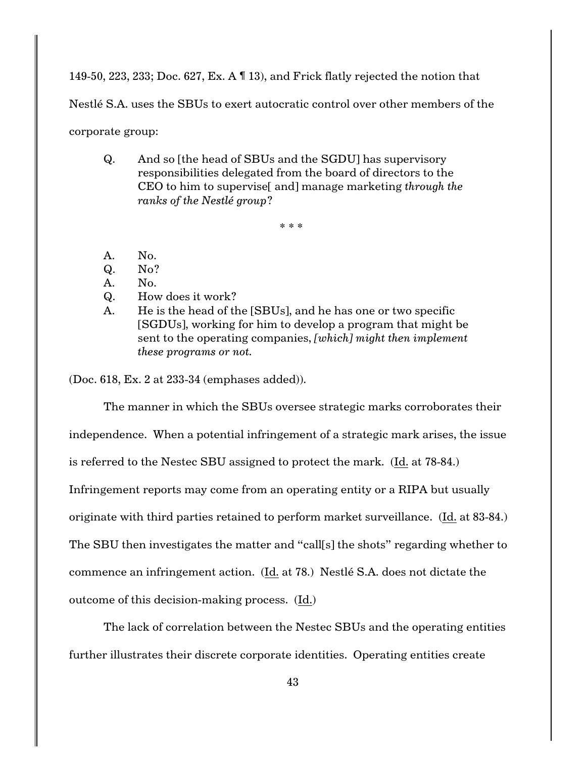149-50, 223, 233; Doc. 627, Ex. A ¶ 13), and Frick flatly rejected the notion that Nestlé S.A. uses the SBUs to exert autocratic control over other members of the corporate group:

> Q. And so [the head of SBUs and the SGDU] has supervisory responsibilities delegated from the board of directors to the CEO to him to supervise[ and] manage marketing *through the ranks of the Nestlé group*?
>
> \* \* \*
>
> A. No.
> Q. No?
> A. No.
> Q. How does it work?
> A. He is the head of the [SBUs], and he has one or two specific [SGDUs], working for him to develop a program that might be sent to the operating companies, *[which] might then implement these programs or not.*

(Doc. 618, Ex. 2 at 233-34 (emphases added)).

The manner in which the SBUs oversee strategic marks corroborates their independence. When a potential infringement of a strategic mark arises, the issue is referred to the Nestec SBU assigned to protect the mark. (Id. at 78-84.) Infringement reports may come from an operating entity or a RIPA but usually originate with third parties retained to perform market surveillance. (Id. at 83-84.) The SBU then investigates the matter and "call[s] the shots" regarding whether to commence an infringement action. (Id. at 78.) Nestlé S.A. does not dictate the outcome of this decision-making process. (Id.)

The lack of correlation between the Nestec SBUs and the operating entities further illustrates their discrete corporate identities. Operating entities create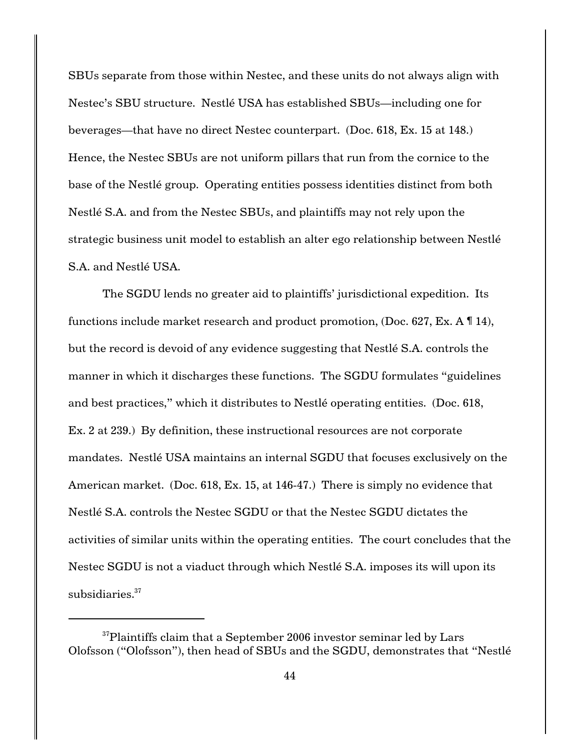SBUs separate from those within Nestec, and these units do not always align with Nestec's SBU structure. Nestlé USA has established SBUs—including one for beverages—that have no direct Nestec counterpart. (Doc. 618, Ex. 15 at 148.) Hence, the Nestec SBUs are not uniform pillars that run from the cornice to the base of the Nestlé group. Operating entities possess identities distinct from both Nestlé S.A. and from the Nestec SBUs, and plaintiffs may not rely upon the strategic business unit model to establish an alter ego relationship between Nestlé S.A. and Nestlé USA.

The SGDU lends no greater aid to plaintiffs' jurisdictional expedition. Its functions include market research and product promotion, (Doc. 627, Ex. A ¶ 14), but the record is devoid of any evidence suggesting that Nestlé S.A. controls the manner in which it discharges these functions. The SGDU formulates "guidelines and best practices," which it distributes to Nestlé operating entities. (Doc. 618, Ex. 2 at 239.) By definition, these instructional resources are not corporate mandates. Nestlé USA maintains an internal SGDU that focuses exclusively on the American market. (Doc. 618, Ex. 15, at 146-47.) There is simply no evidence that Nestlé S.A. controls the Nestec SGDU or that the Nestec SGDU dictates the activities of similar units within the operating entities. The court concludes that the Nestec SGDU is not a viaduct through which Nestlé S.A. imposes its will upon its subsidiaries.[37]

---

[37]Plaintiffs claim that a September 2006 investor seminar led by Lars Olofsson ("Olofsson"), then head of SBUs and the SGDU, demonstrates that "Nestlé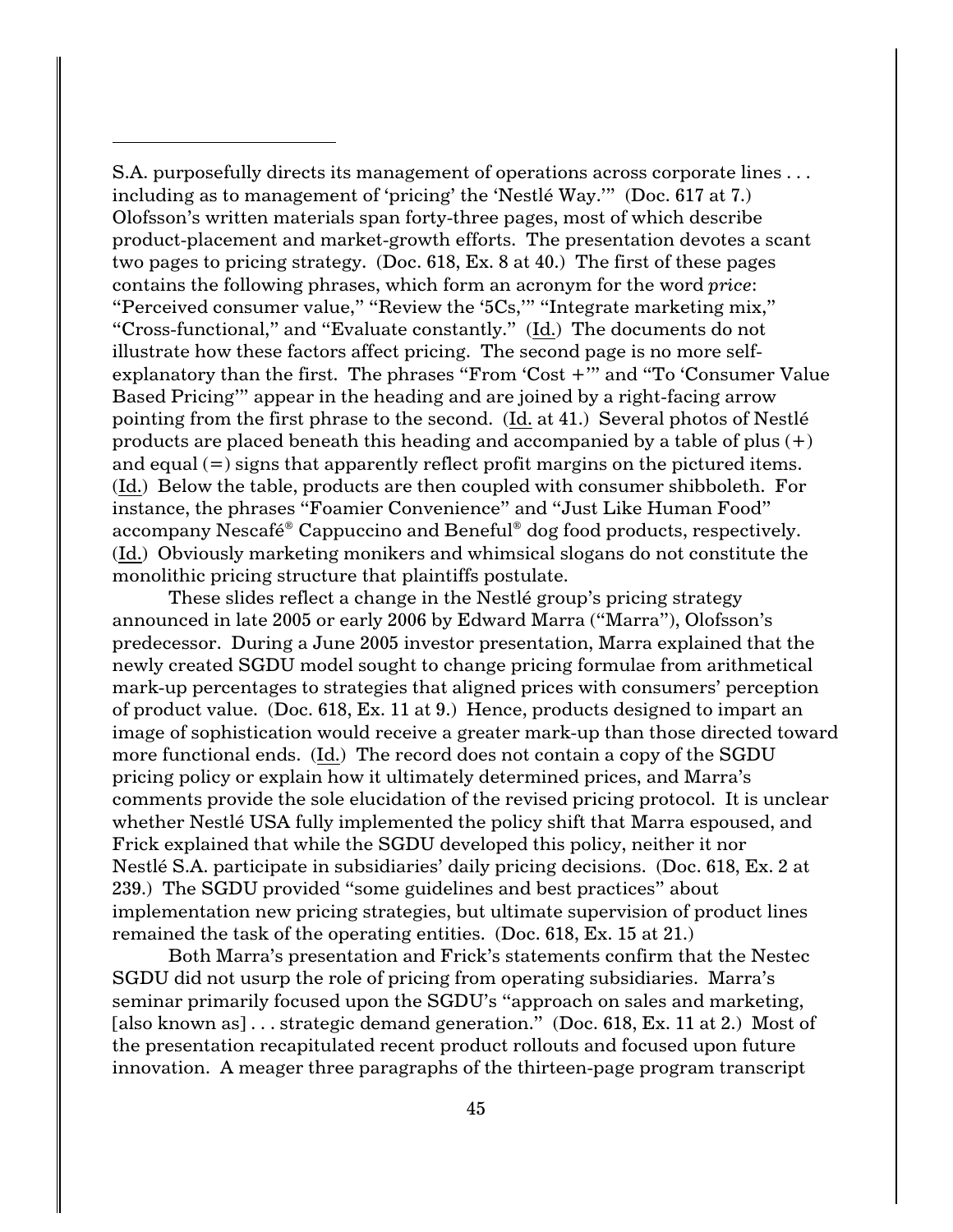S.A. purposefully directs its management of operations across corporate lines . . . including as to management of 'pricing' the 'Nestlé Way.'" (Doc. 617 at 7.) Olofsson's written materials span forty-three pages, most of which describe product-placement and market-growth efforts. The presentation devotes a scant two pages to pricing strategy. (Doc. 618, Ex. 8 at 40.) The first of these pages contains the following phrases, which form an acronym for the word *price*: "Perceived consumer value," "Review the '5Cs,'" "Integrate marketing mix," "Cross-functional," and "Evaluate constantly." (Id.) The documents do not illustrate how these factors affect pricing. The second page is no more self-explanatory than the first. The phrases "From 'Cost +'" and "To 'Consumer Value Based Pricing'" appear in the heading and are joined by a right-facing arrow pointing from the first phrase to the second. (Id. at 41.) Several photos of Nestlé products are placed beneath this heading and accompanied by a table of plus (+) and equal (=) signs that apparently reflect profit margins on the pictured items. (Id.) Below the table, products are then coupled with consumer shibboleth. For instance, the phrases "Foamier Convenience" and "Just Like Human Food" accompany Nescafé® Cappuccino and Beneful® dog food products, respectively. (Id.) Obviously marketing monikers and whimsical slogans do not constitute the monolithic pricing structure that plaintiffs postulate.

These slides reflect a change in the Nestlé group's pricing strategy announced in late 2005 or early 2006 by Edward Marra ("Marra"), Olofsson's predecessor. During a June 2005 investor presentation, Marra explained that the newly created SGDU model sought to change pricing formulae from arithmetical mark-up percentages to strategies that aligned prices with consumers' perception of product value. (Doc. 618, Ex. 11 at 9.) Hence, products designed to impart an image of sophistication would receive a greater mark-up than those directed toward more functional ends. (Id.) The record does not contain a copy of the SGDU pricing policy or explain how it ultimately determined prices, and Marra's comments provide the sole elucidation of the revised pricing protocol. It is unclear whether Nestlé USA fully implemented the policy shift that Marra espoused, and Frick explained that while the SGDU developed this policy, neither it nor Nestlé S.A. participate in subsidiaries' daily pricing decisions. (Doc. 618, Ex. 2 at 239.) The SGDU provided "some guidelines and best practices" about implementation new pricing strategies, but ultimate supervision of product lines remained the task of the operating entities. (Doc. 618, Ex. 15 at 21.)

Both Marra's presentation and Frick's statements confirm that the Nestec SGDU did not usurp the role of pricing from operating subsidiaries. Marra's seminar primarily focused upon the SGDU's "approach on sales and marketing, [also known as] . . . strategic demand generation." (Doc. 618, Ex. 11 at 2.) Most of the presentation recapitulated recent product rollouts and focused upon future innovation. A meager three paragraphs of the thirteen-page program transcript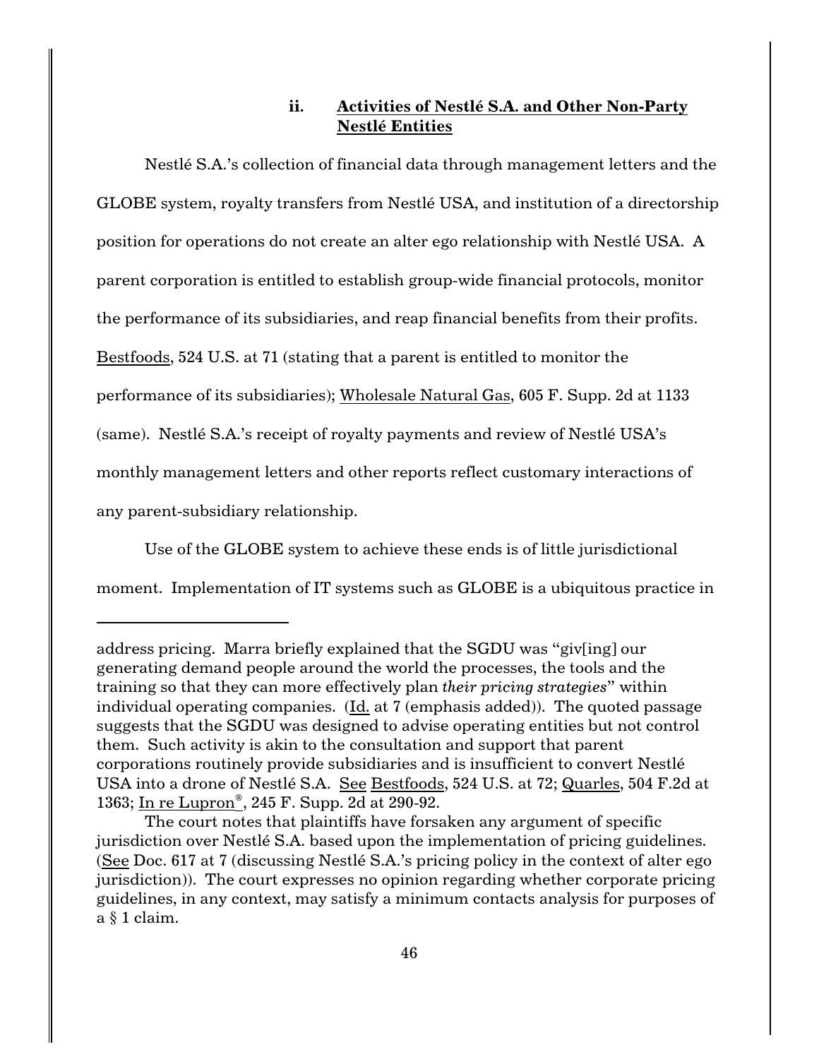### ii. **Activities of Nestlé S.A. and Other Non-Party Nestlé Entities**

Nestlé S.A.'s collection of financial data through management letters and the GLOBE system, royalty transfers from Nestlé USA, and institution of a directorship position for operations do not create an alter ego relationship with Nestlé USA. A parent corporation is entitled to establish group-wide financial protocols, monitor the performance of its subsidiaries, and reap financial benefits from their profits. Bestfoods, 524 U.S. at 71 (stating that a parent is entitled to monitor the performance of its subsidiaries); Wholesale Natural Gas, 605 F. Supp. 2d at 1133 (same). Nestlé S.A.'s receipt of royalty payments and review of Nestlé USA's monthly management letters and other reports reflect customary interactions of any parent-subsidiary relationship.

Use of the GLOBE system to achieve these ends is of little jurisdictional moment. Implementation of IT systems such as GLOBE is a ubiquitous practice in

---

address pricing. Marra briefly explained that the SGDU was "giv[ing] our generating demand people around the world the processes, the tools and the training so that they can more effectively plan *their pricing strategies*" within individual operating companies. (Id. at 7 (emphasis added)). The quoted passage suggests that the SGDU was designed to advise operating entities but not control them. Such activity is akin to the consultation and support that parent corporations routinely provide subsidiaries and is insufficient to convert Nestlé USA into a drone of Nestlé S.A. See Bestfoods, 524 U.S. at 72; Quarles, 504 F.2d at 1363; In re Lupron®, 245 F. Supp. 2d at 290-92.

The court notes that plaintiffs have forsaken any argument of specific jurisdiction over Nestlé S.A. based upon the implementation of pricing guidelines. (See Doc. 617 at 7 (discussing Nestlé S.A.'s pricing policy in the context of alter ego jurisdiction)). The court expresses no opinion regarding whether corporate pricing guidelines, in any context, may satisfy a minimum contacts analysis for purposes of a § 1 claim.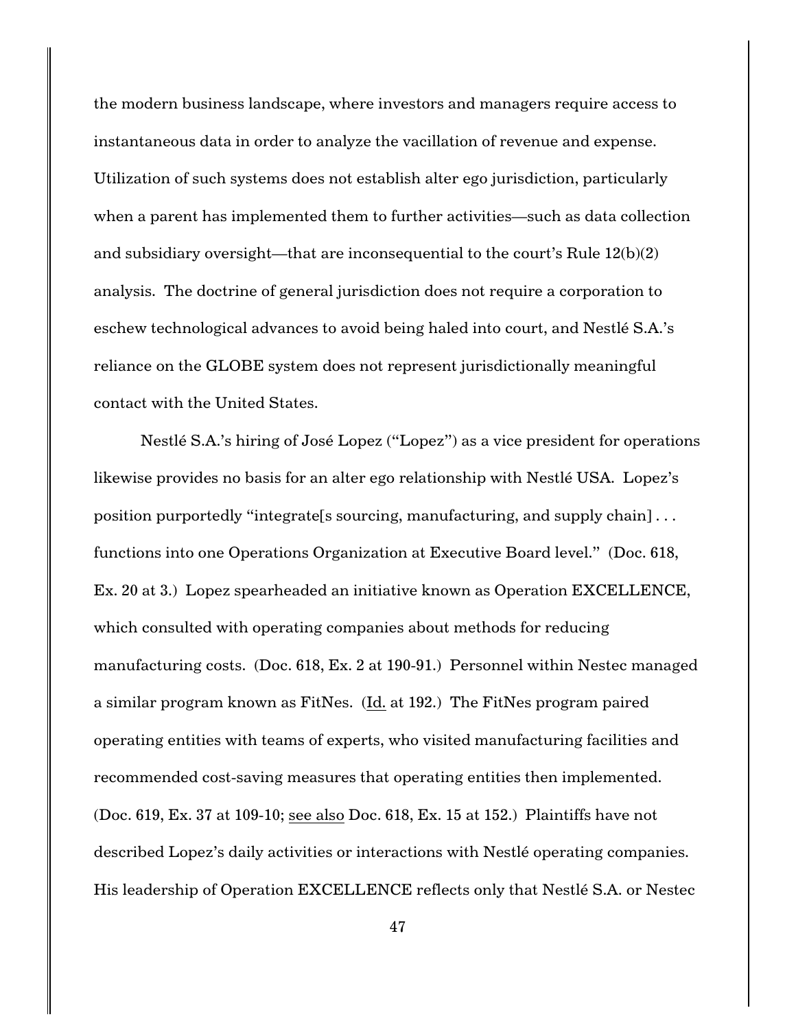the modern business landscape, where investors and managers require access to instantaneous data in order to analyze the vacillation of revenue and expense. Utilization of such systems does not establish alter ego jurisdiction, particularly when a parent has implemented them to further activities—such as data collection and subsidiary oversight—that are inconsequential to the court's Rule 12(b)(2) analysis. The doctrine of general jurisdiction does not require a corporation to eschew technological advances to avoid being haled into court, and Nestlé S.A.'s reliance on the GLOBE system does not represent jurisdictionally meaningful contact with the United States.

Nestlé S.A.'s hiring of José Lopez ("Lopez") as a vice president for operations likewise provides no basis for an alter ego relationship with Nestlé USA. Lopez's position purportedly "integrate[s sourcing, manufacturing, and supply chain] . . . functions into one Operations Organization at Executive Board level." (Doc. 618, Ex. 20 at 3.) Lopez spearheaded an initiative known as Operation EXCELLENCE, which consulted with operating companies about methods for reducing manufacturing costs. (Doc. 618, Ex. 2 at 190-91.) Personnel within Nestec managed a similar program known as FitNes. (<u>Id.</u> at 192.) The FitNes program paired operating entities with teams of experts, who visited manufacturing facilities and recommended cost-saving measures that operating entities then implemented. (Doc. 619, Ex. 37 at 109-10; <u>see also</u> Doc. 618, Ex. 15 at 152.) Plaintiffs have not described Lopez's daily activities or interactions with Nestlé operating companies. His leadership of Operation EXCELLENCE reflects only that Nestlé S.A. or Nestec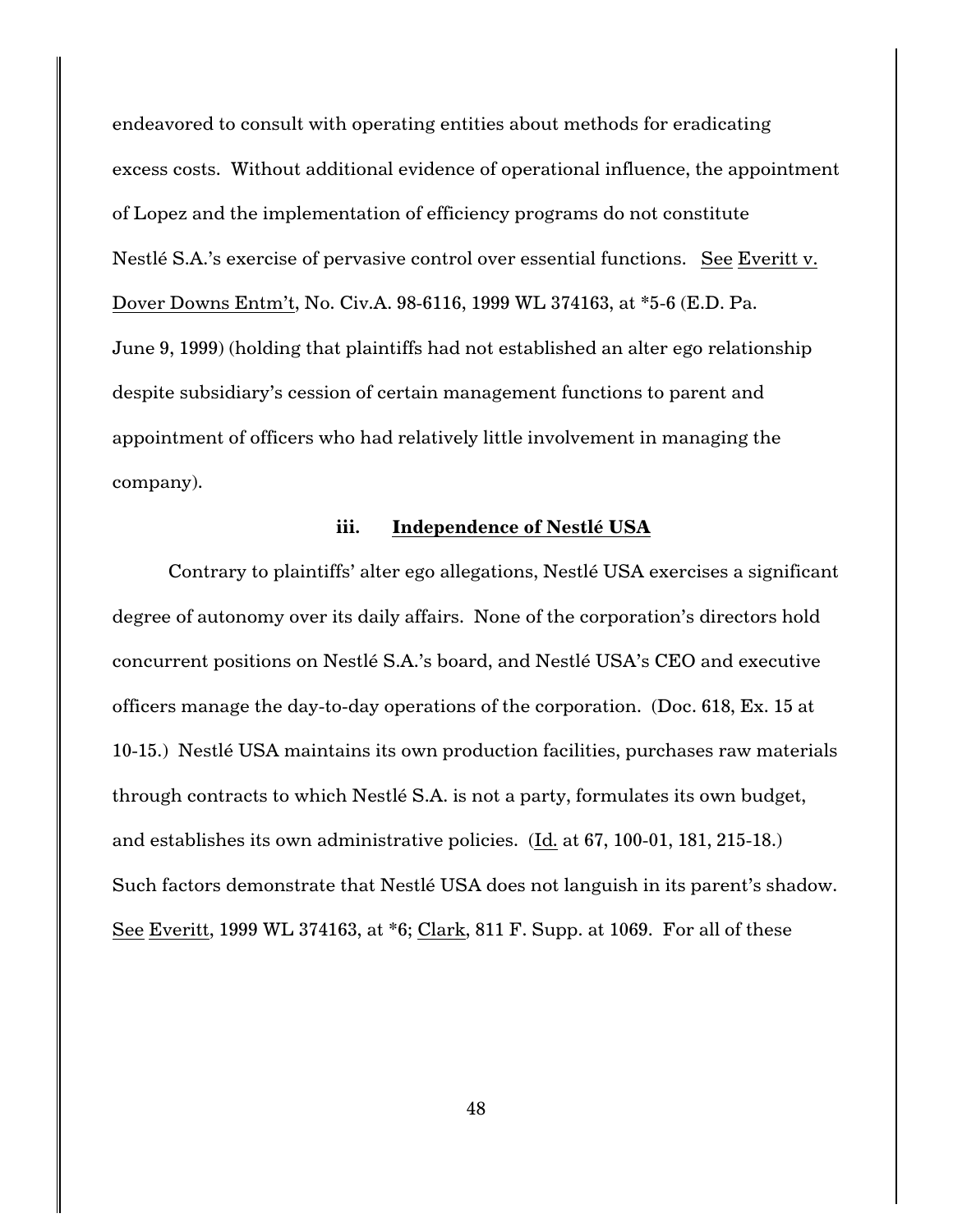endeavored to consult with operating entities about methods for eradicating excess costs. Without additional evidence of operational influence, the appointment of Lopez and the implementation of efficiency programs do not constitute Nestlé S.A.'s exercise of pervasive control over essential functions. See Everitt v. Dover Downs Entm't, No. Civ.A. 98-6116, 1999 WL 374163, at *5-6 (E.D. Pa. June 9, 1999) (holding that plaintiffs had not established an alter ego relationship despite subsidiary's cession of certain management functions to parent and appointment of officers who had relatively little involvement in managing the company).

### iii. Independence of Nestlé USA

Contrary to plaintiffs' alter ego allegations, Nestlé USA exercises a significant degree of autonomy over its daily affairs. None of the corporation's directors hold concurrent positions on Nestlé S.A.'s board, and Nestlé USA's CEO and executive officers manage the day-to-day operations of the corporation. (Doc. 618, Ex. 15 at 10-15.) Nestlé USA maintains its own production facilities, purchases raw materials through contracts to which Nestlé S.A. is not a party, formulates its own budget, and establishes its own administrative policies. (Id. at 67, 100-01, 181, 215-18.) Such factors demonstrate that Nestlé USA does not languish in its parent's shadow. See Everitt, 1999 WL 374163, at *6; Clark, 811 F. Supp. at 1069. For all of these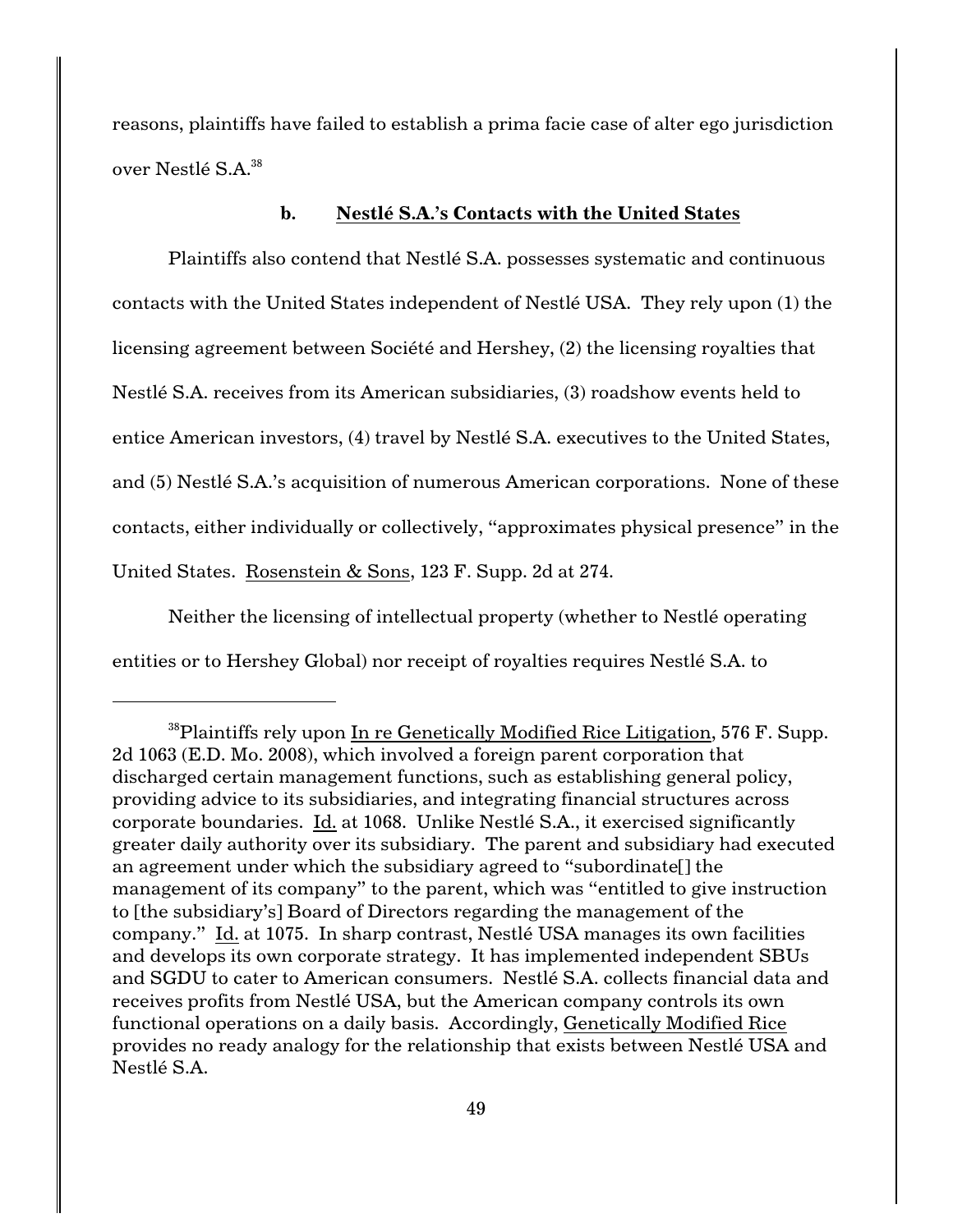reasons, plaintiffs have failed to establish a prima facie case of alter ego jurisdiction over Nestlé S.A.[38]

### b. Nestlé S.A.'s Contacts with the United States

Plaintiffs also contend that Nestlé S.A. possesses systematic and continuous contacts with the United States independent of Nestlé USA. They rely upon (1) the licensing agreement between Société and Hershey, (2) the licensing royalties that Nestlé S.A. receives from its American subsidiaries, (3) roadshow events held to entice American investors, (4) travel by Nestlé S.A. executives to the United States, and (5) Nestlé S.A.'s acquisition of numerous American corporations. None of these contacts, either individually or collectively, "approximates physical presence" in the United States. Rosenstein & Sons, 123 F. Supp. 2d at 274.

Neither the licensing of intellectual property (whether to Nestlé operating entities or to Hershey Global) nor receipt of royalties requires Nestlé S.A. to

---

[38]Plaintiffs rely upon In re Genetically Modified Rice Litigation, 576 F. Supp. 2d 1063 (E.D. Mo. 2008), which involved a foreign parent corporation that discharged certain management functions, such as establishing general policy, providing advice to its subsidiaries, and integrating financial structures across corporate boundaries. Id. at 1068. Unlike Nestlé S.A., it exercised significantly greater daily authority over its subsidiary. The parent and subsidiary had executed an agreement under which the subsidiary agreed to "subordinate[] the management of its company" to the parent, which was "entitled to give instruction to [the subsidiary's] Board of Directors regarding the management of the company." Id. at 1075. In sharp contrast, Nestlé USA manages its own facilities and develops its own corporate strategy. It has implemented independent SBUs and SGDU to cater to American consumers. Nestlé S.A. collects financial data and receives profits from Nestlé USA, but the American company controls its own functional operations on a daily basis. Accordingly, Genetically Modified Rice provides no ready analogy for the relationship that exists between Nestlé USA and Nestlé S.A.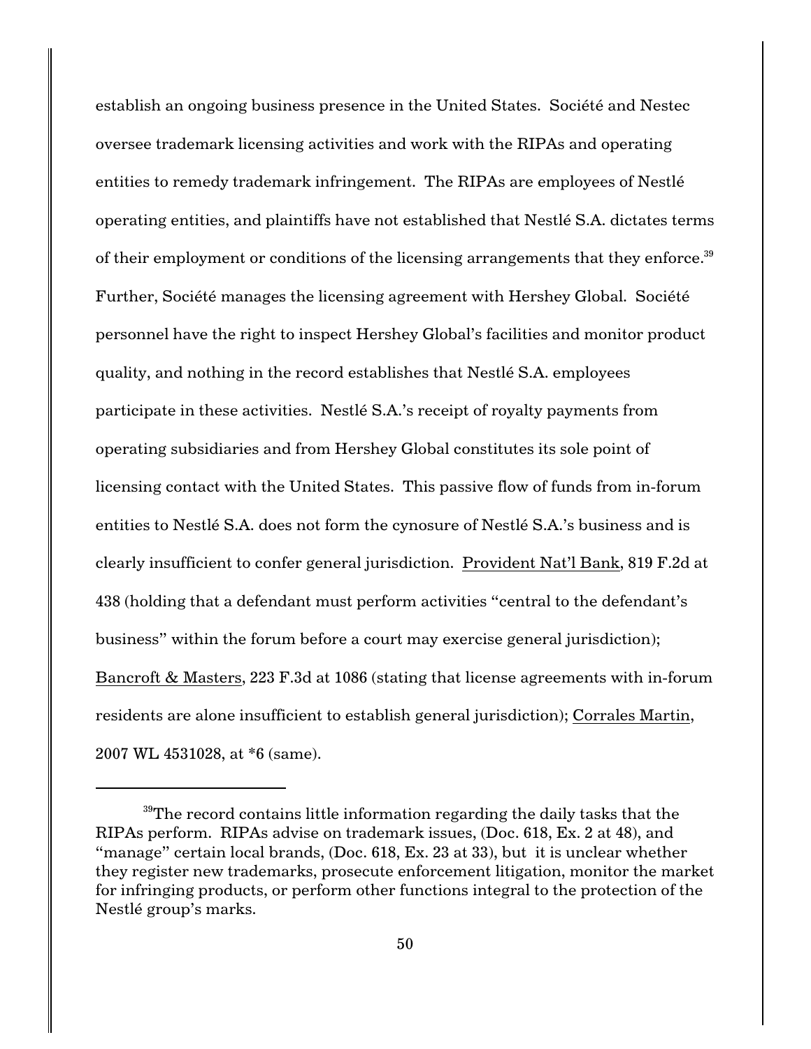establish an ongoing business presence in the United States. Société and Nestec oversee trademark licensing activities and work with the RIPAs and operating entities to remedy trademark infringement. The RIPAs are employees of Nestlé operating entities, and plaintiffs have not established that Nestlé S.A. dictates terms of their employment or conditions of the licensing arrangements that they enforce.[39] Further, Société manages the licensing agreement with Hershey Global. Société personnel have the right to inspect Hershey Global's facilities and monitor product quality, and nothing in the record establishes that Nestlé S.A. employees participate in these activities. Nestlé S.A.'s receipt of royalty payments from operating subsidiaries and from Hershey Global constitutes its sole point of licensing contact with the United States. This passive flow of funds from in-forum entities to Nestlé S.A. does not form the cynosure of Nestlé S.A.'s business and is clearly insufficient to confer general jurisdiction. Provident Nat'l Bank, 819 F.2d at 438 (holding that a defendant must perform activities "central to the defendant's business" within the forum before a court may exercise general jurisdiction); Bancroft & Masters, 223 F.3d at 1086 (stating that license agreements with in-forum residents are alone insufficient to establish general jurisdiction); Corrales Martin, 2007 WL 4531028, at *6 (same).

---

[39]The record contains little information regarding the daily tasks that the RIPAs perform. RIPAs advise on trademark issues, (Doc. 618, Ex. 2 at 48), and "manage" certain local brands, (Doc. 618, Ex. 23 at 33), but it is unclear whether they register new trademarks, prosecute enforcement litigation, monitor the market for infringing products, or perform other functions integral to the protection of the Nestlé group's marks.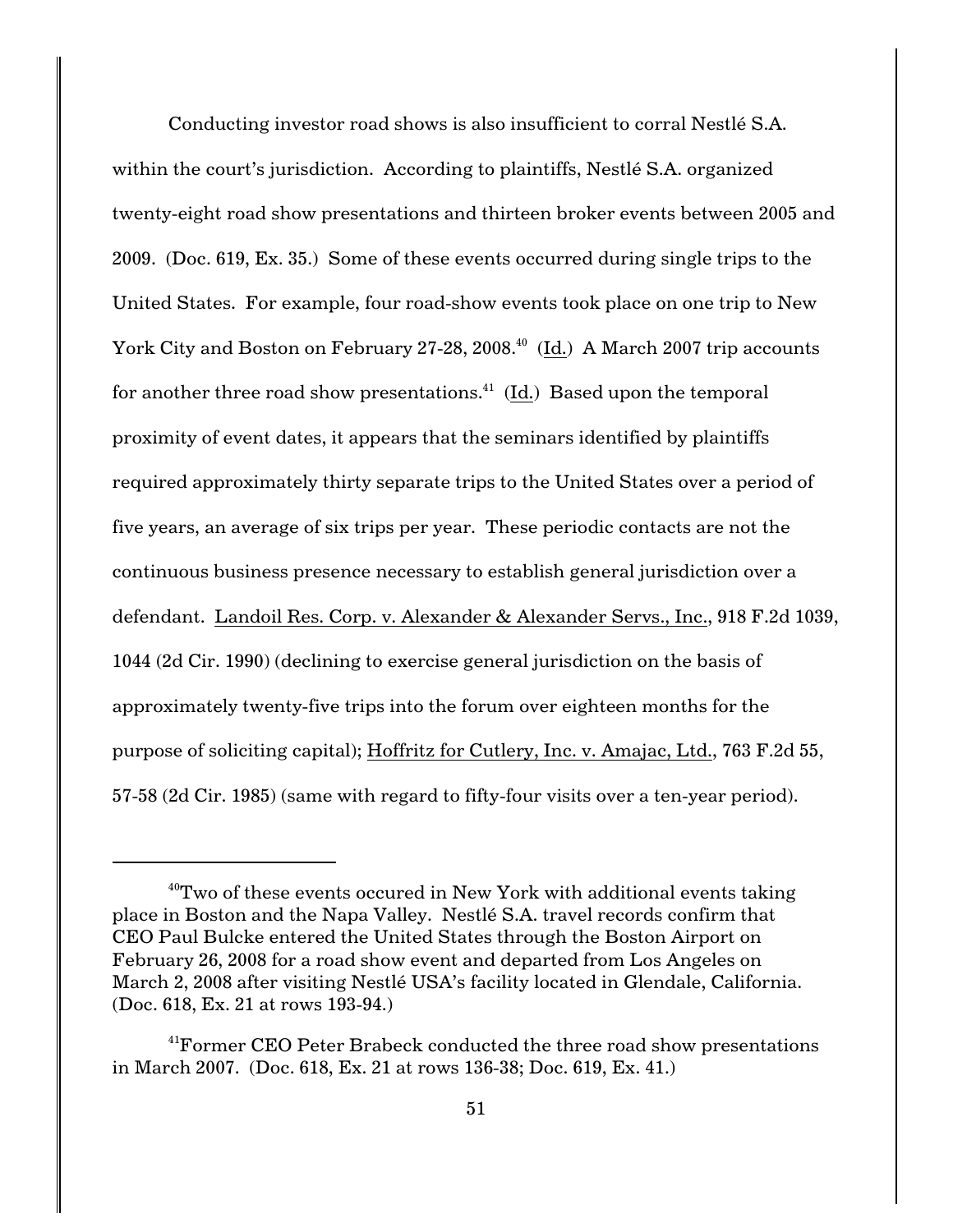Conducting investor road shows is also insufficient to corral Nestlé S.A. within the court's jurisdiction. According to plaintiffs, Nestlé S.A. organized twenty-eight road show presentations and thirteen broker events between 2005 and 2009. (Doc. 619, Ex. 35.) Some of these events occurred during single trips to the United States. For example, four road-show events took place on one trip to New York City and Boston on February 27-28, 2008.[40] (Id.) A March 2007 trip accounts for another three road show presentations.[41] (Id.) Based upon the temporal proximity of event dates, it appears that the seminars identified by plaintiffs required approximately thirty separate trips to the United States over a period of five years, an average of six trips per year. These periodic contacts are not the continuous business presence necessary to establish general jurisdiction over a defendant. Landoil Res. Corp. v. Alexander & Alexander Servs., Inc., 918 F.2d 1039, 1044 (2d Cir. 1990) (declining to exercise general jurisdiction on the basis of approximately twenty-five trips into the forum over eighteen months for the purpose of soliciting capital); Hoffritz for Cutlery, Inc. v. Amajac, Ltd., 763 F.2d 55, 57-58 (2d Cir. 1985) (same with regard to fifty-four visits over a ten-year period).

---

[40] Two of these events occured in New York with additional events taking place in Boston and the Napa Valley. Nestlé S.A. travel records confirm that CEO Paul Bulcke entered the United States through the Boston Airport on February 26, 2008 for a road show event and departed from Los Angeles on March 2, 2008 after visiting Nestlé USA's facility located in Glendale, California. (Doc. 618, Ex. 21 at rows 193-94.)

[41] Former CEO Peter Brabeck conducted the three road show presentations in March 2007. (Doc. 618, Ex. 21 at rows 136-38; Doc. 619, Ex. 41.)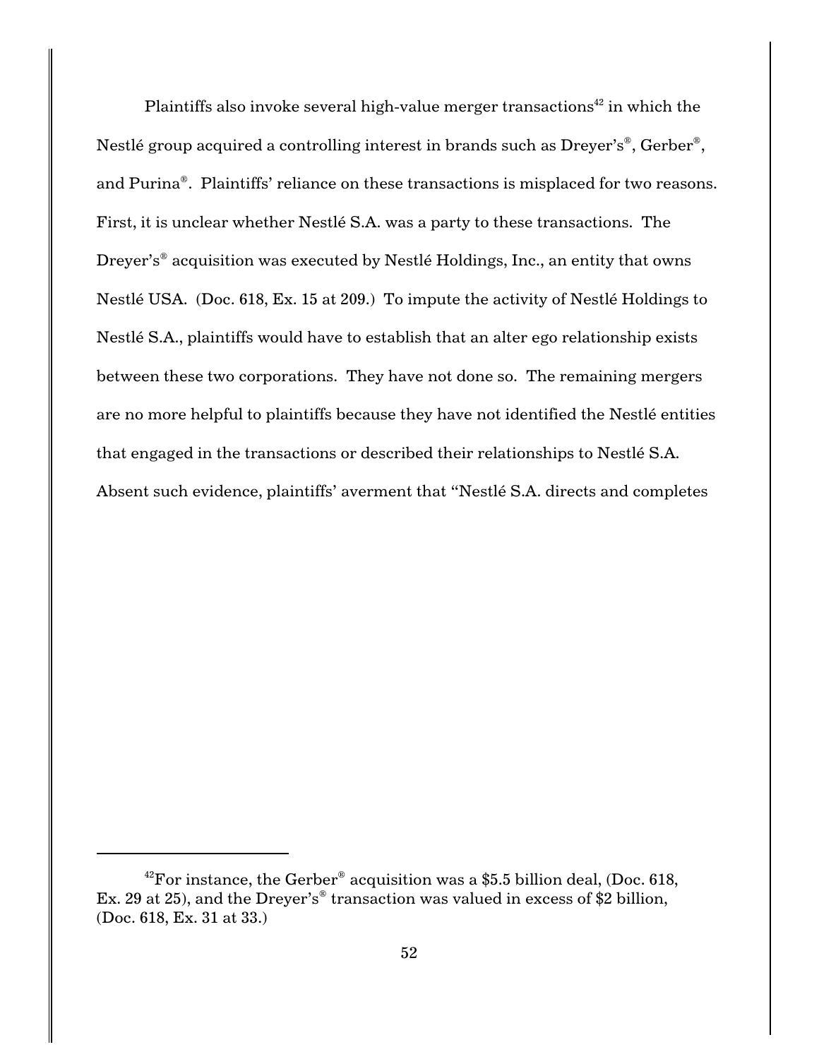Plaintiffs also invoke several high-value merger transactions[42] in which the Nestlé group acquired a controlling interest in brands such as Dreyer's®, Gerber®, and Purina®. Plaintiffs' reliance on these transactions is misplaced for two reasons. First, it is unclear whether Nestlé S.A. was a party to these transactions. The Dreyer's® acquisition was executed by Nestlé Holdings, Inc., an entity that owns Nestlé USA. (Doc. 618, Ex. 15 at 209.) To impute the activity of Nestlé Holdings to Nestlé S.A., plaintiffs would have to establish that an alter ego relationship exists between these two corporations. They have not done so. The remaining mergers are no more helpful to plaintiffs because they have not identified the Nestlé entities that engaged in the transactions or described their relationships to Nestlé S.A. Absent such evidence, plaintiffs' averment that "Nestlé S.A. directs and completes

---

[42]For instance, the Gerber® acquisition was a $5.5 billion deal, (Doc. 618, Ex. 29 at 25), and the Dreyer's® transaction was valued in excess of $2 billion, (Doc. 618, Ex. 31 at 33.)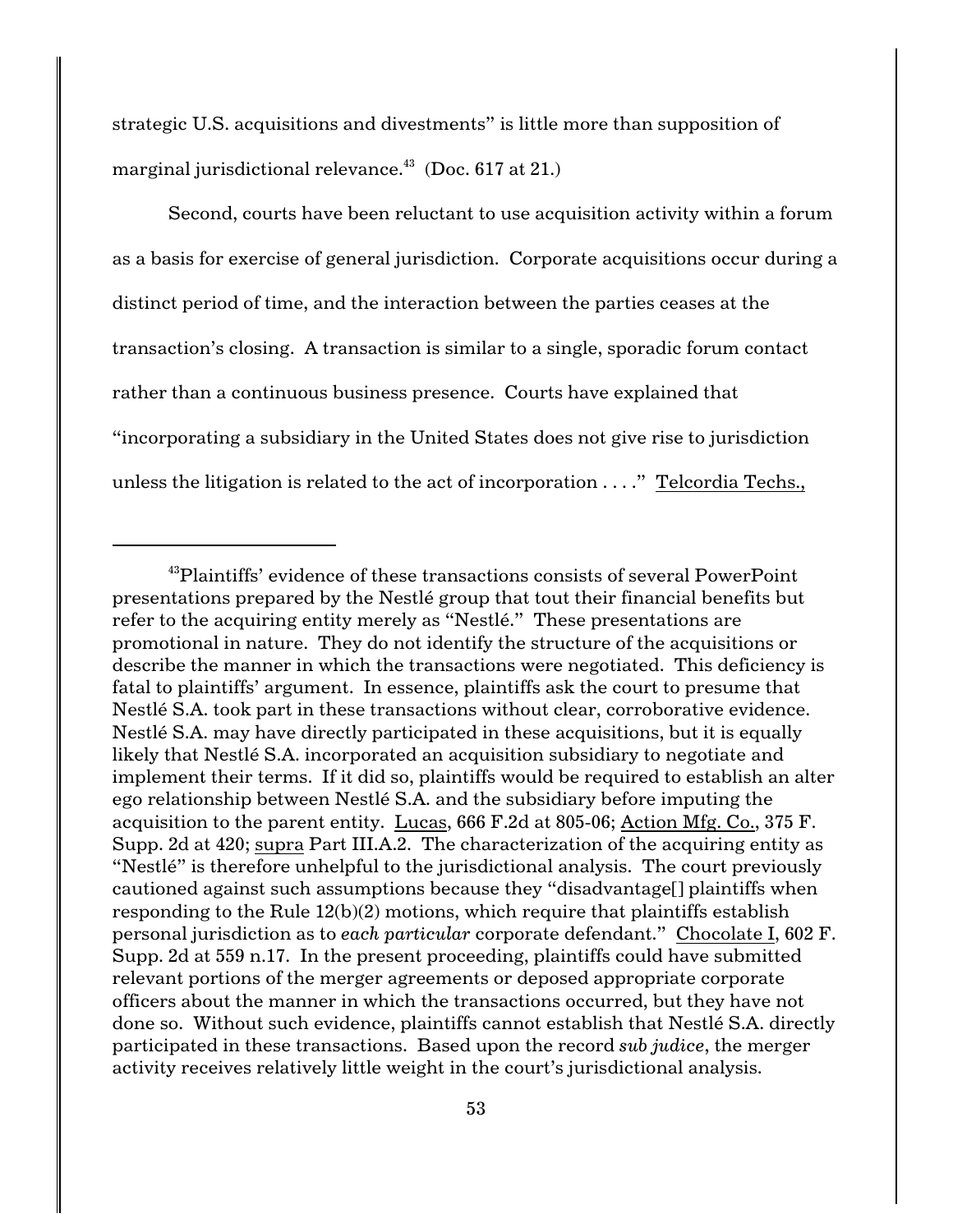strategic U.S. acquisitions and divestments" is little more than supposition of marginal jurisdictional relevance.[43] (Doc. 617 at 21.)

Second, courts have been reluctant to use acquisition activity within a forum as a basis for exercise of general jurisdiction. Corporate acquisitions occur during a distinct period of time, and the interaction between the parties ceases at the transaction's closing. A transaction is similar to a single, sporadic forum contact rather than a continuous business presence. Courts have explained that "incorporating a subsidiary in the United States does not give rise to jurisdiction unless the litigation is related to the act of incorporation . . . ." <u>Telcordia Techs.,</u>

---

[43]Plaintiffs' evidence of these transactions consists of several PowerPoint presentations prepared by the Nestlé group that tout their financial benefits but refer to the acquiring entity merely as "Nestlé." These presentations are promotional in nature. They do not identify the structure of the acquisitions or describe the manner in which the transactions were negotiated. This deficiency is fatal to plaintiffs' argument. In essence, plaintiffs ask the court to presume that Nestlé S.A. took part in these transactions without clear, corroborative evidence. Nestlé S.A. may have directly participated in these acquisitions, but it is equally likely that Nestlé S.A. incorporated an acquisition subsidiary to negotiate and implement their terms. If it did so, plaintiffs would be required to establish an alter ego relationship between Nestlé S.A. and the subsidiary before imputing the acquisition to the parent entity. <u>Lucas</u>, 666 F.2d at 805-06; <u>Action Mfg. Co.</u>, 375 F. Supp. 2d at 420; <u>supra</u> Part III.A.2. The characterization of the acquiring entity as "Nestlé" is therefore unhelpful to the jurisdictional analysis. The court previously cautioned against such assumptions because they "disadvantage[] plaintiffs when responding to the Rule 12(b)(2) motions, which require that plaintiffs establish personal jurisdiction as to *each particular* corporate defendant." <u>Chocolate I</u>, 602 F. Supp. 2d at 559 n.17. In the present proceeding, plaintiffs could have submitted relevant portions of the merger agreements or deposed appropriate corporate officers about the manner in which the transactions occurred, but they have not done so. Without such evidence, plaintiffs cannot establish that Nestlé S.A. directly participated in these transactions. Based upon the record *sub judice*, the merger activity receives relatively little weight in the court's jurisdictional analysis.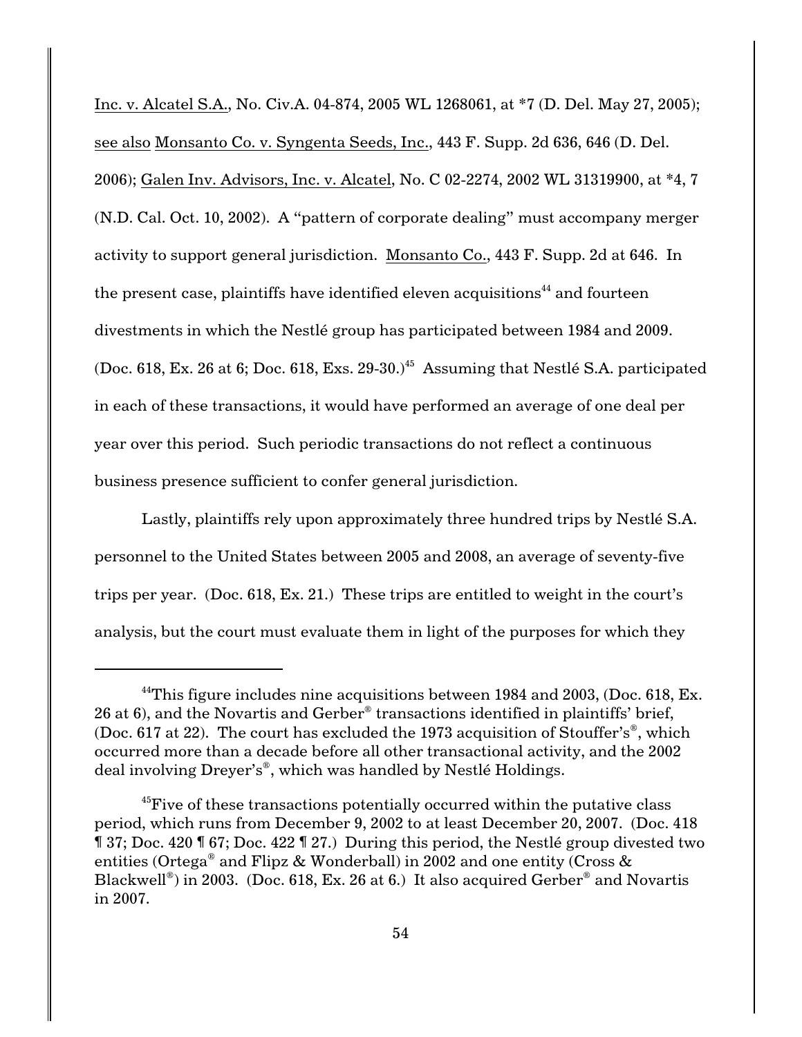Inc. v. Alcatel S.A., No. Civ.A. 04-874, 2005 WL 1268061, at *7 (D. Del. May 27, 2005); see also Monsanto Co. v. Syngenta Seeds, Inc., 443 F. Supp. 2d 636, 646 (D. Del. 2006); Galen Inv. Advisors, Inc. v. Alcatel, No. C 02-2274, 2002 WL 31319900, at *4, 7 (N.D. Cal. Oct. 10, 2002). A "pattern of corporate dealing" must accompany merger activity to support general jurisdiction. Monsanto Co., 443 F. Supp. 2d at 646. In the present case, plaintiffs have identified eleven acquisitions[44] and fourteen divestments in which the Nestlé group has participated between 1984 and 2009. (Doc. 618, Ex. 26 at 6; Doc. 618, Exs. 29-30.)[45] Assuming that Nestlé S.A. participated in each of these transactions, it would have performed an average of one deal per year over this period. Such periodic transactions do not reflect a continuous business presence sufficient to confer general jurisdiction.

Lastly, plaintiffs rely upon approximately three hundred trips by Nestlé S.A. personnel to the United States between 2005 and 2008, an average of seventy-five trips per year. (Doc. 618, Ex. 21.) These trips are entitled to weight in the court's analysis, but the court must evaluate them in light of the purposes for which they

---

[44]This figure includes nine acquisitions between 1984 and 2003, (Doc. 618, Ex. 26 at 6), and the Novartis and Gerber® transactions identified in plaintiffs' brief, (Doc. 617 at 22). The court has excluded the 1973 acquisition of Stouffer's®, which occurred more than a decade before all other transactional activity, and the 2002 deal involving Dreyer's®, which was handled by Nestlé Holdings.

[45]Five of these transactions potentially occurred within the putative class period, which runs from December 9, 2002 to at least December 20, 2007. (Doc. 418 ¶ 37; Doc. 420 ¶ 67; Doc. 422 ¶ 27.) During this period, the Nestlé group divested two entities (Ortega® and Flipz & Wonderball) in 2002 and one entity (Cross & Blackwell®) in 2003. (Doc. 618, Ex. 26 at 6.) It also acquired Gerber® and Novartis in 2007.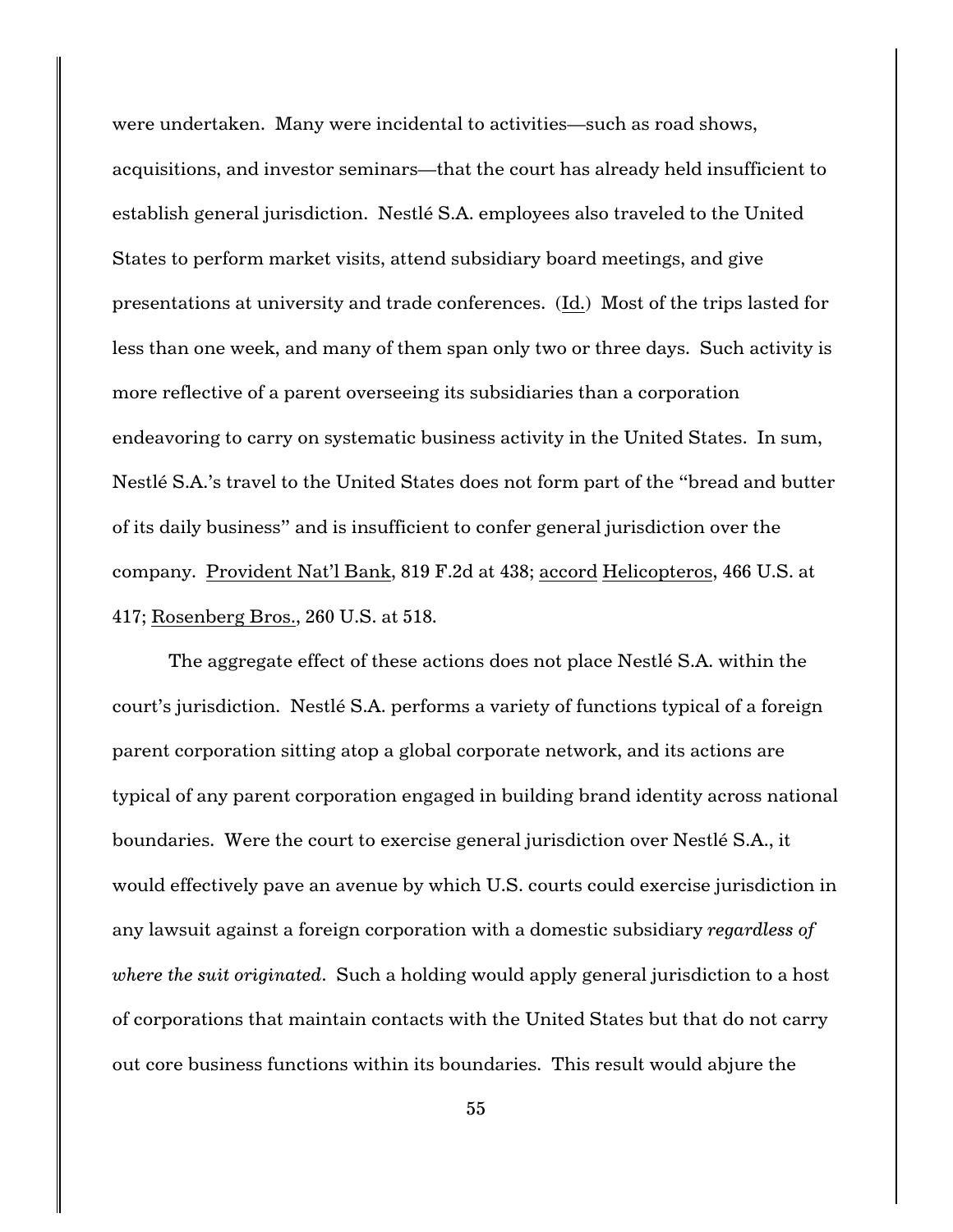were undertaken. Many were incidental to activities—such as road shows, acquisitions, and investor seminars—that the court has already held insufficient to establish general jurisdiction. Nestlé S.A. employees also traveled to the United States to perform market visits, attend subsidiary board meetings, and give presentations at university and trade conferences. (Id.) Most of the trips lasted for less than one week, and many of them span only two or three days. Such activity is more reflective of a parent overseeing its subsidiaries than a corporation endeavoring to carry on systematic business activity in the United States. In sum, Nestlé S.A.'s travel to the United States does not form part of the "bread and butter of its daily business" and is insufficient to confer general jurisdiction over the company. Provident Nat'l Bank, 819 F.2d at 438; accord Helicopteros, 466 U.S. at 417; Rosenberg Bros., 260 U.S. at 518.

The aggregate effect of these actions does not place Nestlé S.A. within the court's jurisdiction. Nestlé S.A. performs a variety of functions typical of a foreign parent corporation sitting atop a global corporate network, and its actions are typical of any parent corporation engaged in building brand identity across national boundaries. Were the court to exercise general jurisdiction over Nestlé S.A., it would effectively pave an avenue by which U.S. courts could exercise jurisdiction in any lawsuit against a foreign corporation with a domestic subsidiary *regardless of where the suit originated*. Such a holding would apply general jurisdiction to a host of corporations that maintain contacts with the United States but that do not carry out core business functions within its boundaries. This result would abjure the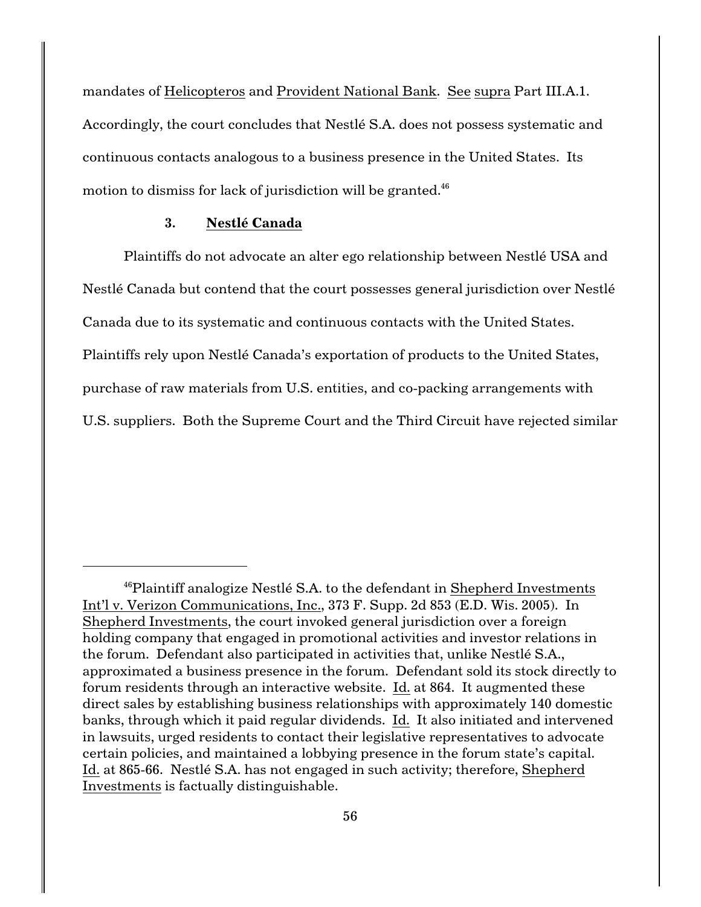mandates of Helicopteros and Provident National Bank. See supra Part III.A.1. Accordingly, the court concludes that Nestlé S.A. does not possess systematic and continuous contacts analogous to a business presence in the United States. Its motion to dismiss for lack of jurisdiction will be granted.[46]

### 3. Nestlé Canada

Plaintiffs do not advocate an alter ego relationship between Nestlé USA and Nestlé Canada but contend that the court possesses general jurisdiction over Nestlé Canada due to its systematic and continuous contacts with the United States. Plaintiffs rely upon Nestlé Canada's exportation of products to the United States, purchase of raw materials from U.S. entities, and co-packing arrangements with U.S. suppliers. Both the Supreme Court and the Third Circuit have rejected similar

---

[46]Plaintiff analogize Nestlé S.A. to the defendant in Shepherd Investments Int'l v. Verizon Communications, Inc., 373 F. Supp. 2d 853 (E.D. Wis. 2005). In Shepherd Investments, the court invoked general jurisdiction over a foreign holding company that engaged in promotional activities and investor relations in the forum. Defendant also participated in activities that, unlike Nestlé S.A., approximated a business presence in the forum. Defendant sold its stock directly to forum residents through an interactive website. Id. at 864. It augmented these direct sales by establishing business relationships with approximately 140 domestic banks, through which it paid regular dividends. Id. It also initiated and intervened in lawsuits, urged residents to contact their legislative representatives to advocate certain policies, and maintained a lobbying presence in the forum state's capital. Id. at 865-66. Nestlé S.A. has not engaged in such activity; therefore, Shepherd Investments is factually distinguishable.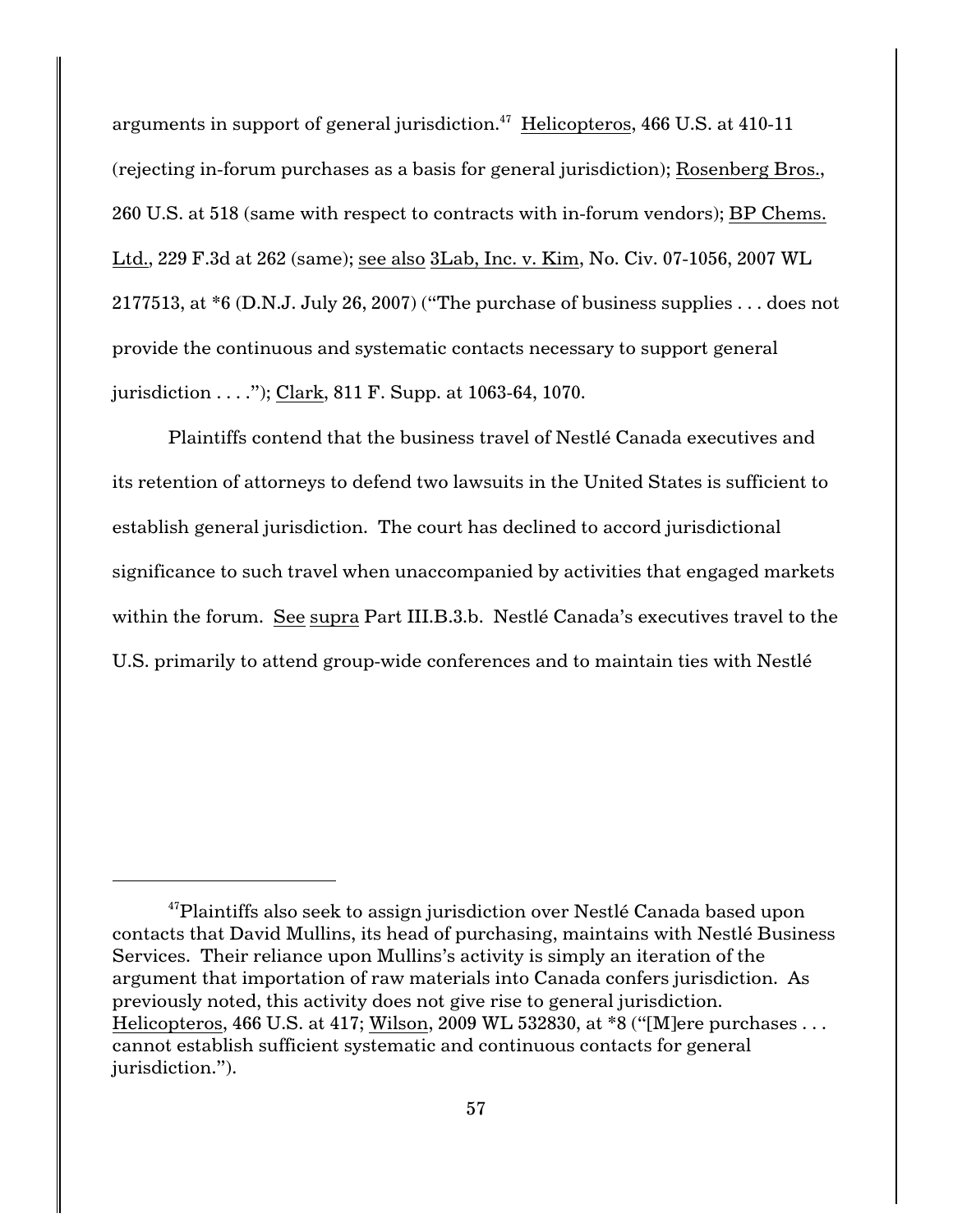arguments in support of general jurisdiction.[47] Helicopteros, 466 U.S. at 410-11 (rejecting in-forum purchases as a basis for general jurisdiction); Rosenberg Bros., 260 U.S. at 518 (same with respect to contracts with in-forum vendors); BP Chems. Ltd., 229 F.3d at 262 (same); see also 3Lab, Inc. v. Kim, No. Civ. 07-1056, 2007 WL 2177513, at *6 (D.N.J. July 26, 2007) ("The purchase of business supplies . . . does not provide the continuous and systematic contacts necessary to support general jurisdiction . . . ."); Clark, 811 F. Supp. at 1063-64, 1070.

Plaintiffs contend that the business travel of Nestlé Canada executives and its retention of attorneys to defend two lawsuits in the United States is sufficient to establish general jurisdiction. The court has declined to accord jurisdictional significance to such travel when unaccompanied by activities that engaged markets within the forum. See supra Part III.B.3.b. Nestlé Canada's executives travel to the U.S. primarily to attend group-wide conferences and to maintain ties with Nestlé

---

[47]Plaintiffs also seek to assign jurisdiction over Nestlé Canada based upon contacts that David Mullins, its head of purchasing, maintains with Nestlé Business Services. Their reliance upon Mullins's activity is simply an iteration of the argument that importation of raw materials into Canada confers jurisdiction. As previously noted, this activity does not give rise to general jurisdiction. Helicopteros, 466 U.S. at 417; Wilson, 2009 WL 532830, at *8 ("[M]ere purchases . . . cannot establish sufficient systematic and continuous contacts for general jurisdiction.").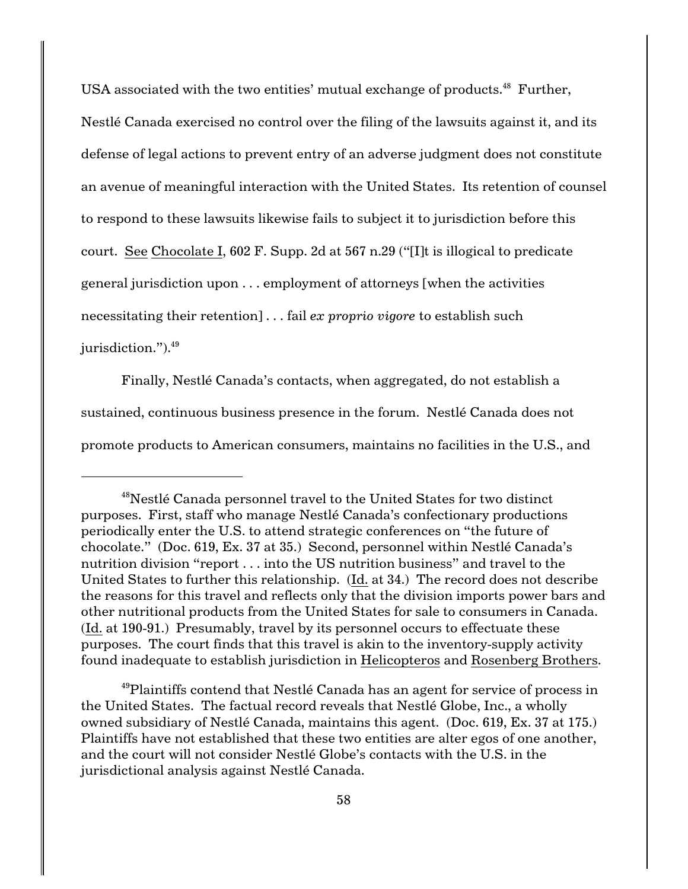USA associated with the two entities' mutual exchange of products.[48] Further, Nestlé Canada exercised no control over the filing of the lawsuits against it, and its defense of legal actions to prevent entry of an adverse judgment does not constitute an avenue of meaningful interaction with the United States. Its retention of counsel to respond to these lawsuits likewise fails to subject it to jurisdiction before this court. See Chocolate I, 602 F. Supp. 2d at 567 n.29 ("[I]t is illogical to predicate general jurisdiction upon . . . employment of attorneys [when the activities necessitating their retention] . . . fail *ex proprio vigore* to establish such jurisdiction.").[49]

Finally, Nestlé Canada's contacts, when aggregated, do not establish a sustained, continuous business presence in the forum. Nestlé Canada does not promote products to American consumers, maintains no facilities in the U.S., and

---

[48] Nestlé Canada personnel travel to the United States for two distinct purposes. First, staff who manage Nestlé Canada's confectionary productions periodically enter the U.S. to attend strategic conferences on "the future of chocolate." (Doc. 619, Ex. 37 at 35.) Second, personnel within Nestlé Canada's nutrition division "report . . . into the US nutrition business" and travel to the United States to further this relationship. (Id. at 34.) The record does not describe the reasons for this travel and reflects only that the division imports power bars and other nutritional products from the United States for sale to consumers in Canada. (Id. at 190-91.) Presumably, travel by its personnel occurs to effectuate these purposes. The court finds that this travel is akin to the inventory-supply activity found inadequate to establish jurisdiction in Helicopteros and Rosenberg Brothers.

[49] Plaintiffs contend that Nestlé Canada has an agent for service of process in the United States. The factual record reveals that Nestlé Globe, Inc., a wholly owned subsidiary of Nestlé Canada, maintains this agent. (Doc. 619, Ex. 37 at 175.) Plaintiffs have not established that these two entities are alter egos of one another, and the court will not consider Nestlé Globe's contacts with the U.S. in the jurisdictional analysis against Nestlé Canada.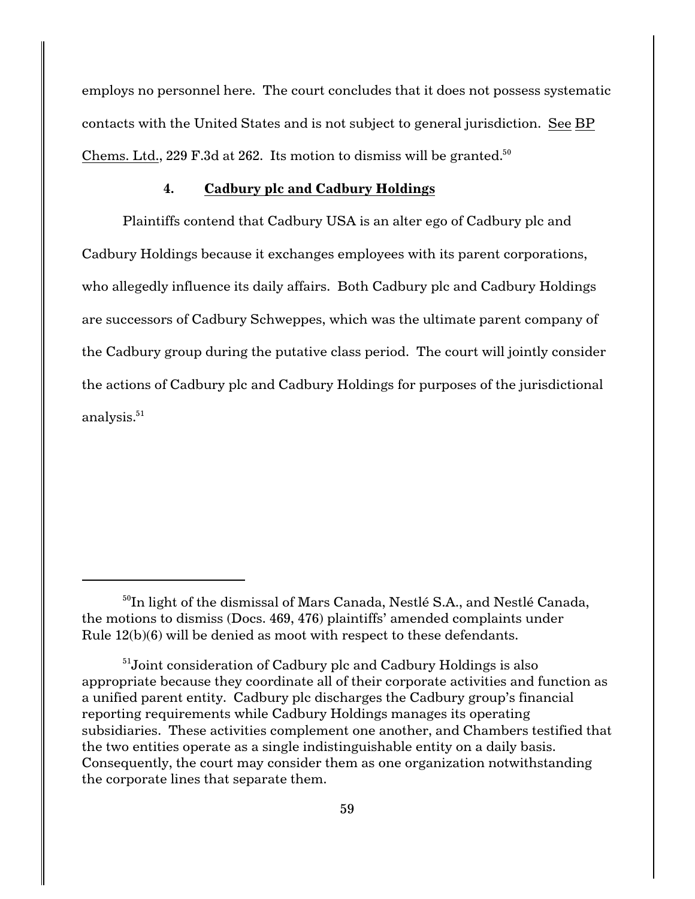employs no personnel here. The court concludes that it does not possess systematic contacts with the United States and is not subject to general jurisdiction. See BP Chems. Ltd., 229 F.3d at 262. Its motion to dismiss will be granted.[50]

#### 4. **Cadbury plc and Cadbury Holdings**

Plaintiffs contend that Cadbury USA is an alter ego of Cadbury plc and Cadbury Holdings because it exchanges employees with its parent corporations, who allegedly influence its daily affairs. Both Cadbury plc and Cadbury Holdings are successors of Cadbury Schweppes, which was the ultimate parent company of the Cadbury group during the putative class period. The court will jointly consider the actions of Cadbury plc and Cadbury Holdings for purposes of the jurisdictional analysis.[51]

---

[50]In light of the dismissal of Mars Canada, Nestlé S.A., and Nestlé Canada, the motions to dismiss (Docs. 469, 476) plaintiffs' amended complaints under Rule 12(b)(6) will be denied as moot with respect to these defendants.

[51]Joint consideration of Cadbury plc and Cadbury Holdings is also appropriate because they coordinate all of their corporate activities and function as a unified parent entity. Cadbury plc discharges the Cadbury group's financial reporting requirements while Cadbury Holdings manages its operating subsidiaries. These activities complement one another, and Chambers testified that the two entities operate as a single indistinguishable entity on a daily basis. Consequently, the court may consider them as one organization notwithstanding the corporate lines that separate them.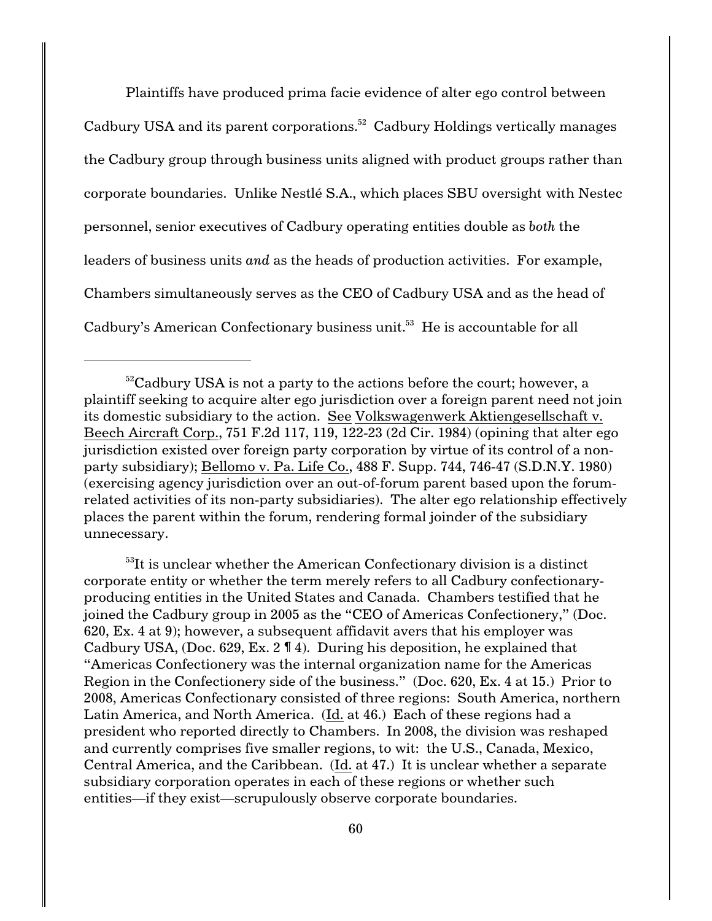Plaintiffs have produced prima facie evidence of alter ego control between Cadbury USA and its parent corporations.[52] Cadbury Holdings vertically manages the Cadbury group through business units aligned with product groups rather than corporate boundaries. Unlike Nestlé S.A., which places SBU oversight with Nestec personnel, senior executives of Cadbury operating entities double as *both* the leaders of business units *and* as the heads of production activities. For example, Chambers simultaneously serves as the CEO of Cadbury USA and as the head of Cadbury's American Confectionary business unit.[53] He is accountable for all

---

[52] Cadbury USA is not a party to the actions before the court; however, a plaintiff seeking to acquire alter ego jurisdiction over a foreign parent need not join its domestic subsidiary to the action. See Volkswagenwerk Aktiengesellschaft v. Beech Aircraft Corp., 751 F.2d 117, 119, 122-23 (2d Cir. 1984) (opining that alter ego jurisdiction existed over foreign party corporation by virtue of its control of a non-party subsidiary); Bellomo v. Pa. Life Co., 488 F. Supp. 744, 746-47 (S.D.N.Y. 1980) (exercising agency jurisdiction over an out-of-forum parent based upon the forum-related activities of its non-party subsidiaries). The alter ego relationship effectively places the parent within the forum, rendering formal joinder of the subsidiary unnecessary.

[53] It is unclear whether the American Confectionary division is a distinct corporate entity or whether the term merely refers to all Cadbury confectionary-producing entities in the United States and Canada. Chambers testified that he joined the Cadbury group in 2005 as the "CEO of Americas Confectionery," (Doc. 620, Ex. 4 at 9); however, a subsequent affidavit avers that his employer was Cadbury USA, (Doc. 629, Ex. 2 ¶ 4). During his deposition, he explained that "Americas Confectionery was the internal organization name for the Americas Region in the Confectionery side of the business." (Doc. 620, Ex. 4 at 15.) Prior to 2008, Americas Confectionary consisted of three regions: South America, northern Latin America, and North America. (Id. at 46.) Each of these regions had a president who reported directly to Chambers. In 2008, the division was reshaped and currently comprises five smaller regions, to wit: the U.S., Canada, Mexico, Central America, and the Caribbean. (Id. at 47.) It is unclear whether a separate subsidiary corporation operates in each of these regions or whether such entities—if they exist—scrupulously observe corporate boundaries.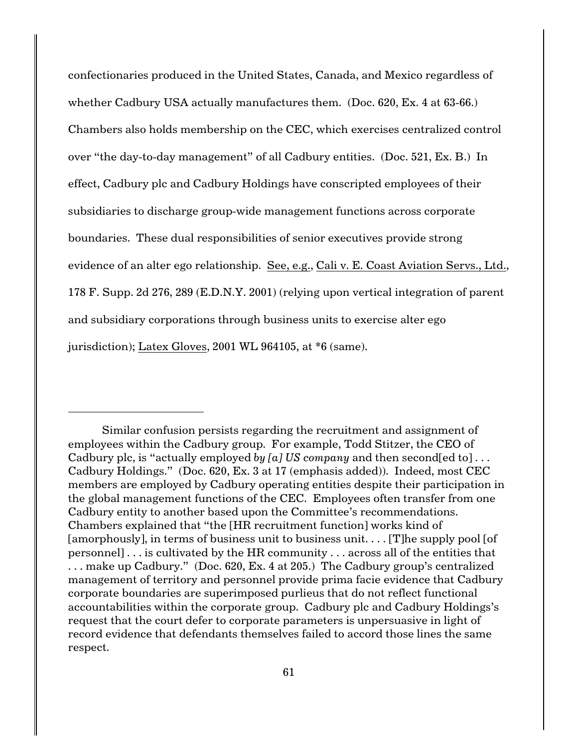confectionaries produced in the United States, Canada, and Mexico regardless of whether Cadbury USA actually manufactures them. (Doc. 620, Ex. 4 at 63-66.) Chambers also holds membership on the CEC, which exercises centralized control over "the day-to-day management" of all Cadbury entities. (Doc. 521, Ex. B.) In effect, Cadbury plc and Cadbury Holdings have conscripted employees of their subsidiaries to discharge group-wide management functions across corporate boundaries. These dual responsibilities of senior executives provide strong evidence of an alter ego relationship. See, e.g., Cali v. E. Coast Aviation Servs., Ltd., 178 F. Supp. 2d 276, 289 (E.D.N.Y. 2001) (relying upon vertical integration of parent and subsidiary corporations through business units to exercise alter ego jurisdiction); Latex Gloves, 2001 WL 964105, at *6 (same).

---

Similar confusion persists regarding the recruitment and assignment of employees within the Cadbury group. For example, Todd Stitzer, the CEO of Cadbury plc, is "actually employed *by [a] US company* and then second[ed to] . . . Cadbury Holdings." (Doc. 620, Ex. 3 at 17 (emphasis added)). Indeed, most CEC members are employed by Cadbury operating entities despite their participation in the global management functions of the CEC. Employees often transfer from one Cadbury entity to another based upon the Committee's recommendations. Chambers explained that "the [HR recruitment function] works kind of [amorphously], in terms of business unit to business unit. . . . [T]he supply pool [of personnel] . . . is cultivated by the HR community . . . across all of the entities that . . . make up Cadbury." (Doc. 620, Ex. 4 at 205.) The Cadbury group's centralized management of territory and personnel provide prima facie evidence that Cadbury corporate boundaries are superimposed purlieus that do not reflect functional accountabilities within the corporate group. Cadbury plc and Cadbury Holdings's request that the court defer to corporate parameters is unpersuasive in light of record evidence that defendants themselves failed to accord those lines the same respect.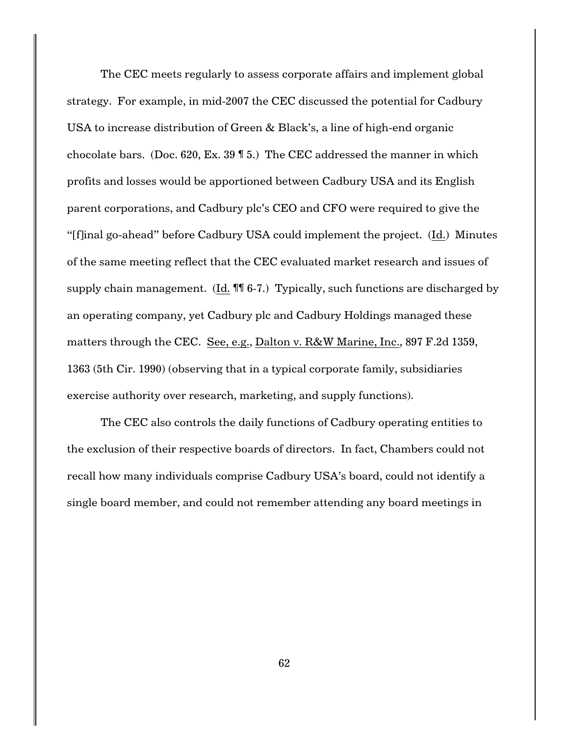The CEC meets regularly to assess corporate affairs and implement global strategy. For example, in mid-2007 the CEC discussed the potential for Cadbury USA to increase distribution of Green & Black's, a line of high-end organic chocolate bars. (Doc. 620, Ex. 39 ¶ 5.) The CEC addressed the manner in which profits and losses would be apportioned between Cadbury USA and its English parent corporations, and Cadbury plc's CEO and CFO were required to give the "[f]inal go-ahead" before Cadbury USA could implement the project. (Id.) Minutes of the same meeting reflect that the CEC evaluated market research and issues of supply chain management. (Id. ¶¶ 6-7.) Typically, such functions are discharged by an operating company, yet Cadbury plc and Cadbury Holdings managed these matters through the CEC. See, e.g., Dalton v. R&W Marine, Inc., 897 F.2d 1359, 1363 (5th Cir. 1990) (observing that in a typical corporate family, subsidiaries exercise authority over research, marketing, and supply functions).

The CEC also controls the daily functions of Cadbury operating entities to the exclusion of their respective boards of directors. In fact, Chambers could not recall how many individuals comprise Cadbury USA's board, could not identify a single board member, and could not remember attending any board meetings in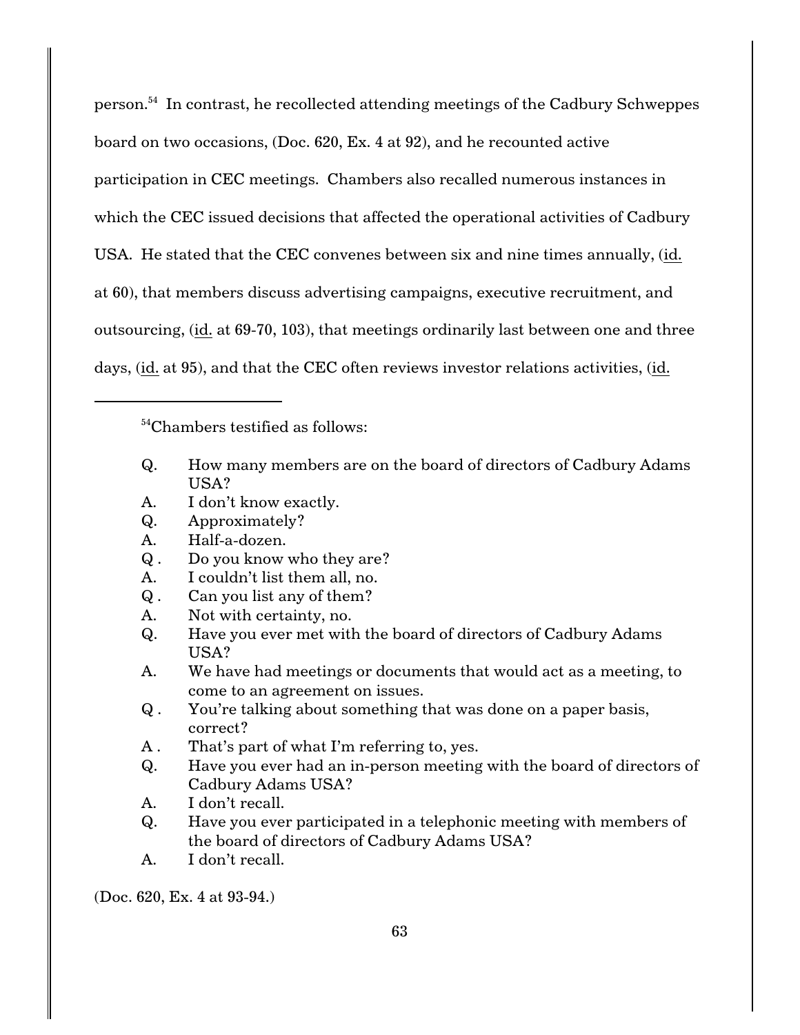person.[54] In contrast, he recollected attending meetings of the Cadbury Schweppes board on two occasions, (Doc. 620, Ex. 4 at 92), and he recounted active participation in CEC meetings. Chambers also recalled numerous instances in which the CEC issued decisions that affected the operational activities of Cadbury USA. He stated that the CEC convenes between six and nine times annually, (id. at 60), that members discuss advertising campaigns, executive recruitment, and outsourcing, (id. at 69-70, 103), that meetings ordinarily last between one and three days, (id. at 95), and that the CEC often reviews investor relations activities, (id.

---

[54]Chambers testified as follows:

Q. How many members are on the board of directors of Cadbury Adams USA?
A. I don't know exactly.
Q. Approximately?
A. Half-a-dozen.
Q. Do you know who they are?
A. I couldn't list them all, no.
Q. Can you list any of them?
A. Not with certainty, no.
Q. Have you ever met with the board of directors of Cadbury Adams USA?
A. We have had meetings or documents that would act as a meeting, to come to an agreement on issues.
Q. You're talking about something that was done on a paper basis, correct?
A. That's part of what I'm referring to, yes.
Q. Have you ever had an in-person meeting with the board of directors of Cadbury Adams USA?
A. I don't recall.
Q. Have you ever participated in a telephonic meeting with members of the board of directors of Cadbury Adams USA?
A. I don't recall.

(Doc. 620, Ex. 4 at 93-94.)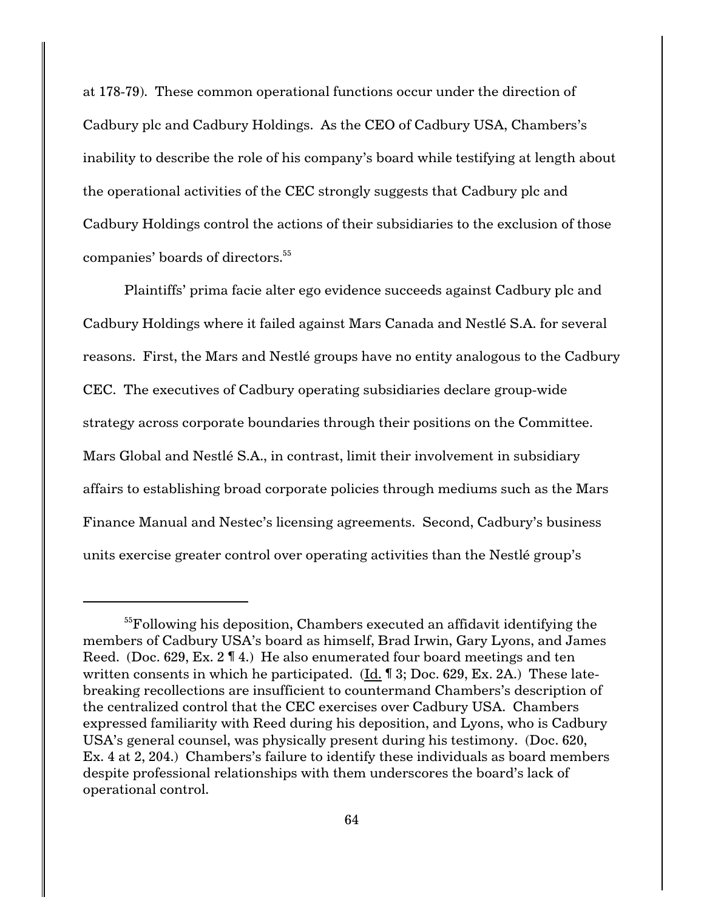at 178-79). These common operational functions occur under the direction of Cadbury plc and Cadbury Holdings. As the CEO of Cadbury USA, Chambers's inability to describe the role of his company's board while testifying at length about the operational activities of the CEC strongly suggests that Cadbury plc and Cadbury Holdings control the actions of their subsidiaries to the exclusion of those companies' boards of directors.[55]

Plaintiffs' prima facie alter ego evidence succeeds against Cadbury plc and Cadbury Holdings where it failed against Mars Canada and Nestlé S.A. for several reasons. First, the Mars and Nestlé groups have no entity analogous to the Cadbury CEC. The executives of Cadbury operating subsidiaries declare group-wide strategy across corporate boundaries through their positions on the Committee. Mars Global and Nestlé S.A., in contrast, limit their involvement in subsidiary affairs to establishing broad corporate policies through mediums such as the Mars Finance Manual and Nestec's licensing agreements. Second, Cadbury's business units exercise greater control over operating activities than the Nestlé group's

---

[55]Following his deposition, Chambers executed an affidavit identifying the members of Cadbury USA's board as himself, Brad Irwin, Gary Lyons, and James Reed. (Doc. 629, Ex. 2 ¶ 4.) He also enumerated four board meetings and ten written consents in which he participated. (Id. ¶ 3; Doc. 629, Ex. 2A.) These late-breaking recollections are insufficient to countermand Chambers's description of the centralized control that the CEC exercises over Cadbury USA. Chambers expressed familiarity with Reed during his deposition, and Lyons, who is Cadbury USA's general counsel, was physically present during his testimony. (Doc. 620, Ex. 4 at 2, 204.) Chambers's failure to identify these individuals as board members despite professional relationships with them underscores the board's lack of operational control.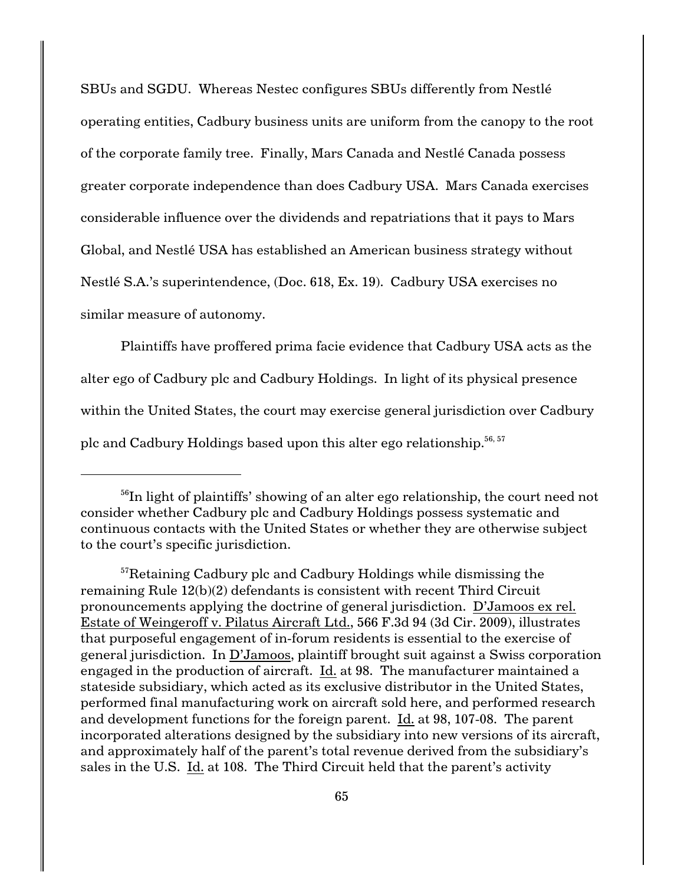SBUs and SGDU. Whereas Nestec configures SBUs differently from Nestlé operating entities, Cadbury business units are uniform from the canopy to the root of the corporate family tree. Finally, Mars Canada and Nestlé Canada possess greater corporate independence than does Cadbury USA. Mars Canada exercises considerable influence over the dividends and repatriations that it pays to Mars Global, and Nestlé USA has established an American business strategy without Nestlé S.A.'s superintendence, (Doc. 618, Ex. 19). Cadbury USA exercises no similar measure of autonomy.

Plaintiffs have proffered prima facie evidence that Cadbury USA acts as the alter ego of Cadbury plc and Cadbury Holdings. In light of its physical presence within the United States, the court may exercise general jurisdiction over Cadbury plc and Cadbury Holdings based upon this alter ego relationship.[56, 57]

---

[56]In light of plaintiffs' showing of an alter ego relationship, the court need not consider whether Cadbury plc and Cadbury Holdings possess systematic and continuous contacts with the United States or whether they are otherwise subject to the court's specific jurisdiction.

[57]Retaining Cadbury plc and Cadbury Holdings while dismissing the remaining Rule 12(b)(2) defendants is consistent with recent Third Circuit pronouncements applying the doctrine of general jurisdiction. D'Jamoos ex rel. Estate of Weingeroff v. Pilatus Aircraft Ltd., 566 F.3d 94 (3d Cir. 2009), illustrates that purposeful engagement of in-forum residents is essential to the exercise of general jurisdiction. In D'Jamoos, plaintiff brought suit against a Swiss corporation engaged in the production of aircraft. Id. at 98. The manufacturer maintained a stateside subsidiary, which acted as its exclusive distributor in the United States, performed final manufacturing work on aircraft sold here, and performed research and development functions for the foreign parent. Id. at 98, 107-08. The parent incorporated alterations designed by the subsidiary into new versions of its aircraft, and approximately half of the parent's total revenue derived from the subsidiary's sales in the U.S. Id. at 108. The Third Circuit held that the parent's activity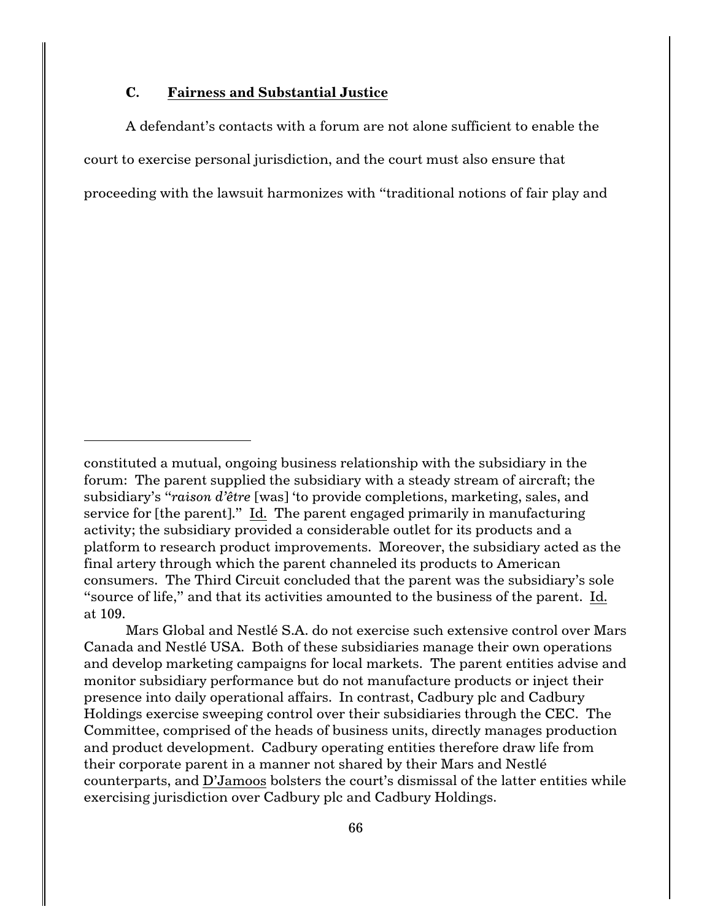### C. Fairness and Substantial Justice

A defendant's contacts with a forum are not alone sufficient to enable the court to exercise personal jurisdiction, and the court must also ensure that proceeding with the lawsuit harmonizes with "traditional notions of fair play and

---

constituted a mutual, ongoing business relationship with the subsidiary in the forum: The parent supplied the subsidiary with a steady stream of aircraft; the subsidiary's "*raison d'être* [was] 'to provide completions, marketing, sales, and service for [the parent]." Id. The parent engaged primarily in manufacturing activity; the subsidiary provided a considerable outlet for its products and a platform to research product improvements. Moreover, the subsidiary acted as the final artery through which the parent channeled its products to American consumers. The Third Circuit concluded that the parent was the subsidiary's sole "source of life," and that its activities amounted to the business of the parent. Id. at 109.

Mars Global and Nestlé S.A. do not exercise such extensive control over Mars Canada and Nestlé USA. Both of these subsidiaries manage their own operations and develop marketing campaigns for local markets. The parent entities advise and monitor subsidiary performance but do not manufacture products or inject their presence into daily operational affairs. In contrast, Cadbury plc and Cadbury Holdings exercise sweeping control over their subsidiaries through the CEC. The Committee, comprised of the heads of business units, directly manages production and product development. Cadbury operating entities therefore draw life from their corporate parent in a manner not shared by their Mars and Nestlé counterparts, and D'Jamoos bolsters the court's dismissal of the latter entities while exercising jurisdiction over Cadbury plc and Cadbury Holdings.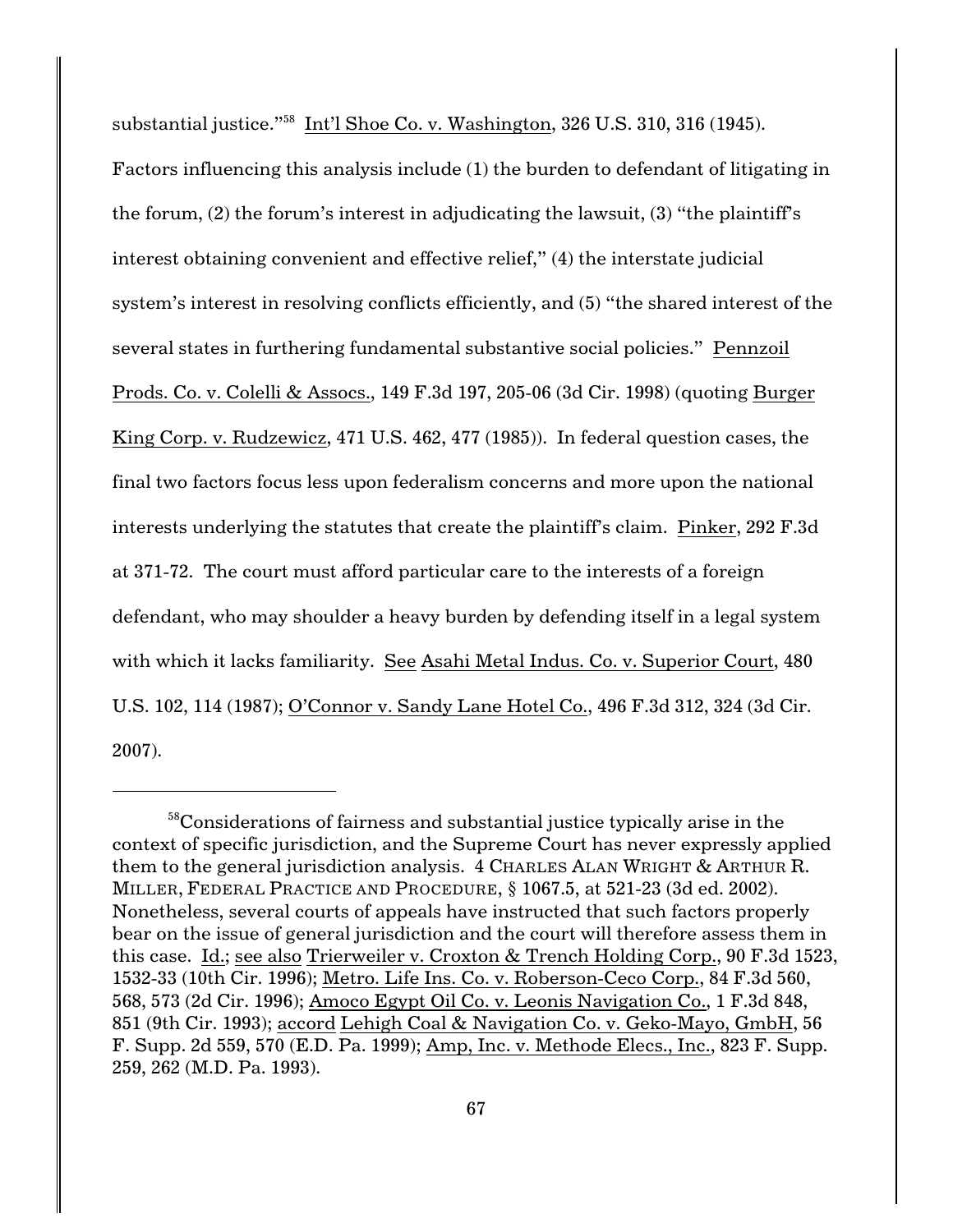substantial justice."[58] Int'l Shoe Co. v. Washington, 326 U.S. 310, 316 (1945). Factors influencing this analysis include (1) the burden to defendant of litigating in the forum, (2) the forum's interest in adjudicating the lawsuit, (3) "the plaintiff's interest obtaining convenient and effective relief," (4) the interstate judicial system's interest in resolving conflicts efficiently, and (5) "the shared interest of the several states in furthering fundamental substantive social policies." Pennzoil Prods. Co. v. Colelli & Assocs., 149 F.3d 197, 205-06 (3d Cir. 1998) (quoting Burger King Corp. v. Rudzewicz, 471 U.S. 462, 477 (1985)). In federal question cases, the final two factors focus less upon federalism concerns and more upon the national interests underlying the statutes that create the plaintiff's claim. Pinker, 292 F.3d at 371-72. The court must afford particular care to the interests of a foreign defendant, who may shoulder a heavy burden by defending itself in a legal system with which it lacks familiarity. See Asahi Metal Indus. Co. v. Superior Court, 480 U.S. 102, 114 (1987); O'Connor v. Sandy Lane Hotel Co., 496 F.3d 312, 324 (3d Cir. 2007).

---

[58] Considerations of fairness and substantial justice typically arise in the context of specific jurisdiction, and the Supreme Court has never expressly applied them to the general jurisdiction analysis. 4 CHARLES ALAN WRIGHT & ARTHUR R. MILLER, FEDERAL PRACTICE AND PROCEDURE, § 1067.5, at 521-23 (3d ed. 2002). Nonetheless, several courts of appeals have instructed that such factors properly bear on the issue of general jurisdiction and the court will therefore assess them in this case. Id.; see also Trierweiler v. Croxton & Trench Holding Corp., 90 F.3d 1523, 1532-33 (10th Cir. 1996); Metro. Life Ins. Co. v. Roberson-Ceco Corp., 84 F.3d 560, 568, 573 (2d Cir. 1996); Amoco Egypt Oil Co. v. Leonis Navigation Co., 1 F.3d 848, 851 (9th Cir. 1993); accord Lehigh Coal & Navigation Co. v. Geko-Mayo, GmbH, 56 F. Supp. 2d 559, 570 (E.D. Pa. 1999); Amp, Inc. v. Methode Elecs., Inc., 823 F. Supp. 259, 262 (M.D. Pa. 1993).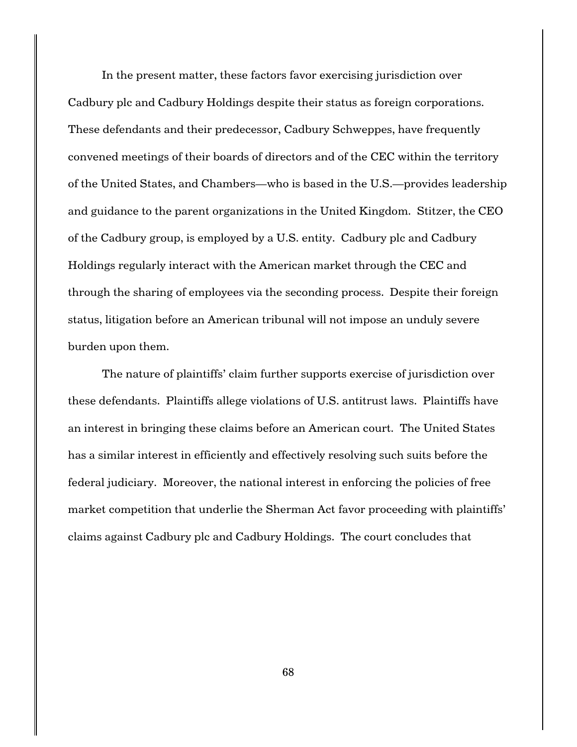In the present matter, these factors favor exercising jurisdiction over Cadbury plc and Cadbury Holdings despite their status as foreign corporations. These defendants and their predecessor, Cadbury Schweppes, have frequently convened meetings of their boards of directors and of the CEC within the territory of the United States, and Chambers—who is based in the U.S.—provides leadership and guidance to the parent organizations in the United Kingdom. Stitzer, the CEO of the Cadbury group, is employed by a U.S. entity. Cadbury plc and Cadbury Holdings regularly interact with the American market through the CEC and through the sharing of employees via the seconding process. Despite their foreign status, litigation before an American tribunal will not impose an unduly severe burden upon them.

The nature of plaintiffs' claim further supports exercise of jurisdiction over these defendants. Plaintiffs allege violations of U.S. antitrust laws. Plaintiffs have an interest in bringing these claims before an American court. The United States has a similar interest in efficiently and effectively resolving such suits before the federal judiciary. Moreover, the national interest in enforcing the policies of free market competition that underlie the Sherman Act favor proceeding with plaintiffs' claims against Cadbury plc and Cadbury Holdings. The court concludes that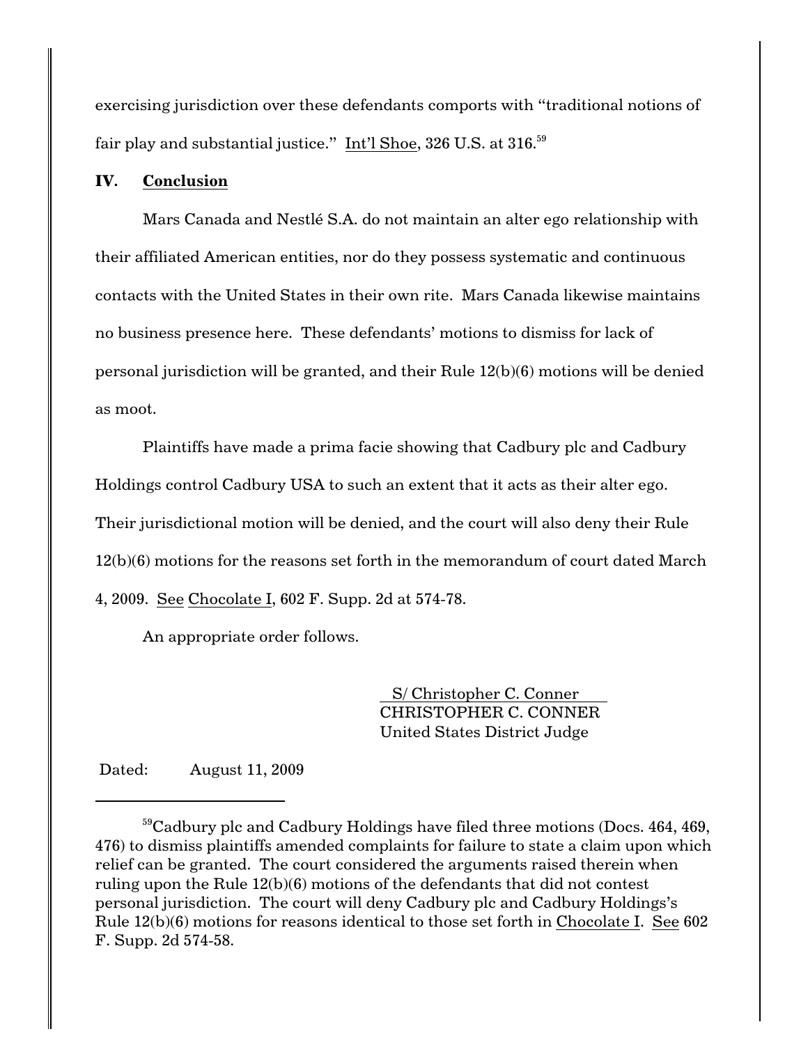exercising jurisdiction over these defendants comports with "traditional notions of fair play and substantial justice." Int'l Shoe, 326 U.S. at 316.[59]

## IV. Conclusion

Mars Canada and Nestlé S.A. do not maintain an alter ego relationship with their affiliated American entities, nor do they possess systematic and continuous contacts with the United States in their own rite. Mars Canada likewise maintains no business presence here. These defendants' motions to dismiss for lack of personal jurisdiction will be granted, and their Rule 12(b)(6) motions will be denied as moot.

Plaintiffs have made a prima facie showing that Cadbury plc and Cadbury Holdings control Cadbury USA to such an extent that it acts as their alter ego. Their jurisdictional motion will be denied, and the court will also deny their Rule 12(b)(6) motions for the reasons set forth in the memorandum of court dated March 4, 2009. See Chocolate I, 602 F. Supp. 2d at 574-78.

An appropriate order follows.

S/ Christopher C. Conner
CHRISTOPHER C. CONNER
United States District Judge

Dated: August 11, 2009

---

[59] Cadbury plc and Cadbury Holdings have filed three motions (Docs. 464, 469, 476) to dismiss plaintiffs amended complaints for failure to state a claim upon which relief can be granted. The court considered the arguments raised therein when ruling upon the Rule 12(b)(6) motions of the defendants that did not contest personal jurisdiction. The court will deny Cadbury plc and Cadbury Holdings's Rule 12(b)(6) motions for reasons identical to those set forth in Chocolate I. See 602 F. Supp. 2d 574-58.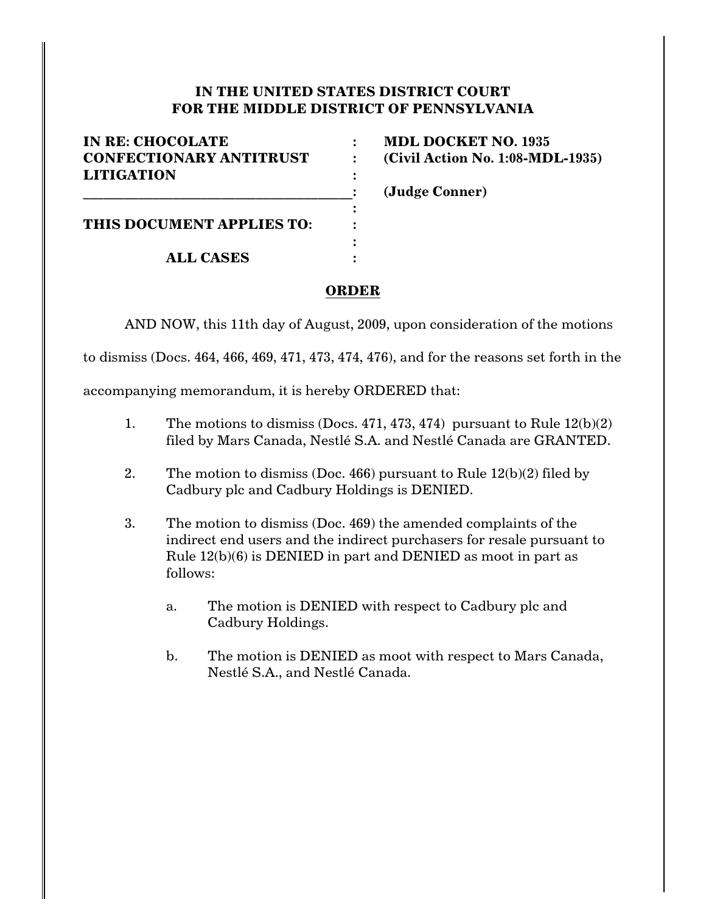**IN THE UNITED STATES DISTRICT COURT**
**FOR THE MIDDLE DISTRICT OF PENNSYLVANIA**

| | | |
|---|---|---|
| **IN RE: CHOCOLATE CONFECTIONARY ANTITRUST LITIGATION** | : | **MDL DOCKET NO. 1935** |
| | : | **(Civil Action No. 1:08-MDL-1935)** |
| | : | **(Judge Conner)** |
| **THIS DOCUMENT APPLIES TO:** | : | |
| **ALL CASES** | : | |

**ORDER**

AND NOW, this 11th day of August, 2009, upon consideration of the motions to dismiss (Docs. 464, 466, 469, 471, 473, 474, 476), and for the reasons set forth in the accompanying memorandum, it is hereby ORDERED that:

1. The motions to dismiss (Docs. 471, 473, 474) pursuant to Rule 12(b)(2) filed by Mars Canada, Nestlé S.A. and Nestlé Canada are GRANTED.

2. The motion to dismiss (Doc. 466) pursuant to Rule 12(b)(2) filed by Cadbury plc and Cadbury Holdings is DENIED.

3. The motion to dismiss (Doc. 469) the amended complaints of the indirect end users and the indirect purchasers for resale pursuant to Rule 12(b)(6) is DENIED in part and DENIED as moot in part as follows:

   a. The motion is DENIED with respect to Cadbury plc and Cadbury Holdings.

   b. The motion is DENIED as moot with respect to Mars Canada, Nestlé S.A., and Nestlé Canada.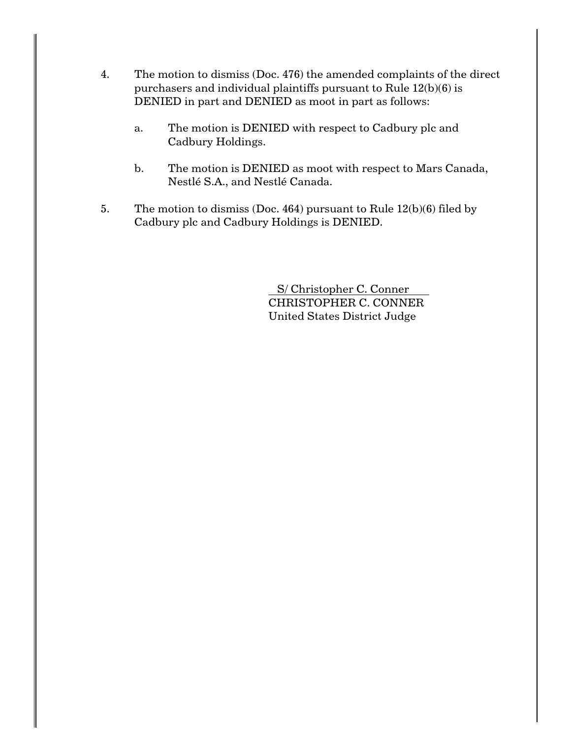4. The motion to dismiss (Doc. 476) the amended complaints of the direct purchasers and individual plaintiffs pursuant to Rule 12(b)(6) is DENIED in part and DENIED as moot in part as follows:

   a. The motion is DENIED with respect to Cadbury plc and Cadbury Holdings.

   b. The motion is DENIED as moot with respect to Mars Canada, Nestlé S.A., and Nestlé Canada.

5. The motion to dismiss (Doc. 464) pursuant to Rule 12(b)(6) filed by Cadbury plc and Cadbury Holdings is DENIED.

S/ Christopher C. Conner
CHRISTOPHER C. CONNER
United States District Judge